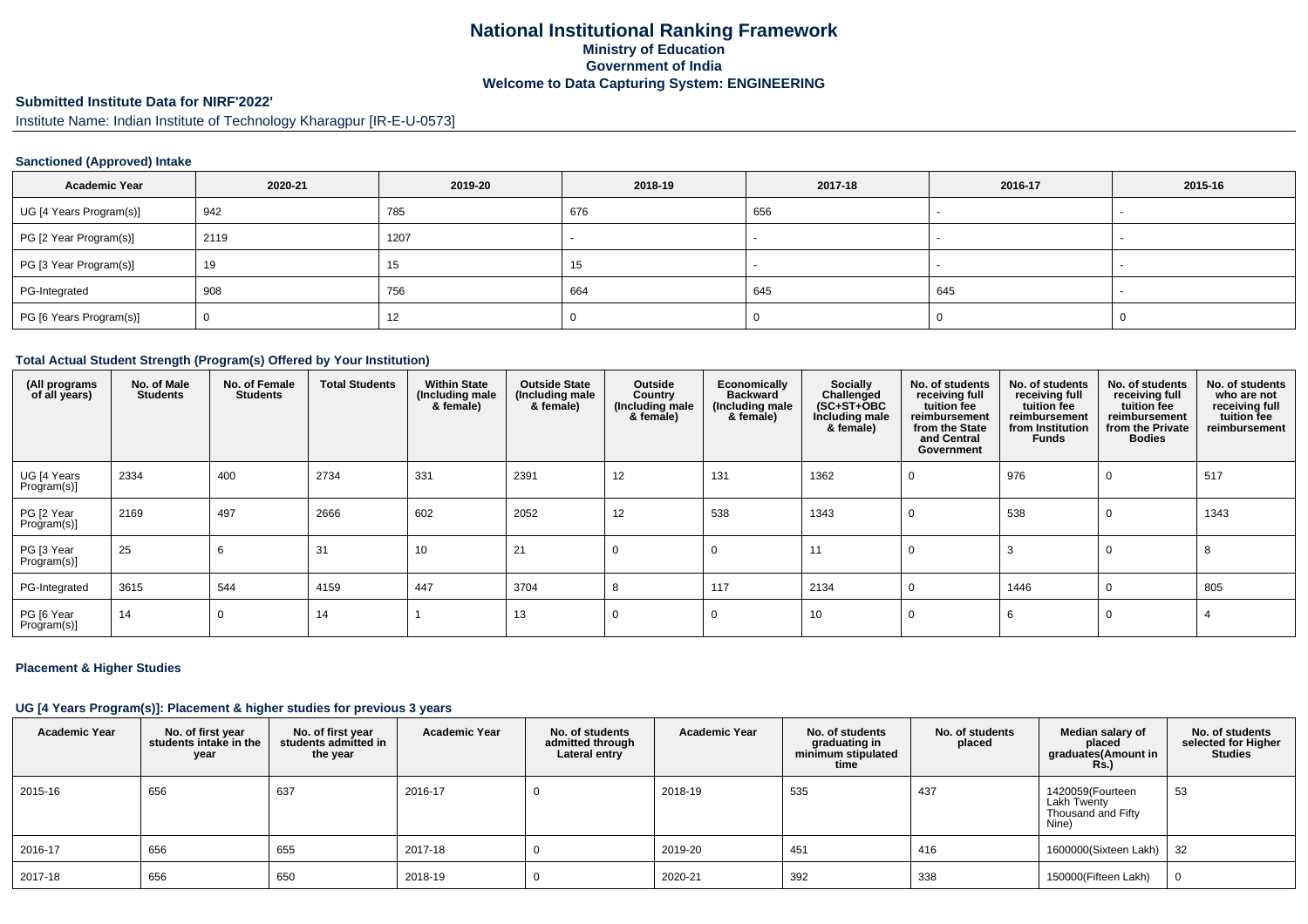# National Institutional Ranking Framework

**Ministry of Education**

**Government of India**

**Welcome to Data Capturing System: ENGINEERING**

## Submitted Institute Data for NIRF'2022'

Institute Name: Indian Institute of Technology Kharagpur [IR-E-U-0573]

### Sanctioned (Approved) Intake

| Academic Year | 2020-21 | 2019-20 | 2018-19 | 2017-18 | 2016-17 | 2015-16 |
|---|---|---|---|---|---|---|
| UG [4 Years Program(s)] | 942 | 785 | 676 | 656 | - | - |
| PG [2 Year Program(s)] | 2119 | 1207 | - | - | - | - |
| PG [3 Year Program(s)] | 19 | 15 | 15 | - | - | - |
| PG-Integrated | 908 | 756 | 664 | 645 | 645 | - |
| PG [6 Years Program(s)] | 0 | 12 | 0 | 0 | 0 | 0 |

### Total Actual Student Strength (Program(s) Offered by Your Institution)

| (All programs of all years) | No. of Male Students | No. of Female Students | Total Students | Within State (Including male & female) | Outside State (Including male & female) | Outside Country (Including male & female) | Economically Backward (Including male & female) | Socially Challenged (SC+ST+OBC Including male & female) | No. of students receiving full tuition fee reimbursement from the State and Central Government | No. of students receiving full tuition fee reimbursement from Institution Funds | No. of students receiving full tuition fee reimbursement from the Private Bodies | No. of students who are not receiving full tuition fee reimbursement |
|---|---|---|---|---|---|---|---|---|---|---|---|---|
| UG [4 Years Program(s)] | 2334 | 400 | 2734 | 331 | 2391 | 12 | 131 | 1362 | 0 | 976 | 0 | 517 |
| PG [2 Year Program(s)] | 2169 | 497 | 2666 | 602 | 2052 | 12 | 538 | 1343 | 0 | 538 | 0 | 1343 |
| PG [3 Year Program(s)] | 25 | 6 | 31 | 10 | 21 | 0 | 0 | 11 | 0 | 3 | 0 | 8 |
| PG-Integrated | 3615 | 544 | 4159 | 447 | 3704 | 8 | 117 | 2134 | 0 | 1446 | 0 | 805 |
| PG [6 Year Program(s)] | 14 | 0 | 14 | 1 | 13 | 0 | 0 | 10 | 0 | 6 | 0 | 4 |

### Placement & Higher Studies

### UG [4 Years Program(s)]: Placement & higher studies for previous 3 years

| Academic Year | No. of first year students intake in the year | No. of first year students admitted in the year | Academic Year | No. of students admitted through Lateral entry | Academic Year | No. of students graduating in minimum stipulated time | No. of students placed | Median salary of placed graduates(Amount in Rs.) | No. of students selected for Higher Studies |
|---|---|---|---|---|---|---|---|---|---|
| 2015-16 | 656 | 637 | 2016-17 | 0 | 2018-19 | 535 | 437 | 1420059(Fourteen Lakh Twenty Thousand and Fifty Nine) | 53 |
| 2016-17 | 656 | 655 | 2017-18 | 0 | 2019-20 | 451 | 416 | 1600000(Sixteen Lakh) | 32 |
| 2017-18 | 656 | 650 | 2018-19 | 0 | 2020-21 | 392 | 338 | 150000(Fifteen Lakh) | 0 |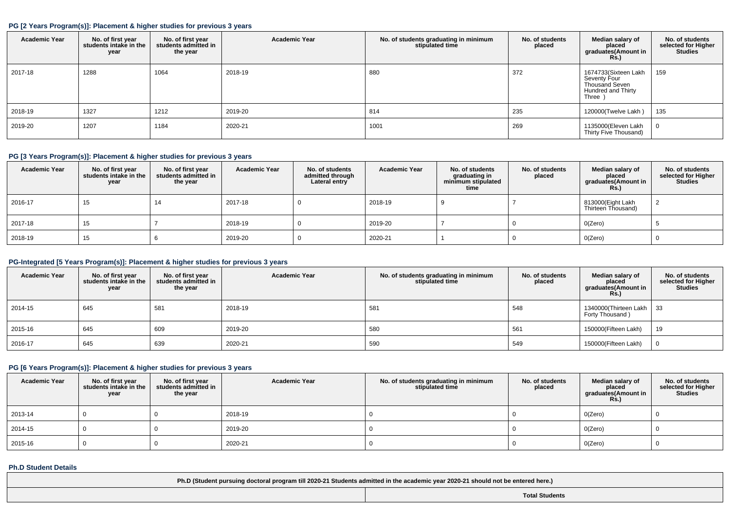#### PG [2 Years Program(s)]: Placement & higher studies for previous 3 years

| Academic Year | No. of first year students intake in the year | No. of first year students admitted in the year | Academic Year | No. of students graduating in minimum stipulated time | No. of students placed | Median salary of placed graduates(Amount in Rs.) | No. of students selected for Higher Studies |
|---|---|---|---|---|---|---|---|
| 2017-18 | 1288 | 1064 | 2018-19 | 880 | 372 | 1674733(Sixteen Lakh Seventy Four Thousand Seven Hundred and Thirty Three ) | 159 |
| 2018-19 | 1327 | 1212 | 2019-20 | 814 | 235 | 120000(Twelve Lakh ) | 135 |
| 2019-20 | 1207 | 1184 | 2020-21 | 1001 | 269 | 1135000(Eleven Lakh Thirty Five Thousand) | 0 |

#### PG [3 Years Program(s)]: Placement & higher studies for previous 3 years

| Academic Year | No. of first year students intake in the year | No. of first year students admitted in the year | Academic Year | No. of students admitted through Lateral entry | Academic Year | No. of students graduating in minimum stipulated time | No. of students placed | Median salary of placed graduates(Amount in Rs.) | No. of students selected for Higher Studies |
|---|---|---|---|---|---|---|---|---|---|
| 2016-17 | 15 | 14 | 2017-18 | 0 | 2018-19 | 9 | 7 | 813000(Eight Lakh Thirteen Thousand) | 2 |
| 2017-18 | 15 | 7 | 2018-19 | 0 | 2019-20 | 7 | 0 | 0(Zero) | 5 |
| 2018-19 | 15 | 6 | 2019-20 | 0 | 2020-21 | 1 | 0 | 0(Zero) | 0 |

#### PG-Integrated [5 Years Program(s)]: Placement & higher studies for previous 3 years

| Academic Year | No. of first year students intake in the year | No. of first year students admitted in the year | Academic Year | No. of students graduating in minimum stipulated time | No. of students placed | Median salary of placed graduates(Amount in Rs.) | No. of students selected for Higher Studies |
|---|---|---|---|---|---|---|---|
| 2014-15 | 645 | 581 | 2018-19 | 581 | 548 | 1340000(Thirteen Lakh Forty Thousand ) | 33 |
| 2015-16 | 645 | 609 | 2019-20 | 580 | 561 | 150000(Fifteen Lakh) | 19 |
| 2016-17 | 645 | 639 | 2020-21 | 590 | 549 | 150000(Fifteen Lakh) | 0 |

#### PG [6 Years Program(s)]: Placement & higher studies for previous 3 years

| Academic Year | No. of first year students intake in the year | No. of first year students admitted in the year | Academic Year | No. of students graduating in minimum stipulated time | No. of students placed | Median salary of placed graduates(Amount in Rs.) | No. of students selected for Higher Studies |
|---|---|---|---|---|---|---|---|
| 2013-14 | 0 | 0 | 2018-19 | 0 | 0 | 0(Zero) | 0 |
| 2014-15 | 0 | 0 | 2019-20 | 0 | 0 | 0(Zero) | 0 |
| 2015-16 | 0 | 0 | 2020-21 | 0 | 0 | 0(Zero) | 0 |

#### Ph.D Student Details

| Ph.D (Student pursuing doctoral program till 2020-21 Students admitted in the academic year 2020-21 should not be entered here.) | |
|---|---|
| | Total Students |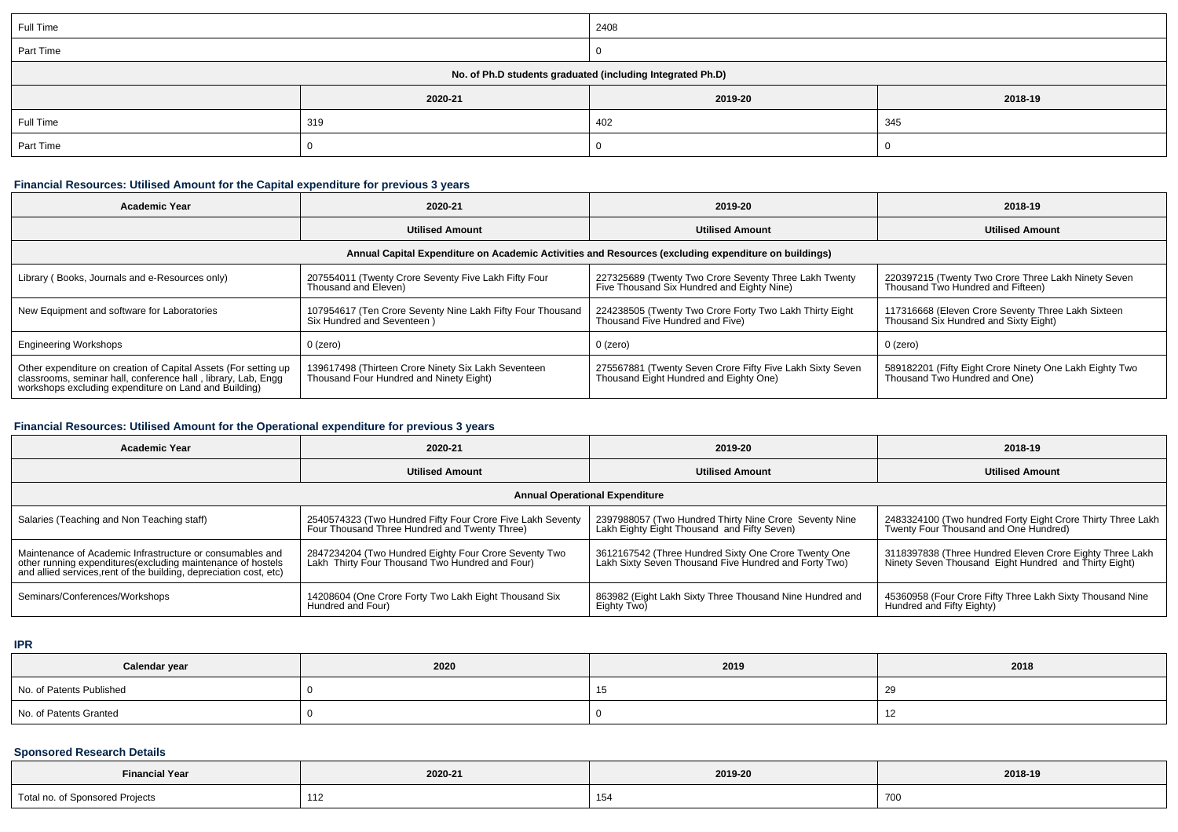| | | | |
|---|---|---|---|
| Full Time | | 2408 | |
| Part Time | | 0 | |
| **No. of Ph.D students graduated (including Integrated Ph.D)** | | | |
| | **2020-21** | **2019-20** | **2018-19** |
| Full Time | 319 | 402 | 345 |
| Part Time | 0 | 0 | 0 |

### Financial Resources: Utilised Amount for the Capital expenditure for previous 3 years

| Academic Year | 2020-21 | 2019-20 | 2018-19 |
|---|---|---|---|
| | **Utilised Amount** | **Utilised Amount** | **Utilised Amount** |
| **Annual Capital Expenditure on Academic Activities and Resources (excluding expenditure on buildings)** | | | |
| Library ( Books, Journals and e-Resources only) | 207554011 (Twenty Crore Seventy Five Lakh Fifty Four Thousand and Eleven) | 227325689 (Twenty Two Crore Seventy Three Lakh Twenty Five Thousand Six Hundred and Eighty Nine) | 220397215 (Twenty Two Crore Three Lakh Ninety Seven Thousand Two Hundred and Fifteen) |
| New Equipment and software for Laboratories | 107954617 (Ten Crore Seventy Nine Lakh Fifty Four Thousand Six Hundred and Seventeen ) | 224238505 (Twenty Two Crore Forty Two Lakh Thirty Eight Thousand Five Hundred and Five) | 117316668 (Eleven Crore Seventy Three Lakh Sixteen Thousand Six Hundred and Sixty Eight) |
| Engineering Workshops | 0 (zero) | 0 (zero) | 0 (zero) |
| Other expenditure on creation of Capital Assets (For setting up classrooms, seminar hall, conference hall , library, Lab, Engg workshops excluding expenditure on Land and Building) | 139617498 (Thirteen Crore Ninety Six Lakh Seventeen Thousand Four Hundred and Ninety Eight) | 275567881 (Twenty Seven Crore Fifty Five Lakh Sixty Seven Thousand Eight Hundred and Eighty One) | 589182201 (Fifty Eight Crore Ninety One Lakh Eighty Two Thousand Two Hundred and One) |

### Financial Resources: Utilised Amount for the Operational expenditure for previous 3 years

| Academic Year | 2020-21 | 2019-20 | 2018-19 |
|---|---|---|---|
| | **Utilised Amount** | **Utilised Amount** | **Utilised Amount** |
| **Annual Operational Expenditure** | | | |
| Salaries (Teaching and Non Teaching staff) | 2540574323 (Two Hundred Fifty Four Crore Five Lakh Seventy Four Thousand Three Hundred and Twenty Three) | 2397988057 (Two Hundred Thirty Nine Crore Seventy Nine Lakh Eighty Eight Thousand and Fifty Seven) | 2483324100 (Two hundred Forty Eight Crore Thirty Three Lakh Twenty Four Thousand and One Hundred) |
| Maintenance of Academic Infrastructure or consumables and other running expenditures(excluding maintenance of hostels and allied services,rent of the building, depreciation cost, etc) | 2847234204 (Two Hundred Eighty Four Crore Seventy Two Lakh Thirty Four Thousand Two Hundred and Four) | 3612167542 (Three Hundred Sixty One Crore Twenty One Lakh Sixty Seven Thousand Five Hundred and Forty Two) | 3118397838 (Three Hundred Eleven Crore Eighty Three Lakh Ninety Seven Thousand Eight Hundred and Thirty Eight) |
| Seminars/Conferences/Workshops | 14208604 (One Crore Forty Two Lakh Eight Thousand Six Hundred and Four) | 863982 (Eight Lakh Sixty Three Thousand Nine Hundred and Eighty Two) | 45360958 (Four Crore Fifty Three Lakh Sixty Thousand Nine Hundred and Fifty Eighty) |

### IPR

| Calendar year | 2020 | 2019 | 2018 |
|---|---|---|---|
| No. of Patents Published | 0 | 15 | 29 |
| No. of Patents Granted | 0 | 0 | 12 |

### Sponsored Research Details

| Financial Year | 2020-21 | 2019-20 | 2018-19 |
|---|---|---|---|
| Total no. of Sponsored Projects | 112 | 154 | 700 |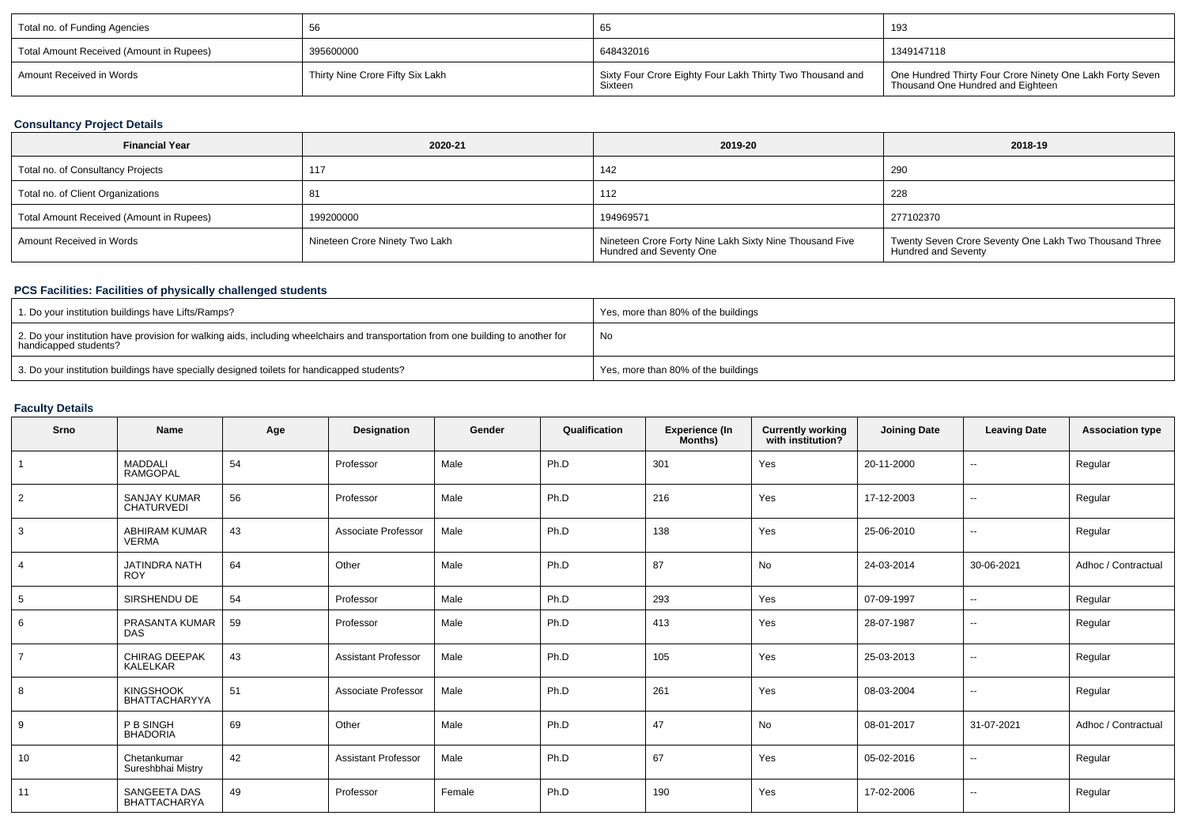| Total no. of Funding Agencies | 56 | 65 | 193 |
|---|---|---|---|
| Total Amount Received (Amount in Rupees) | 395600000 | 648432016 | 1349147118 |
| Amount Received in Words | Thirty Nine Crore Fifty Six Lakh | Sixty Four Crore Eighty Four Lakh Thirty Two Thousand and Sixteen | One Hundred Thirty Four Crore Ninety One Lakh Forty Seven Thousand One Hundred and Eighteen |

### Consultancy Project Details

| Financial Year | 2020-21 | 2019-20 | 2018-19 |
|---|---|---|---|
| Total no. of Consultancy Projects | 117 | 142 | 290 |
| Total no. of Client Organizations | 81 | 112 | 228 |
| Total Amount Received (Amount in Rupees) | 199200000 | 194969571 | 277102370 |
| Amount Received in Words | Nineteen Crore Ninety Two Lakh | Nineteen Crore Forty Nine Lakh Sixty Nine Thousand Five Hundred and Seventy One | Twenty Seven Crore Seventy One Lakh Two Thousand Three Hundred and Seventy |

### PCS Facilities: Facilities of physically challenged students

| | |
|---|---|
| 1. Do your institution buildings have Lifts/Ramps? | Yes, more than 80% of the buildings |
| 2. Do your institution have provision for walking aids, including wheelchairs and transportation from one building to another for handicapped students? | No |
| 3. Do your institution buildings have specially designed toilets for handicapped students? | Yes, more than 80% of the buildings |

### Faculty Details

| Srno | Name | Age | Designation | Gender | Qualification | Experience (In Months) | Currently working with institution? | Joining Date | Leaving Date | Association type |
|---|---|---|---|---|---|---|---|---|---|---|
| 1 | MADDALI RAMGOPAL | 54 | Professor | Male | Ph.D | 301 | Yes | 20-11-2000 | -- | Regular |
| 2 | SANJAY KUMAR CHATURVEDI | 56 | Professor | Male | Ph.D | 216 | Yes | 17-12-2003 | -- | Regular |
| 3 | ABHIRAM KUMAR VERMA | 43 | Associate Professor | Male | Ph.D | 138 | Yes | 25-06-2010 | -- | Regular |
| 4 | JATINDRA NATH ROY | 64 | Other | Male | Ph.D | 87 | No | 24-03-2014 | 30-06-2021 | Adhoc / Contractual |
| 5 | SIRSHENDU DE | 54 | Professor | Male | Ph.D | 293 | Yes | 07-09-1997 | -- | Regular |
| 6 | PRASANTA KUMAR DAS | 59 | Professor | Male | Ph.D | 413 | Yes | 28-07-1987 | -- | Regular |
| 7 | CHIRAG DEEPAK KALELKAR | 43 | Assistant Professor | Male | Ph.D | 105 | Yes | 25-03-2013 | -- | Regular |
| 8 | KINGSHOOK BHATTACHARYYA | 51 | Associate Professor | Male | Ph.D | 261 | Yes | 08-03-2004 | -- | Regular |
| 9 | P B SINGH BHADORIA | 69 | Other | Male | Ph.D | 47 | No | 08-01-2017 | 31-07-2021 | Adhoc / Contractual |
| 10 | Chetankumar Sureshbhai Mistry | 42 | Assistant Professor | Male | Ph.D | 67 | Yes | 05-02-2016 | -- | Regular |
| 11 | SANGEETA DAS BHATTACHARYA | 49 | Professor | Female | Ph.D | 190 | Yes | 17-02-2006 | -- | Regular |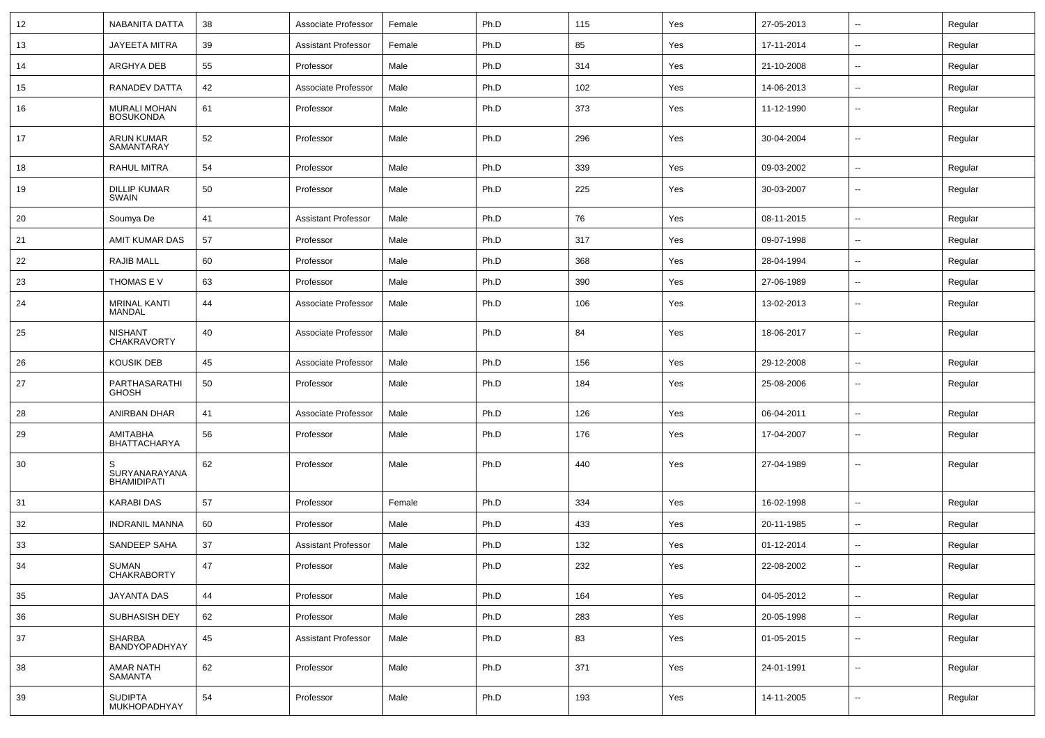| 12 | NABANITA DATTA | 38 | Associate Professor | Female | Ph.D | 115 | Yes | 27-05-2013 | -- | Regular |
|---|---|---|---|---|---|---|---|---|---|---|
| 13 | JAYEETA MITRA | 39 | Assistant Professor | Female | Ph.D | 85 | Yes | 17-11-2014 | -- | Regular |
| 14 | ARGHYA DEB | 55 | Professor | Male | Ph.D | 314 | Yes | 21-10-2008 | -- | Regular |
| 15 | RANADEV DATTA | 42 | Associate Professor | Male | Ph.D | 102 | Yes | 14-06-2013 | -- | Regular |
| 16 | MURALI MOHAN BOSUKONDA | 61 | Professor | Male | Ph.D | 373 | Yes | 11-12-1990 | -- | Regular |
| 17 | ARUN KUMAR SAMANTARAY | 52 | Professor | Male | Ph.D | 296 | Yes | 30-04-2004 | -- | Regular |
| 18 | RAHUL MITRA | 54 | Professor | Male | Ph.D | 339 | Yes | 09-03-2002 | -- | Regular |
| 19 | DILLIP KUMAR SWAIN | 50 | Professor | Male | Ph.D | 225 | Yes | 30-03-2007 | -- | Regular |
| 20 | Soumya De | 41 | Assistant Professor | Male | Ph.D | 76 | Yes | 08-11-2015 | -- | Regular |
| 21 | AMIT KUMAR DAS | 57 | Professor | Male | Ph.D | 317 | Yes | 09-07-1998 | -- | Regular |
| 22 | RAJIB MALL | 60 | Professor | Male | Ph.D | 368 | Yes | 28-04-1994 | -- | Regular |
| 23 | THOMAS E V | 63 | Professor | Male | Ph.D | 390 | Yes | 27-06-1989 | -- | Regular |
| 24 | MRINAL KANTI MANDAL | 44 | Associate Professor | Male | Ph.D | 106 | Yes | 13-02-2013 | -- | Regular |
| 25 | NISHANT CHAKRAVORTY | 40 | Associate Professor | Male | Ph.D | 84 | Yes | 18-06-2017 | -- | Regular |
| 26 | KOUSIK DEB | 45 | Associate Professor | Male | Ph.D | 156 | Yes | 29-12-2008 | -- | Regular |
| 27 | PARTHASARATHI GHOSH | 50 | Professor | Male | Ph.D | 184 | Yes | 25-08-2006 | -- | Regular |
| 28 | ANIRBAN DHAR | 41 | Associate Professor | Male | Ph.D | 126 | Yes | 06-04-2011 | -- | Regular |
| 29 | AMITABHA BHATTACHARYA | 56 | Professor | Male | Ph.D | 176 | Yes | 17-04-2007 | -- | Regular |
| 30 | S SURYANARAYANA BHAMIDIPATI | 62 | Professor | Male | Ph.D | 440 | Yes | 27-04-1989 | -- | Regular |
| 31 | KARABI DAS | 57 | Professor | Female | Ph.D | 334 | Yes | 16-02-1998 | -- | Regular |
| 32 | INDRANIL MANNA | 60 | Professor | Male | Ph.D | 433 | Yes | 20-11-1985 | -- | Regular |
| 33 | SANDEEP SAHA | 37 | Assistant Professor | Male | Ph.D | 132 | Yes | 01-12-2014 | -- | Regular |
| 34 | SUMAN CHAKRABORTY | 47 | Professor | Male | Ph.D | 232 | Yes | 22-08-2002 | -- | Regular |
| 35 | JAYANTA DAS | 44 | Professor | Male | Ph.D | 164 | Yes | 04-05-2012 | -- | Regular |
| 36 | SUBHASISH DEY | 62 | Professor | Male | Ph.D | 283 | Yes | 20-05-1998 | -- | Regular |
| 37 | SHARBA BANDYOPADHYAY | 45 | Assistant Professor | Male | Ph.D | 83 | Yes | 01-05-2015 | -- | Regular |
| 38 | AMAR NATH SAMANTA | 62 | Professor | Male | Ph.D | 371 | Yes | 24-01-1991 | -- | Regular |
| 39 | SUDIPTA MUKHOPADHYAY | 54 | Professor | Male | Ph.D | 193 | Yes | 14-11-2005 | -- | Regular |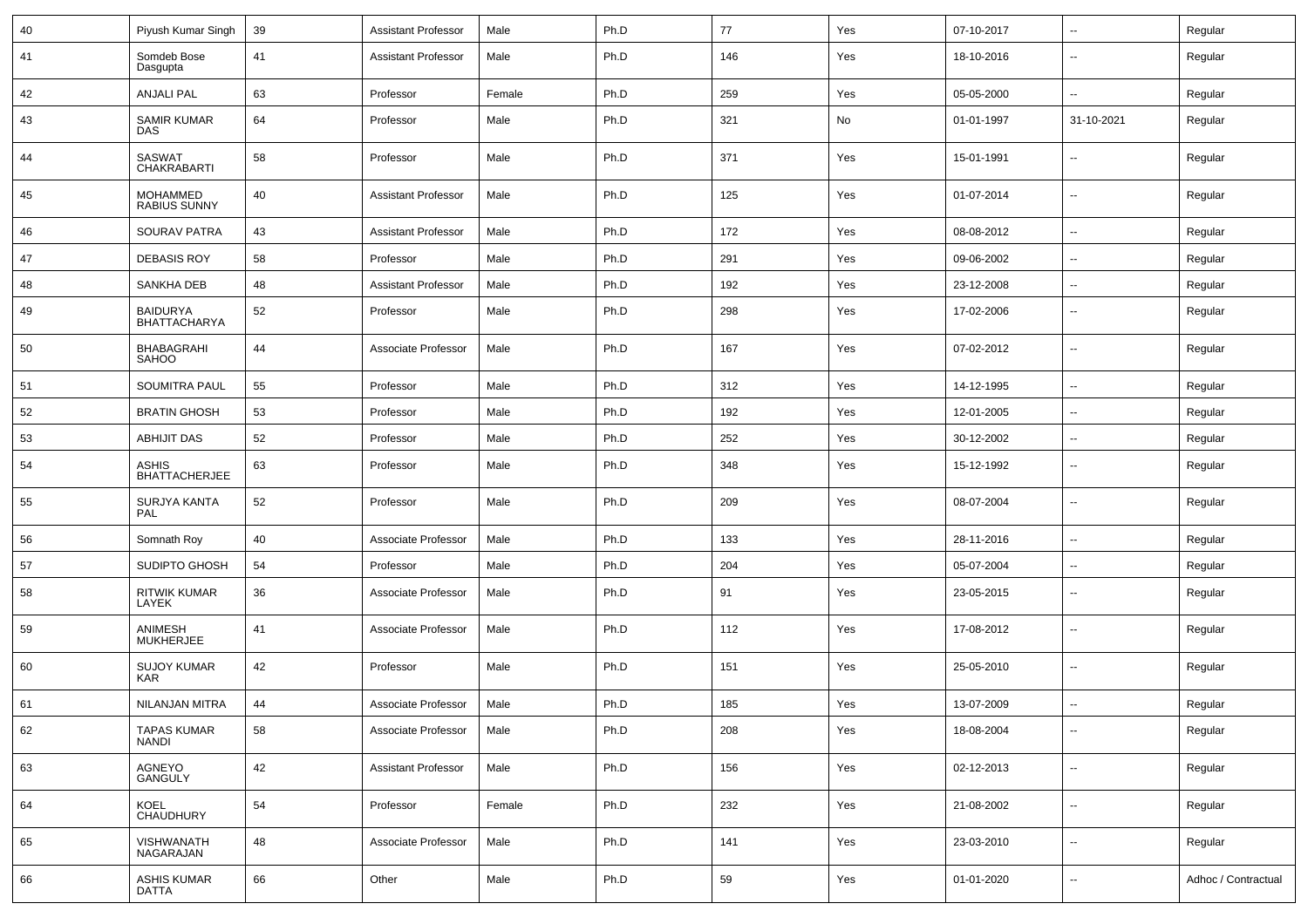| 40 | Piyush Kumar Singh | 39 | Assistant Professor | Male | Ph.D | 77 | Yes | 07-10-2017 | -- | Regular |
|---|---|---|---|---|---|---|---|---|---|---|
| 41 | Somdeb Bose Dasgupta | 41 | Assistant Professor | Male | Ph.D | 146 | Yes | 18-10-2016 | -- | Regular |
| 42 | ANJALI PAL | 63 | Professor | Female | Ph.D | 259 | Yes | 05-05-2000 | -- | Regular |
| 43 | SAMIR KUMAR DAS | 64 | Professor | Male | Ph.D | 321 | No | 01-01-1997 | 31-10-2021 | Regular |
| 44 | SASWAT CHAKRABARTI | 58 | Professor | Male | Ph.D | 371 | Yes | 15-01-1991 | -- | Regular |
| 45 | MOHAMMED RABIUS SUNNY | 40 | Assistant Professor | Male | Ph.D | 125 | Yes | 01-07-2014 | -- | Regular |
| 46 | SOURAV PATRA | 43 | Assistant Professor | Male | Ph.D | 172 | Yes | 08-08-2012 | -- | Regular |
| 47 | DEBASIS ROY | 58 | Professor | Male | Ph.D | 291 | Yes | 09-06-2002 | -- | Regular |
| 48 | SANKHA DEB | 48 | Assistant Professor | Male | Ph.D | 192 | Yes | 23-12-2008 | -- | Regular |
| 49 | BAIDURYA BHATTACHARYA | 52 | Professor | Male | Ph.D | 298 | Yes | 17-02-2006 | -- | Regular |
| 50 | BHABAGRAHI SAHOO | 44 | Associate Professor | Male | Ph.D | 167 | Yes | 07-02-2012 | -- | Regular |
| 51 | SOUMITRA PAUL | 55 | Professor | Male | Ph.D | 312 | Yes | 14-12-1995 | -- | Regular |
| 52 | BRATIN GHOSH | 53 | Professor | Male | Ph.D | 192 | Yes | 12-01-2005 | -- | Regular |
| 53 | ABHIJIT DAS | 52 | Professor | Male | Ph.D | 252 | Yes | 30-12-2002 | -- | Regular |
| 54 | ASHIS BHATTACHERJEE | 63 | Professor | Male | Ph.D | 348 | Yes | 15-12-1992 | -- | Regular |
| 55 | SURJYA KANTA PAL | 52 | Professor | Male | Ph.D | 209 | Yes | 08-07-2004 | -- | Regular |
| 56 | Somnath Roy | 40 | Associate Professor | Male | Ph.D | 133 | Yes | 28-11-2016 | -- | Regular |
| 57 | SUDIPTO GHOSH | 54 | Professor | Male | Ph.D | 204 | Yes | 05-07-2004 | -- | Regular |
| 58 | RITWIK KUMAR LAYEK | 36 | Associate Professor | Male | Ph.D | 91 | Yes | 23-05-2015 | -- | Regular |
| 59 | ANIMESH MUKHERJEE | 41 | Associate Professor | Male | Ph.D | 112 | Yes | 17-08-2012 | -- | Regular |
| 60 | SUJOY KUMAR KAR | 42 | Professor | Male | Ph.D | 151 | Yes | 25-05-2010 | -- | Regular |
| 61 | NILANJAN MITRA | 44 | Associate Professor | Male | Ph.D | 185 | Yes | 13-07-2009 | -- | Regular |
| 62 | TAPAS KUMAR NANDI | 58 | Associate Professor | Male | Ph.D | 208 | Yes | 18-08-2004 | -- | Regular |
| 63 | AGNEYO GANGULY | 42 | Assistant Professor | Male | Ph.D | 156 | Yes | 02-12-2013 | -- | Regular |
| 64 | KOEL CHAUDHURY | 54 | Professor | Female | Ph.D | 232 | Yes | 21-08-2002 | -- | Regular |
| 65 | VISHWANATH NAGARAJAN | 48 | Associate Professor | Male | Ph.D | 141 | Yes | 23-03-2010 | -- | Regular |
| 66 | ASHIS KUMAR DATTA | 66 | Other | Male | Ph.D | 59 | Yes | 01-01-2020 | -- | Adhoc / Contractual |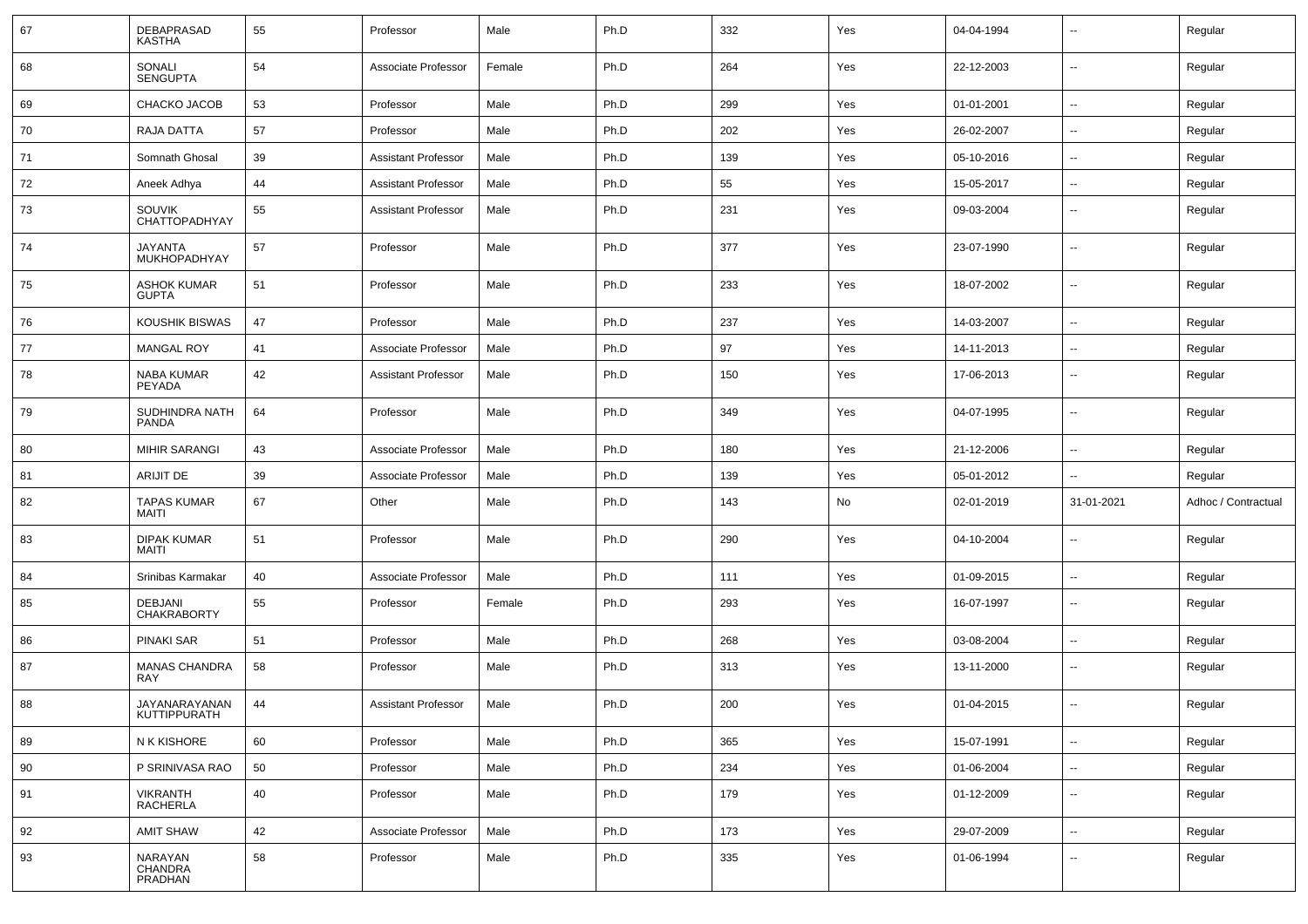| 67 | DEBAPRASAD KASTHA | 55 | Professor | Male | Ph.D | 332 | Yes | 04-04-1994 | -- | Regular |
|---|---|---|---|---|---|---|---|---|---|---|
| 68 | SONALI SENGUPTA | 54 | Associate Professor | Female | Ph.D | 264 | Yes | 22-12-2003 | -- | Regular |
| 69 | CHACKO JACOB | 53 | Professor | Male | Ph.D | 299 | Yes | 01-01-2001 | -- | Regular |
| 70 | RAJA DATTA | 57 | Professor | Male | Ph.D | 202 | Yes | 26-02-2007 | -- | Regular |
| 71 | Somnath Ghosal | 39 | Assistant Professor | Male | Ph.D | 139 | Yes | 05-10-2016 | -- | Regular |
| 72 | Aneek Adhya | 44 | Assistant Professor | Male | Ph.D | 55 | Yes | 15-05-2017 | -- | Regular |
| 73 | SOUVIK CHATTOPADHYAY | 55 | Assistant Professor | Male | Ph.D | 231 | Yes | 09-03-2004 | -- | Regular |
| 74 | JAYANTA MUKHOPADHYAY | 57 | Professor | Male | Ph.D | 377 | Yes | 23-07-1990 | -- | Regular |
| 75 | ASHOK KUMAR GUPTA | 51 | Professor | Male | Ph.D | 233 | Yes | 18-07-2002 | -- | Regular |
| 76 | KOUSHIK BISWAS | 47 | Professor | Male | Ph.D | 237 | Yes | 14-03-2007 | -- | Regular |
| 77 | MANGAL ROY | 41 | Associate Professor | Male | Ph.D | 97 | Yes | 14-11-2013 | -- | Regular |
| 78 | NABA KUMAR PEYADA | 42 | Assistant Professor | Male | Ph.D | 150 | Yes | 17-06-2013 | -- | Regular |
| 79 | SUDHINDRA NATH PANDA | 64 | Professor | Male | Ph.D | 349 | Yes | 04-07-1995 | -- | Regular |
| 80 | MIHIR SARANGI | 43 | Associate Professor | Male | Ph.D | 180 | Yes | 21-12-2006 | -- | Regular |
| 81 | ARIJIT DE | 39 | Associate Professor | Male | Ph.D | 139 | Yes | 05-01-2012 | -- | Regular |
| 82 | TAPAS KUMAR MAITI | 67 | Other | Male | Ph.D | 143 | No | 02-01-2019 | 31-01-2021 | Adhoc / Contractual |
| 83 | DIPAK KUMAR MAITI | 51 | Professor | Male | Ph.D | 290 | Yes | 04-10-2004 | -- | Regular |
| 84 | Srinibas Karmakar | 40 | Associate Professor | Male | Ph.D | 111 | Yes | 01-09-2015 | -- | Regular |
| 85 | DEBJANI CHAKRABORTY | 55 | Professor | Female | Ph.D | 293 | Yes | 16-07-1997 | -- | Regular |
| 86 | PINAKI SAR | 51 | Professor | Male | Ph.D | 268 | Yes | 03-08-2004 | -- | Regular |
| 87 | MANAS CHANDRA RAY | 58 | Professor | Male | Ph.D | 313 | Yes | 13-11-2000 | -- | Regular |
| 88 | JAYANARAYANAN KUTTIPPURATH | 44 | Assistant Professor | Male | Ph.D | 200 | Yes | 01-04-2015 | -- | Regular |
| 89 | N K KISHORE | 60 | Professor | Male | Ph.D | 365 | Yes | 15-07-1991 | -- | Regular |
| 90 | P SRINIVASA RAO | 50 | Professor | Male | Ph.D | 234 | Yes | 01-06-2004 | -- | Regular |
| 91 | VIKRANTH RACHERLA | 40 | Professor | Male | Ph.D | 179 | Yes | 01-12-2009 | -- | Regular |
| 92 | AMIT SHAW | 42 | Associate Professor | Male | Ph.D | 173 | Yes | 29-07-2009 | -- | Regular |
| 93 | NARAYAN CHANDRA PRADHAN | 58 | Professor | Male | Ph.D | 335 | Yes | 01-06-1994 | -- | Regular |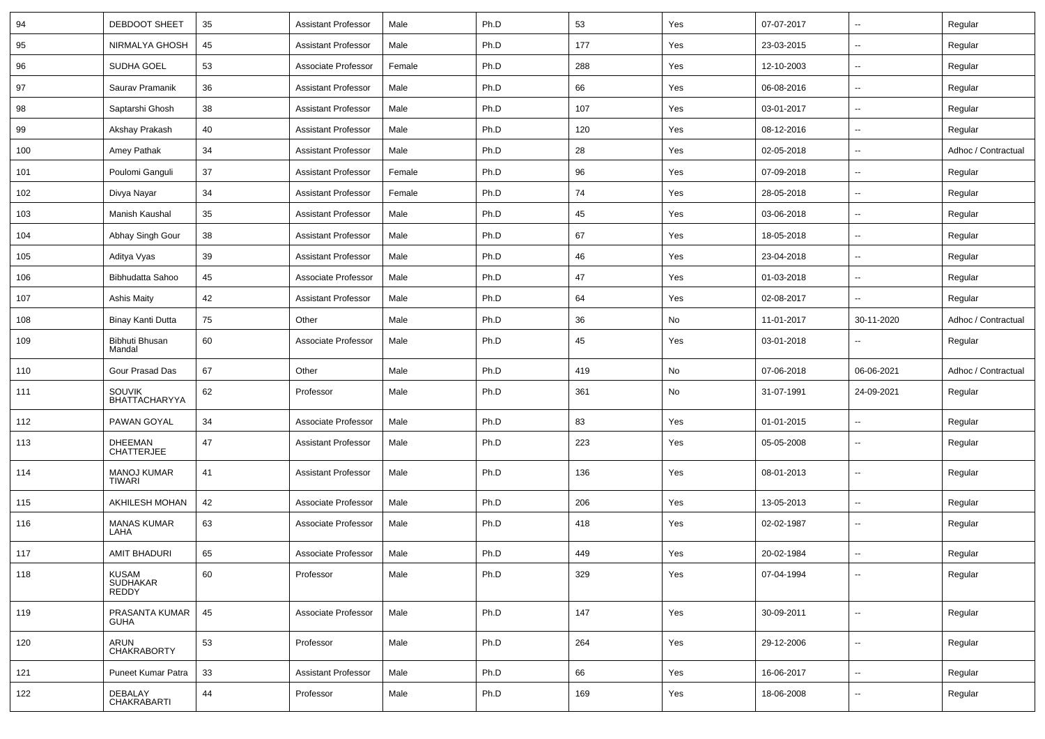| 94 | DEBDOOT SHEET | 35 | Assistant Professor | Male | Ph.D | 53 | Yes | 07-07-2017 | -- | Regular |
|---|---|---|---|---|---|---|---|---|---|---|
| 95 | NIRMALYA GHOSH | 45 | Assistant Professor | Male | Ph.D | 177 | Yes | 23-03-2015 | -- | Regular |
| 96 | SUDHA GOEL | 53 | Associate Professor | Female | Ph.D | 288 | Yes | 12-10-2003 | -- | Regular |
| 97 | Saurav Pramanik | 36 | Assistant Professor | Male | Ph.D | 66 | Yes | 06-08-2016 | -- | Regular |
| 98 | Saptarshi Ghosh | 38 | Assistant Professor | Male | Ph.D | 107 | Yes | 03-01-2017 | -- | Regular |
| 99 | Akshay Prakash | 40 | Assistant Professor | Male | Ph.D | 120 | Yes | 08-12-2016 | -- | Regular |
| 100 | Amey Pathak | 34 | Assistant Professor | Male | Ph.D | 28 | Yes | 02-05-2018 | -- | Adhoc / Contractual |
| 101 | Poulomi Ganguli | 37 | Assistant Professor | Female | Ph.D | 96 | Yes | 07-09-2018 | -- | Regular |
| 102 | Divya Nayar | 34 | Assistant Professor | Female | Ph.D | 74 | Yes | 28-05-2018 | -- | Regular |
| 103 | Manish Kaushal | 35 | Assistant Professor | Male | Ph.D | 45 | Yes | 03-06-2018 | -- | Regular |
| 104 | Abhay Singh Gour | 38 | Assistant Professor | Male | Ph.D | 67 | Yes | 18-05-2018 | -- | Regular |
| 105 | Aditya Vyas | 39 | Assistant Professor | Male | Ph.D | 46 | Yes | 23-04-2018 | -- | Regular |
| 106 | Bibhudatta Sahoo | 45 | Associate Professor | Male | Ph.D | 47 | Yes | 01-03-2018 | -- | Regular |
| 107 | Ashis Maity | 42 | Assistant Professor | Male | Ph.D | 64 | Yes | 02-08-2017 | -- | Regular |
| 108 | Binay Kanti Dutta | 75 | Other | Male | Ph.D | 36 | No | 11-01-2017 | 30-11-2020 | Adhoc / Contractual |
| 109 | Bibhuti Bhusan Mandal | 60 | Associate Professor | Male | Ph.D | 45 | Yes | 03-01-2018 | -- | Regular |
| 110 | Gour Prasad Das | 67 | Other | Male | Ph.D | 419 | No | 07-06-2018 | 06-06-2021 | Adhoc / Contractual |
| 111 | SOUVIK BHATTACHARYYA | 62 | Professor | Male | Ph.D | 361 | No | 31-07-1991 | 24-09-2021 | Regular |
| 112 | PAWAN GOYAL | 34 | Associate Professor | Male | Ph.D | 83 | Yes | 01-01-2015 | -- | Regular |
| 113 | DHEEMAN CHATTERJEE | 47 | Assistant Professor | Male | Ph.D | 223 | Yes | 05-05-2008 | -- | Regular |
| 114 | MANOJ KUMAR TIWARI | 41 | Assistant Professor | Male | Ph.D | 136 | Yes | 08-01-2013 | -- | Regular |
| 115 | AKHILESH MOHAN | 42 | Associate Professor | Male | Ph.D | 206 | Yes | 13-05-2013 | -- | Regular |
| 116 | MANAS KUMAR LAHA | 63 | Associate Professor | Male | Ph.D | 418 | Yes | 02-02-1987 | -- | Regular |
| 117 | AMIT BHADURI | 65 | Associate Professor | Male | Ph.D | 449 | Yes | 20-02-1984 | -- | Regular |
| 118 | KUSAM SUDHAKAR REDDY | 60 | Professor | Male | Ph.D | 329 | Yes | 07-04-1994 | -- | Regular |
| 119 | PRASANTA KUMAR GUHA | 45 | Associate Professor | Male | Ph.D | 147 | Yes | 30-09-2011 | -- | Regular |
| 120 | ARUN CHAKRABORTY | 53 | Professor | Male | Ph.D | 264 | Yes | 29-12-2006 | -- | Regular |
| 121 | Puneet Kumar Patra | 33 | Assistant Professor | Male | Ph.D | 66 | Yes | 16-06-2017 | -- | Regular |
| 122 | DEBALAY CHAKRABARTI | 44 | Professor | Male | Ph.D | 169 | Yes | 18-06-2008 | -- | Regular |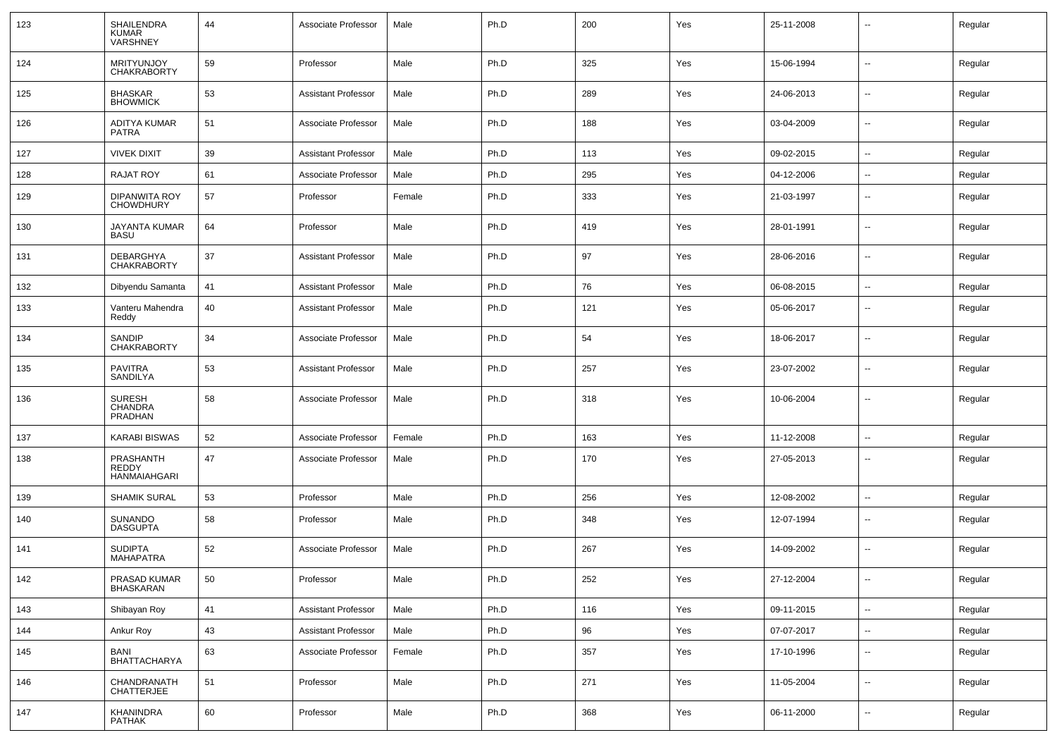| 123 | SHAILENDRA KUMAR VARSHNEY | 44 | Associate Professor | Male | Ph.D | 200 | Yes | 25-11-2008 | -- | Regular |
|---|---|---|---|---|---|---|---|---|---|---|
| 124 | MRITYUNJOY CHAKRABORTY | 59 | Professor | Male | Ph.D | 325 | Yes | 15-06-1994 | -- | Regular |
| 125 | BHASKAR BHOWMICK | 53 | Assistant Professor | Male | Ph.D | 289 | Yes | 24-06-2013 | -- | Regular |
| 126 | ADITYA KUMAR PATRA | 51 | Associate Professor | Male | Ph.D | 188 | Yes | 03-04-2009 | -- | Regular |
| 127 | VIVEK DIXIT | 39 | Assistant Professor | Male | Ph.D | 113 | Yes | 09-02-2015 | -- | Regular |
| 128 | RAJAT ROY | 61 | Associate Professor | Male | Ph.D | 295 | Yes | 04-12-2006 | -- | Regular |
| 129 | DIPANWITA ROY CHOWDHURY | 57 | Professor | Female | Ph.D | 333 | Yes | 21-03-1997 | -- | Regular |
| 130 | JAYANTA KUMAR BASU | 64 | Professor | Male | Ph.D | 419 | Yes | 28-01-1991 | -- | Regular |
| 131 | DEBARGHYA CHAKRABORTY | 37 | Assistant Professor | Male | Ph.D | 97 | Yes | 28-06-2016 | -- | Regular |
| 132 | Dibyendu Samanta | 41 | Assistant Professor | Male | Ph.D | 76 | Yes | 06-08-2015 | -- | Regular |
| 133 | Vanteru Mahendra Reddy | 40 | Assistant Professor | Male | Ph.D | 121 | Yes | 05-06-2017 | -- | Regular |
| 134 | SANDIP CHAKRABORTY | 34 | Associate Professor | Male | Ph.D | 54 | Yes | 18-06-2017 | -- | Regular |
| 135 | PAVITRA SANDILYA | 53 | Assistant Professor | Male | Ph.D | 257 | Yes | 23-07-2002 | -- | Regular |
| 136 | SURESH CHANDRA PRADHAN | 58 | Associate Professor | Male | Ph.D | 318 | Yes | 10-06-2004 | -- | Regular |
| 137 | KARABI BISWAS | 52 | Associate Professor | Female | Ph.D | 163 | Yes | 11-12-2008 | -- | Regular |
| 138 | PRASHANTH REDDY HANMAIAHGARI | 47 | Associate Professor | Male | Ph.D | 170 | Yes | 27-05-2013 | -- | Regular |
| 139 | SHAMIK SURAL | 53 | Professor | Male | Ph.D | 256 | Yes | 12-08-2002 | -- | Regular |
| 140 | SUNANDO DASGUPTA | 58 | Professor | Male | Ph.D | 348 | Yes | 12-07-1994 | -- | Regular |
| 141 | SUDIPTA MAHAPATRA | 52 | Associate Professor | Male | Ph.D | 267 | Yes | 14-09-2002 | -- | Regular |
| 142 | PRASAD KUMAR BHASKARAN | 50 | Professor | Male | Ph.D | 252 | Yes | 27-12-2004 | -- | Regular |
| 143 | Shibayan Roy | 41 | Assistant Professor | Male | Ph.D | 116 | Yes | 09-11-2015 | -- | Regular |
| 144 | Ankur Roy | 43 | Assistant Professor | Male | Ph.D | 96 | Yes | 07-07-2017 | -- | Regular |
| 145 | BANI BHATTACHARYA | 63 | Associate Professor | Female | Ph.D | 357 | Yes | 17-10-1996 | -- | Regular |
| 146 | CHANDRANATH CHATTERJEE | 51 | Professor | Male | Ph.D | 271 | Yes | 11-05-2004 | -- | Regular |
| 147 | KHANINDRA PATHAK | 60 | Professor | Male | Ph.D | 368 | Yes | 06-11-2000 | -- | Regular |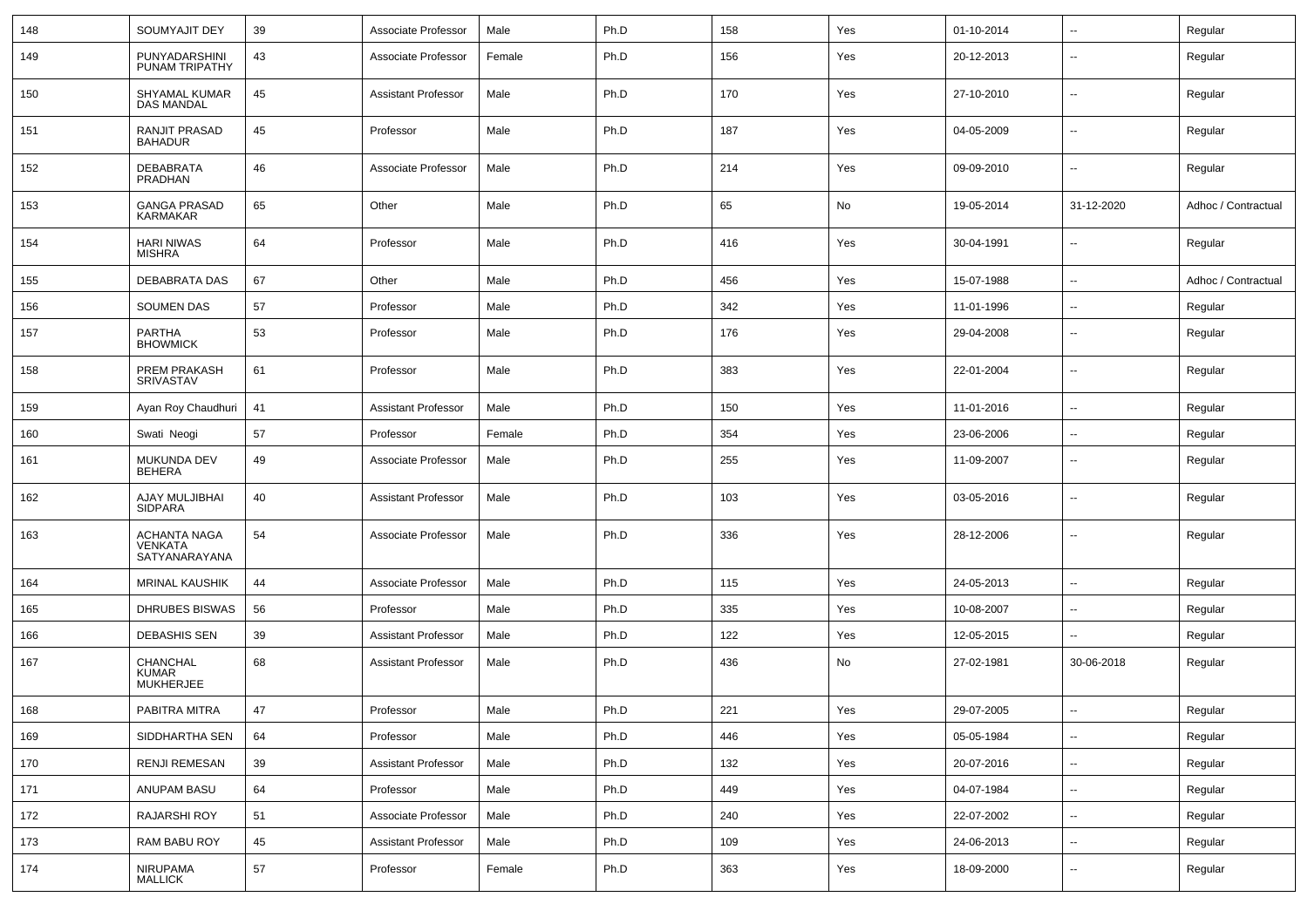| 148 | SOUMYAJIT DEY | 39 | Associate Professor | Male | Ph.D | 158 | Yes | 01-10-2014 | -- | Regular |
|---|---|---|---|---|---|---|---|---|---|---|
| 149 | PUNYADARSHINI PUNAM TRIPATHY | 43 | Associate Professor | Female | Ph.D | 156 | Yes | 20-12-2013 | -- | Regular |
| 150 | SHYAMAL KUMAR DAS MANDAL | 45 | Assistant Professor | Male | Ph.D | 170 | Yes | 27-10-2010 | -- | Regular |
| 151 | RANJIT PRASAD BAHADUR | 45 | Professor | Male | Ph.D | 187 | Yes | 04-05-2009 | -- | Regular |
| 152 | DEBABRATA PRADHAN | 46 | Associate Professor | Male | Ph.D | 214 | Yes | 09-09-2010 | -- | Regular |
| 153 | GANGA PRASAD KARMAKAR | 65 | Other | Male | Ph.D | 65 | No | 19-05-2014 | 31-12-2020 | Adhoc / Contractual |
| 154 | HARI NIWAS MISHRA | 64 | Professor | Male | Ph.D | 416 | Yes | 30-04-1991 | -- | Regular |
| 155 | DEBABRATA DAS | 67 | Other | Male | Ph.D | 456 | Yes | 15-07-1988 | -- | Adhoc / Contractual |
| 156 | SOUMEN DAS | 57 | Professor | Male | Ph.D | 342 | Yes | 11-01-1996 | -- | Regular |
| 157 | PARTHA BHOWMICK | 53 | Professor | Male | Ph.D | 176 | Yes | 29-04-2008 | -- | Regular |
| 158 | PREM PRAKASH SRIVASTAV | 61 | Professor | Male | Ph.D | 383 | Yes | 22-01-2004 | -- | Regular |
| 159 | Ayan Roy Chaudhuri | 41 | Assistant Professor | Male | Ph.D | 150 | Yes | 11-01-2016 | -- | Regular |
| 160 | Swati Neogi | 57 | Professor | Female | Ph.D | 354 | Yes | 23-06-2006 | -- | Regular |
| 161 | MUKUNDA DEV BEHERA | 49 | Associate Professor | Male | Ph.D | 255 | Yes | 11-09-2007 | -- | Regular |
| 162 | AJAY MULJIBHAI SIDPARA | 40 | Assistant Professor | Male | Ph.D | 103 | Yes | 03-05-2016 | -- | Regular |
| 163 | ACHANTA NAGA VENKATA SATYANARAYANA | 54 | Associate Professor | Male | Ph.D | 336 | Yes | 28-12-2006 | -- | Regular |
| 164 | MRINAL KAUSHIK | 44 | Associate Professor | Male | Ph.D | 115 | Yes | 24-05-2013 | -- | Regular |
| 165 | DHRUBES BISWAS | 56 | Professor | Male | Ph.D | 335 | Yes | 10-08-2007 | -- | Regular |
| 166 | DEBASHIS SEN | 39 | Assistant Professor | Male | Ph.D | 122 | Yes | 12-05-2015 | -- | Regular |
| 167 | CHANCHAL KUMAR MUKHERJEE | 68 | Assistant Professor | Male | Ph.D | 436 | No | 27-02-1981 | 30-06-2018 | Regular |
| 168 | PABITRA MITRA | 47 | Professor | Male | Ph.D | 221 | Yes | 29-07-2005 | -- | Regular |
| 169 | SIDDHARTHA SEN | 64 | Professor | Male | Ph.D | 446 | Yes | 05-05-1984 | -- | Regular |
| 170 | RENJI REMESAN | 39 | Assistant Professor | Male | Ph.D | 132 | Yes | 20-07-2016 | -- | Regular |
| 171 | ANUPAM BASU | 64 | Professor | Male | Ph.D | 449 | Yes | 04-07-1984 | -- | Regular |
| 172 | RAJARSHI ROY | 51 | Associate Professor | Male | Ph.D | 240 | Yes | 22-07-2002 | -- | Regular |
| 173 | RAM BABU ROY | 45 | Assistant Professor | Male | Ph.D | 109 | Yes | 24-06-2013 | -- | Regular |
| 174 | NIRUPAMA MALLICK | 57 | Professor | Female | Ph.D | 363 | Yes | 18-09-2000 | -- | Regular |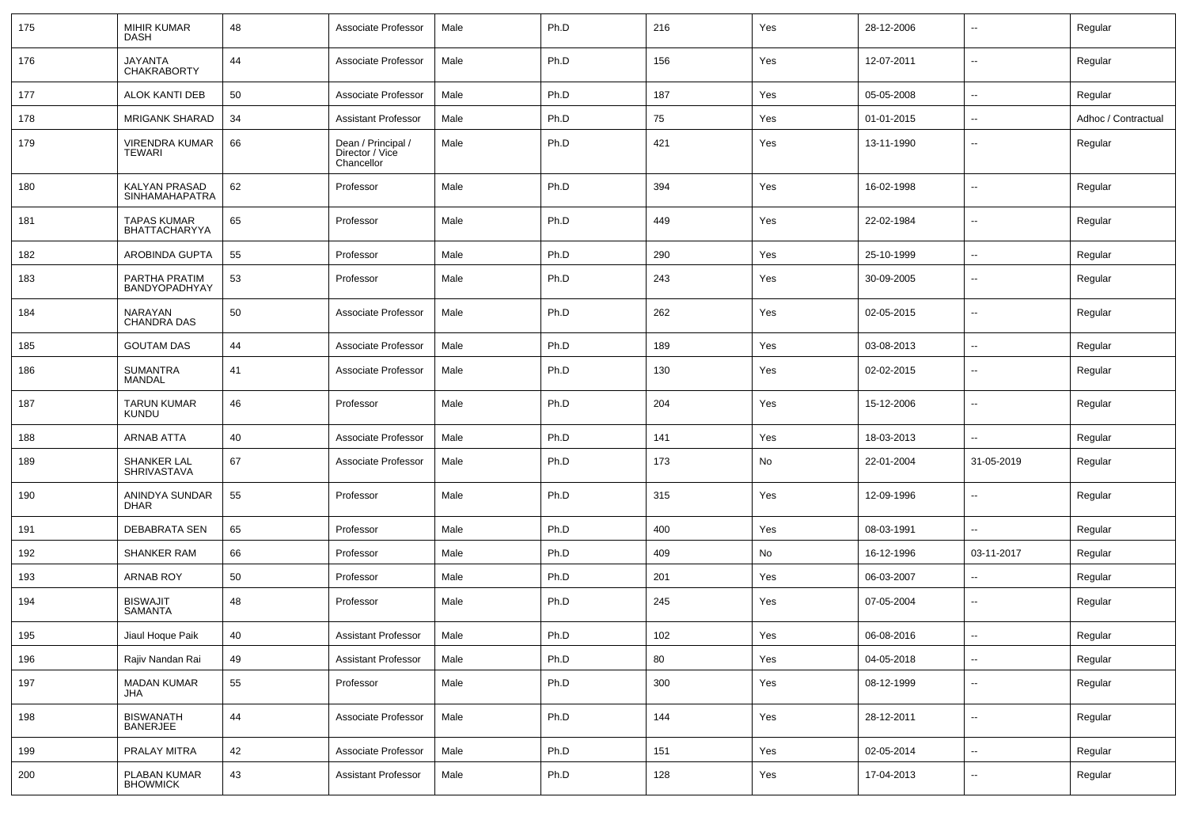| 175 | MIHIR KUMAR DASH | 48 | Associate Professor | Male | Ph.D | 216 | Yes | 28-12-2006 | -- | Regular |
|---|---|---|---|---|---|---|---|---|---|---|
| 176 | JAYANTA CHAKRABORTY | 44 | Associate Professor | Male | Ph.D | 156 | Yes | 12-07-2011 | -- | Regular |
| 177 | ALOK KANTI DEB | 50 | Associate Professor | Male | Ph.D | 187 | Yes | 05-05-2008 | -- | Regular |
| 178 | MRIGANK SHARAD | 34 | Assistant Professor | Male | Ph.D | 75 | Yes | 01-01-2015 | -- | Adhoc / Contractual |
| 179 | VIRENDRA KUMAR TEWARI | 66 | Dean / Principal / Director / Vice Chancellor | Male | Ph.D | 421 | Yes | 13-11-1990 | -- | Regular |
| 180 | KALYAN PRASAD SINHAMAHAPATRA | 62 | Professor | Male | Ph.D | 394 | Yes | 16-02-1998 | -- | Regular |
| 181 | TAPAS KUMAR BHATTACHARYYA | 65 | Professor | Male | Ph.D | 449 | Yes | 22-02-1984 | -- | Regular |
| 182 | AROBINDA GUPTA | 55 | Professor | Male | Ph.D | 290 | Yes | 25-10-1999 | -- | Regular |
| 183 | PARTHA PRATIM BANDYOPADHYAY | 53 | Professor | Male | Ph.D | 243 | Yes | 30-09-2005 | -- | Regular |
| 184 | NARAYAN CHANDRA DAS | 50 | Associate Professor | Male | Ph.D | 262 | Yes | 02-05-2015 | -- | Regular |
| 185 | GOUTAM DAS | 44 | Associate Professor | Male | Ph.D | 189 | Yes | 03-08-2013 | -- | Regular |
| 186 | SUMANTRA MANDAL | 41 | Associate Professor | Male | Ph.D | 130 | Yes | 02-02-2015 | -- | Regular |
| 187 | TARUN KUMAR KUNDU | 46 | Professor | Male | Ph.D | 204 | Yes | 15-12-2006 | -- | Regular |
| 188 | ARNAB ATTA | 40 | Associate Professor | Male | Ph.D | 141 | Yes | 18-03-2013 | -- | Regular |
| 189 | SHANKER LAL SHRIVASTAVA | 67 | Associate Professor | Male | Ph.D | 173 | No | 22-01-2004 | 31-05-2019 | Regular |
| 190 | ANINDYA SUNDAR DHAR | 55 | Professor | Male | Ph.D | 315 | Yes | 12-09-1996 | -- | Regular |
| 191 | DEBABRATA SEN | 65 | Professor | Male | Ph.D | 400 | Yes | 08-03-1991 | -- | Regular |
| 192 | SHANKER RAM | 66 | Professor | Male | Ph.D | 409 | No | 16-12-1996 | 03-11-2017 | Regular |
| 193 | ARNAB ROY | 50 | Professor | Male | Ph.D | 201 | Yes | 06-03-2007 | -- | Regular |
| 194 | BISWAJIT SAMANTA | 48 | Professor | Male | Ph.D | 245 | Yes | 07-05-2004 | -- | Regular |
| 195 | Jiaul Hoque Paik | 40 | Assistant Professor | Male | Ph.D | 102 | Yes | 06-08-2016 | -- | Regular |
| 196 | Rajiv Nandan Rai | 49 | Assistant Professor | Male | Ph.D | 80 | Yes | 04-05-2018 | -- | Regular |
| 197 | MADAN KUMAR JHA | 55 | Professor | Male | Ph.D | 300 | Yes | 08-12-1999 | -- | Regular |
| 198 | BISWANATH BANERJEE | 44 | Associate Professor | Male | Ph.D | 144 | Yes | 28-12-2011 | -- | Regular |
| 199 | PRALAY MITRA | 42 | Associate Professor | Male | Ph.D | 151 | Yes | 02-05-2014 | -- | Regular |
| 200 | PLABAN KUMAR BHOWMICK | 43 | Assistant Professor | Male | Ph.D | 128 | Yes | 17-04-2013 | -- | Regular |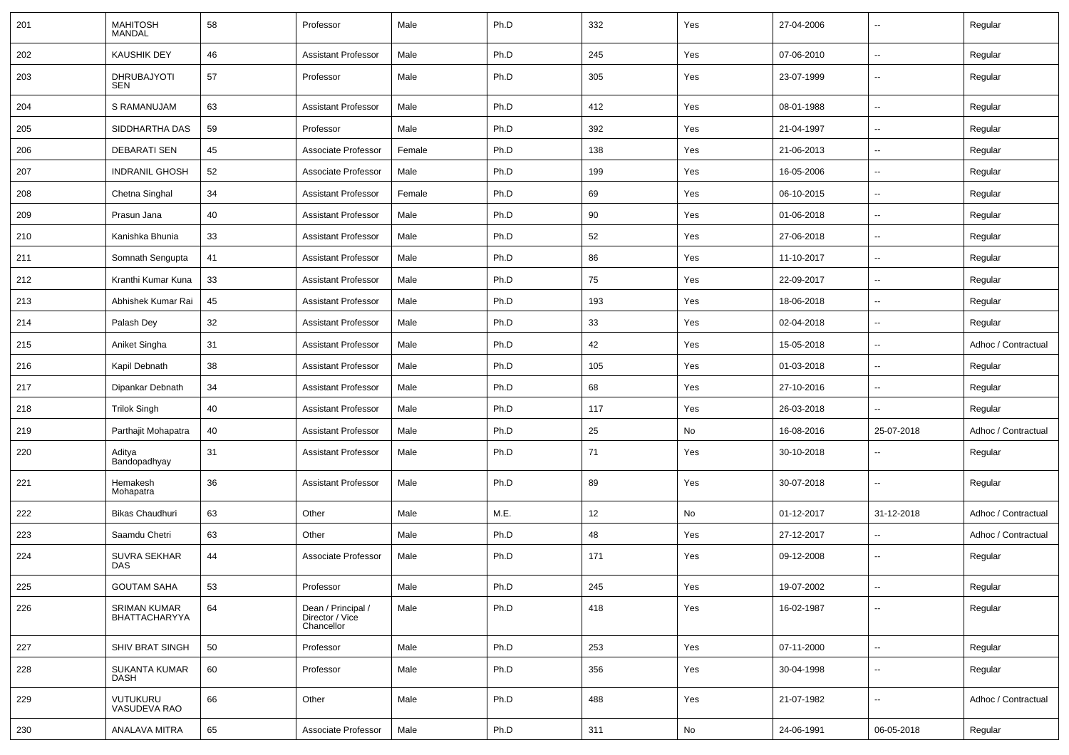| 201 | MAHITOSH MANDAL | 58 | Professor | Male | Ph.D | 332 | Yes | 27-04-2006 | -- | Regular |
|---|---|---|---|---|---|---|---|---|---|---|
| 202 | KAUSHIK DEY | 46 | Assistant Professor | Male | Ph.D | 245 | Yes | 07-06-2010 | -- | Regular |
| 203 | DHRUBAJYOTI SEN | 57 | Professor | Male | Ph.D | 305 | Yes | 23-07-1999 | -- | Regular |
| 204 | S RAMANUJAM | 63 | Assistant Professor | Male | Ph.D | 412 | Yes | 08-01-1988 | -- | Regular |
| 205 | SIDDHARTHA DAS | 59 | Professor | Male | Ph.D | 392 | Yes | 21-04-1997 | -- | Regular |
| 206 | DEBARATI SEN | 45 | Associate Professor | Female | Ph.D | 138 | Yes | 21-06-2013 | -- | Regular |
| 207 | INDRANIL GHOSH | 52 | Associate Professor | Male | Ph.D | 199 | Yes | 16-05-2006 | -- | Regular |
| 208 | Chetna Singhal | 34 | Assistant Professor | Female | Ph.D | 69 | Yes | 06-10-2015 | -- | Regular |
| 209 | Prasun Jana | 40 | Assistant Professor | Male | Ph.D | 90 | Yes | 01-06-2018 | -- | Regular |
| 210 | Kanishka Bhunia | 33 | Assistant Professor | Male | Ph.D | 52 | Yes | 27-06-2018 | -- | Regular |
| 211 | Somnath Sengupta | 41 | Assistant Professor | Male | Ph.D | 86 | Yes | 11-10-2017 | -- | Regular |
| 212 | Kranthi Kumar Kuna | 33 | Assistant Professor | Male | Ph.D | 75 | Yes | 22-09-2017 | -- | Regular |
| 213 | Abhishek Kumar Rai | 45 | Assistant Professor | Male | Ph.D | 193 | Yes | 18-06-2018 | -- | Regular |
| 214 | Palash Dey | 32 | Assistant Professor | Male | Ph.D | 33 | Yes | 02-04-2018 | -- | Regular |
| 215 | Aniket Singha | 31 | Assistant Professor | Male | Ph.D | 42 | Yes | 15-05-2018 | -- | Adhoc / Contractual |
| 216 | Kapil Debnath | 38 | Assistant Professor | Male | Ph.D | 105 | Yes | 01-03-2018 | -- | Regular |
| 217 | Dipankar Debnath | 34 | Assistant Professor | Male | Ph.D | 68 | Yes | 27-10-2016 | -- | Regular |
| 218 | Trilok Singh | 40 | Assistant Professor | Male | Ph.D | 117 | Yes | 26-03-2018 | -- | Regular |
| 219 | Parthajit Mohapatra | 40 | Assistant Professor | Male | Ph.D | 25 | No | 16-08-2016 | 25-07-2018 | Adhoc / Contractual |
| 220 | Aditya Bandopadhyay | 31 | Assistant Professor | Male | Ph.D | 71 | Yes | 30-10-2018 | -- | Regular |
| 221 | Hemakesh Mohapatra | 36 | Assistant Professor | Male | Ph.D | 89 | Yes | 30-07-2018 | -- | Regular |
| 222 | Bikas Chaudhuri | 63 | Other | Male | M.E. | 12 | No | 01-12-2017 | 31-12-2018 | Adhoc / Contractual |
| 223 | Saamdu Chetri | 63 | Other | Male | Ph.D | 48 | Yes | 27-12-2017 | -- | Adhoc / Contractual |
| 224 | SUVRA SEKHAR DAS | 44 | Associate Professor | Male | Ph.D | 171 | Yes | 09-12-2008 | -- | Regular |
| 225 | GOUTAM SAHA | 53 | Professor | Male | Ph.D | 245 | Yes | 19-07-2002 | -- | Regular |
| 226 | SRIMAN KUMAR BHATTACHARYYA | 64 | Dean / Principal / Director / Vice Chancellor | Male | Ph.D | 418 | Yes | 16-02-1987 | -- | Regular |
| 227 | SHIV BRAT SINGH | 50 | Professor | Male | Ph.D | 253 | Yes | 07-11-2000 | -- | Regular |
| 228 | SUKANTA KUMAR DASH | 60 | Professor | Male | Ph.D | 356 | Yes | 30-04-1998 | -- | Regular |
| 229 | VUTUKURU VASUDEVA RAO | 66 | Other | Male | Ph.D | 488 | Yes | 21-07-1982 | -- | Adhoc / Contractual |
| 230 | ANALAVA MITRA | 65 | Associate Professor | Male | Ph.D | 311 | No | 24-06-1991 | 06-05-2018 | Regular |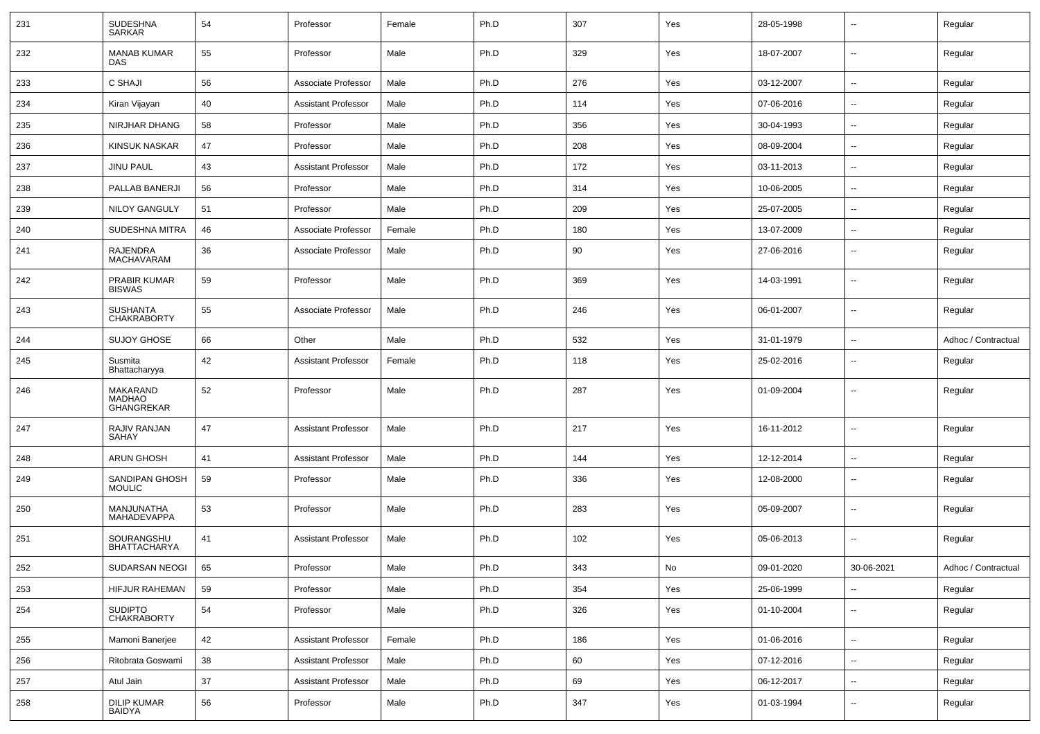| 231 | SUDESHNA SARKAR | 54 | Professor | Female | Ph.D | 307 | Yes | 28-05-1998 | -- | Regular |
|---|---|---|---|---|---|---|---|---|---|---|
| 232 | MANAB KUMAR DAS | 55 | Professor | Male | Ph.D | 329 | Yes | 18-07-2007 | -- | Regular |
| 233 | C SHAJI | 56 | Associate Professor | Male | Ph.D | 276 | Yes | 03-12-2007 | -- | Regular |
| 234 | Kiran Vijayan | 40 | Assistant Professor | Male | Ph.D | 114 | Yes | 07-06-2016 | -- | Regular |
| 235 | NIRJHAR DHANG | 58 | Professor | Male | Ph.D | 356 | Yes | 30-04-1993 | -- | Regular |
| 236 | KINSUK NASKAR | 47 | Professor | Male | Ph.D | 208 | Yes | 08-09-2004 | -- | Regular |
| 237 | JINU PAUL | 43 | Assistant Professor | Male | Ph.D | 172 | Yes | 03-11-2013 | -- | Regular |
| 238 | PALLAB BANERJI | 56 | Professor | Male | Ph.D | 314 | Yes | 10-06-2005 | -- | Regular |
| 239 | NILOY GANGULY | 51 | Professor | Male | Ph.D | 209 | Yes | 25-07-2005 | -- | Regular |
| 240 | SUDESHNA MITRA | 46 | Associate Professor | Female | Ph.D | 180 | Yes | 13-07-2009 | -- | Regular |
| 241 | RAJENDRA MACHAVARAM | 36 | Associate Professor | Male | Ph.D | 90 | Yes | 27-06-2016 | -- | Regular |
| 242 | PRABIR KUMAR BISWAS | 59 | Professor | Male | Ph.D | 369 | Yes | 14-03-1991 | -- | Regular |
| 243 | SUSHANTA CHAKRABORTY | 55 | Associate Professor | Male | Ph.D | 246 | Yes | 06-01-2007 | -- | Regular |
| 244 | SUJOY GHOSE | 66 | Other | Male | Ph.D | 532 | Yes | 31-01-1979 | -- | Adhoc / Contractual |
| 245 | Susmita Bhattacharyya | 42 | Assistant Professor | Female | Ph.D | 118 | Yes | 25-02-2016 | -- | Regular |
| 246 | MAKARAND MADHAO GHANGREKAR | 52 | Professor | Male | Ph.D | 287 | Yes | 01-09-2004 | -- | Regular |
| 247 | RAJIV RANJAN SAHAY | 47 | Assistant Professor | Male | Ph.D | 217 | Yes | 16-11-2012 | -- | Regular |
| 248 | ARUN GHOSH | 41 | Assistant Professor | Male | Ph.D | 144 | Yes | 12-12-2014 | -- | Regular |
| 249 | SANDIPAN GHOSH MOULIC | 59 | Professor | Male | Ph.D | 336 | Yes | 12-08-2000 | -- | Regular |
| 250 | MANJUNATHA MAHADEVAPPA | 53 | Professor | Male | Ph.D | 283 | Yes | 05-09-2007 | -- | Regular |
| 251 | SOURANGSHU BHATTACHARYA | 41 | Assistant Professor | Male | Ph.D | 102 | Yes | 05-06-2013 | -- | Regular |
| 252 | SUDARSAN NEOGI | 65 | Professor | Male | Ph.D | 343 | No | 09-01-2020 | 30-06-2021 | Adhoc / Contractual |
| 253 | HIFJUR RAHEMAN | 59 | Professor | Male | Ph.D | 354 | Yes | 25-06-1999 | -- | Regular |
| 254 | SUDIPTO CHAKRABORTY | 54 | Professor | Male | Ph.D | 326 | Yes | 01-10-2004 | -- | Regular |
| 255 | Mamoni Banerjee | 42 | Assistant Professor | Female | Ph.D | 186 | Yes | 01-06-2016 | -- | Regular |
| 256 | Ritobrata Goswami | 38 | Assistant Professor | Male | Ph.D | 60 | Yes | 07-12-2016 | -- | Regular |
| 257 | Atul Jain | 37 | Assistant Professor | Male | Ph.D | 69 | Yes | 06-12-2017 | -- | Regular |
| 258 | DILIP KUMAR BAIDYA | 56 | Professor | Male | Ph.D | 347 | Yes | 01-03-1994 | -- | Regular |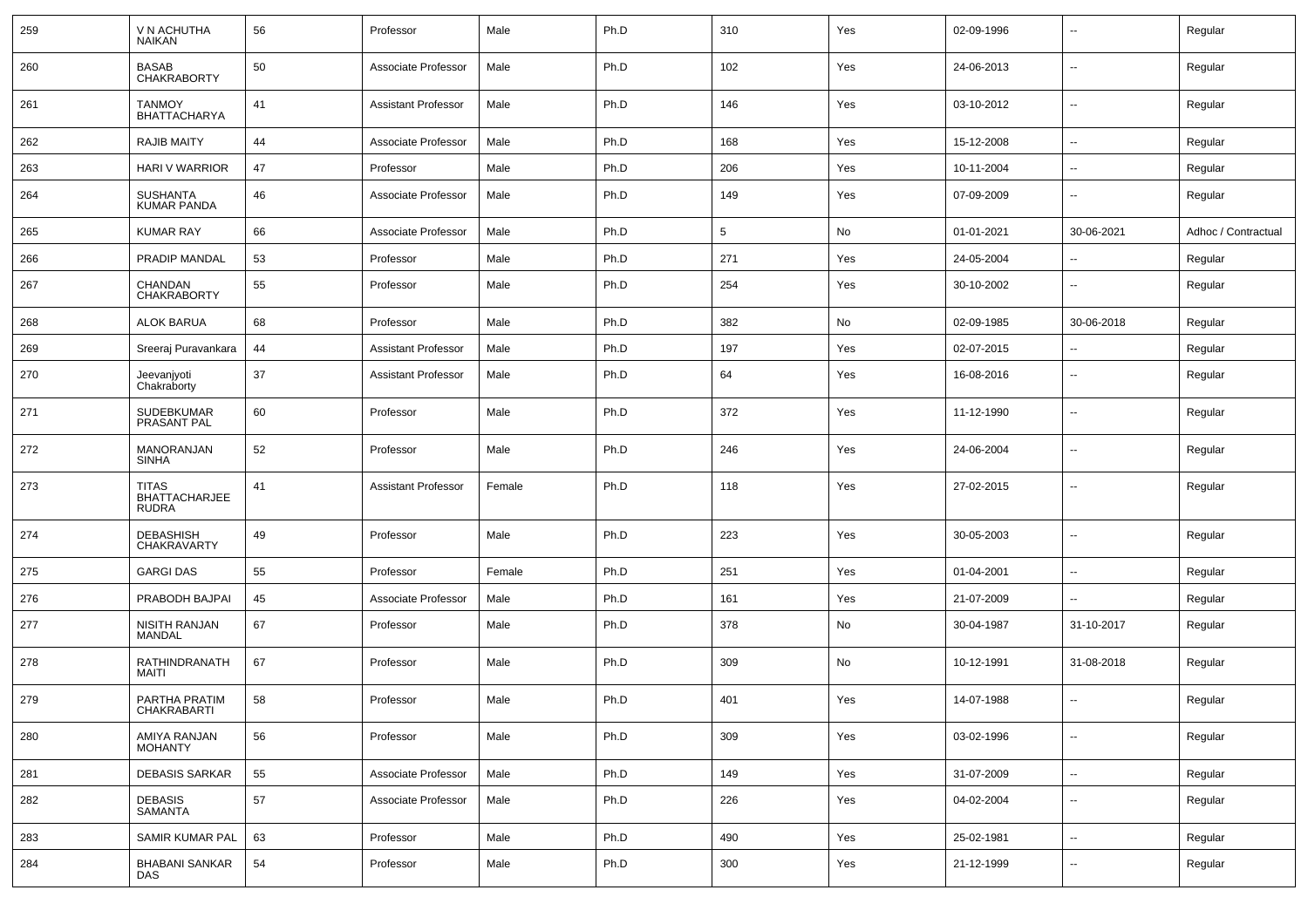| 259 | V N ACHUTHA NAIKAN | 56 | Professor | Male | Ph.D | 310 | Yes | 02-09-1996 | -- | Regular |
|---|---|---|---|---|---|---|---|---|---|---|
| 260 | BASAB CHAKRABORTY | 50 | Associate Professor | Male | Ph.D | 102 | Yes | 24-06-2013 | -- | Regular |
| 261 | TANMOY BHATTACHARYA | 41 | Assistant Professor | Male | Ph.D | 146 | Yes | 03-10-2012 | -- | Regular |
| 262 | RAJIB MAITY | 44 | Associate Professor | Male | Ph.D | 168 | Yes | 15-12-2008 | -- | Regular |
| 263 | HARI V WARRIOR | 47 | Professor | Male | Ph.D | 206 | Yes | 10-11-2004 | -- | Regular |
| 264 | SUSHANTA KUMAR PANDA | 46 | Associate Professor | Male | Ph.D | 149 | Yes | 07-09-2009 | -- | Regular |
| 265 | KUMAR RAY | 66 | Associate Professor | Male | Ph.D | 5 | No | 01-01-2021 | 30-06-2021 | Adhoc / Contractual |
| 266 | PRADIP MANDAL | 53 | Professor | Male | Ph.D | 271 | Yes | 24-05-2004 | -- | Regular |
| 267 | CHANDAN CHAKRABORTY | 55 | Professor | Male | Ph.D | 254 | Yes | 30-10-2002 | -- | Regular |
| 268 | ALOK BARUA | 68 | Professor | Male | Ph.D | 382 | No | 02-09-1985 | 30-06-2018 | Regular |
| 269 | Sreeraj Puravankara | 44 | Assistant Professor | Male | Ph.D | 197 | Yes | 02-07-2015 | -- | Regular |
| 270 | Jeevanjyoti Chakraborty | 37 | Assistant Professor | Male | Ph.D | 64 | Yes | 16-08-2016 | -- | Regular |
| 271 | SUDEBKUMAR PRASANT PAL | 60 | Professor | Male | Ph.D | 372 | Yes | 11-12-1990 | -- | Regular |
| 272 | MANORANJAN SINHA | 52 | Professor | Male | Ph.D | 246 | Yes | 24-06-2004 | -- | Regular |
| 273 | TITAS BHATTACHARJEE RUDRA | 41 | Assistant Professor | Female | Ph.D | 118 | Yes | 27-02-2015 | -- | Regular |
| 274 | DEBASHISH CHAKRAVARTY | 49 | Professor | Male | Ph.D | 223 | Yes | 30-05-2003 | -- | Regular |
| 275 | GARGI DAS | 55 | Professor | Female | Ph.D | 251 | Yes | 01-04-2001 | -- | Regular |
| 276 | PRABODH BAJPAI | 45 | Associate Professor | Male | Ph.D | 161 | Yes | 21-07-2009 | -- | Regular |
| 277 | NISITH RANJAN MANDAL | 67 | Professor | Male | Ph.D | 378 | No | 30-04-1987 | 31-10-2017 | Regular |
| 278 | RATHINDRANATH MAITI | 67 | Professor | Male | Ph.D | 309 | No | 10-12-1991 | 31-08-2018 | Regular |
| 279 | PARTHA PRATIM CHAKRABARTI | 58 | Professor | Male | Ph.D | 401 | Yes | 14-07-1988 | -- | Regular |
| 280 | AMIYA RANJAN MOHANTY | 56 | Professor | Male | Ph.D | 309 | Yes | 03-02-1996 | -- | Regular |
| 281 | DEBASIS SARKAR | 55 | Associate Professor | Male | Ph.D | 149 | Yes | 31-07-2009 | -- | Regular |
| 282 | DEBASIS SAMANTA | 57 | Associate Professor | Male | Ph.D | 226 | Yes | 04-02-2004 | -- | Regular |
| 283 | SAMIR KUMAR PAL | 63 | Professor | Male | Ph.D | 490 | Yes | 25-02-1981 | -- | Regular |
| 284 | BHABANI SANKAR DAS | 54 | Professor | Male | Ph.D | 300 | Yes | 21-12-1999 | -- | Regular |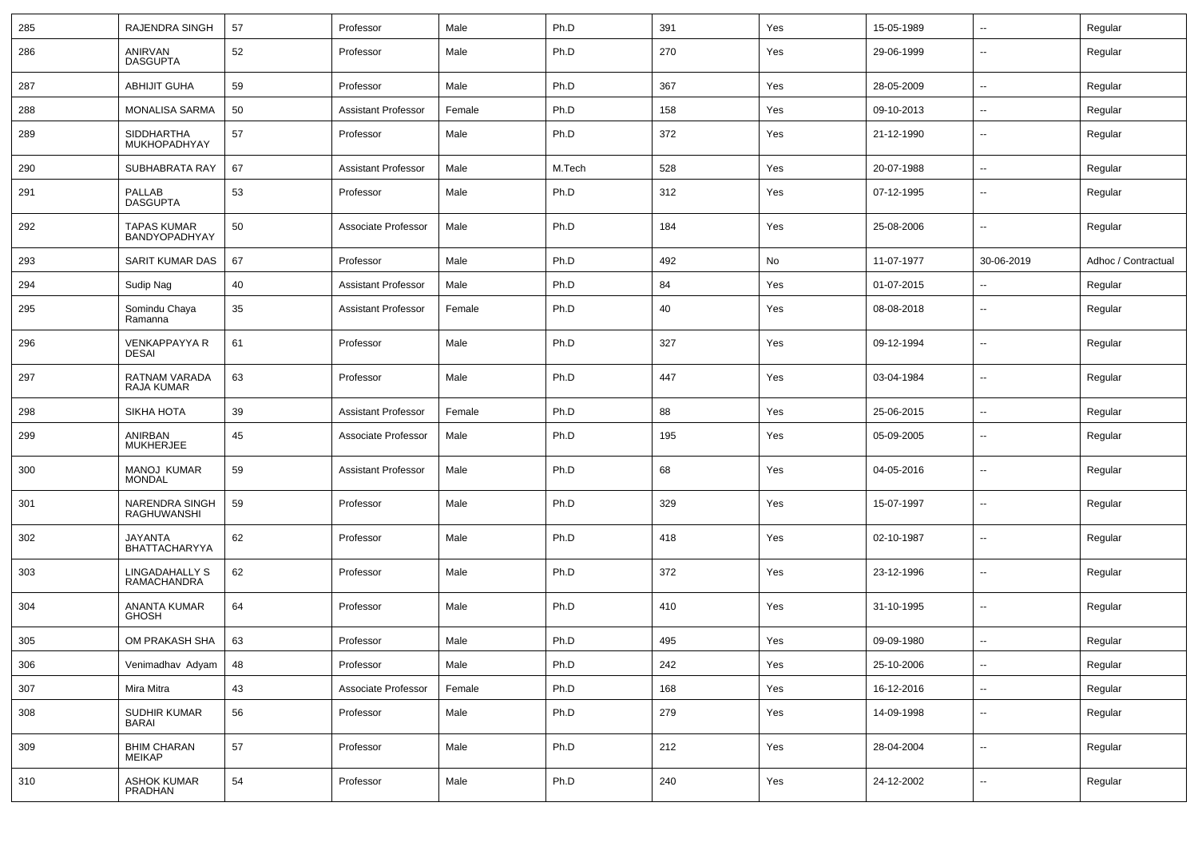| 285 | RAJENDRA SINGH | 57 | Professor | Male | Ph.D | 391 | Yes | 15-05-1989 | -- | Regular |
|---|---|---|---|---|---|---|---|---|---|---|
| 286 | ANIRVAN DASGUPTA | 52 | Professor | Male | Ph.D | 270 | Yes | 29-06-1999 | -- | Regular |
| 287 | ABHIJIT GUHA | 59 | Professor | Male | Ph.D | 367 | Yes | 28-05-2009 | -- | Regular |
| 288 | MONALISA SARMA | 50 | Assistant Professor | Female | Ph.D | 158 | Yes | 09-10-2013 | -- | Regular |
| 289 | SIDDHARTHA MUKHOPADHYAY | 57 | Professor | Male | Ph.D | 372 | Yes | 21-12-1990 | -- | Regular |
| 290 | SUBHABRATA RAY | 67 | Assistant Professor | Male | M.Tech | 528 | Yes | 20-07-1988 | -- | Regular |
| 291 | PALLAB DASGUPTA | 53 | Professor | Male | Ph.D | 312 | Yes | 07-12-1995 | -- | Regular |
| 292 | TAPAS KUMAR BANDYOPADHYAY | 50 | Associate Professor | Male | Ph.D | 184 | Yes | 25-08-2006 | -- | Regular |
| 293 | SARIT KUMAR DAS | 67 | Professor | Male | Ph.D | 492 | No | 11-07-1977 | 30-06-2019 | Adhoc / Contractual |
| 294 | Sudip Nag | 40 | Assistant Professor | Male | Ph.D | 84 | Yes | 01-07-2015 | -- | Regular |
| 295 | Somindu Chaya Ramanna | 35 | Assistant Professor | Female | Ph.D | 40 | Yes | 08-08-2018 | -- | Regular |
| 296 | VENKAPPAYYA R DESAI | 61 | Professor | Male | Ph.D | 327 | Yes | 09-12-1994 | -- | Regular |
| 297 | RATNAM VARADA RAJA KUMAR | 63 | Professor | Male | Ph.D | 447 | Yes | 03-04-1984 | -- | Regular |
| 298 | SIKHA HOTA | 39 | Assistant Professor | Female | Ph.D | 88 | Yes | 25-06-2015 | -- | Regular |
| 299 | ANIRBAN MUKHERJEE | 45 | Associate Professor | Male | Ph.D | 195 | Yes | 05-09-2005 | -- | Regular |
| 300 | MANOJ KUMAR MONDAL | 59 | Assistant Professor | Male | Ph.D | 68 | Yes | 04-05-2016 | -- | Regular |
| 301 | NARENDRA SINGH RAGHUWANSHI | 59 | Professor | Male | Ph.D | 329 | Yes | 15-07-1997 | -- | Regular |
| 302 | JAYANTA BHATTACHARYYA | 62 | Professor | Male | Ph.D | 418 | Yes | 02-10-1987 | -- | Regular |
| 303 | LINGADAHALLY S RAMACHANDRA | 62 | Professor | Male | Ph.D | 372 | Yes | 23-12-1996 | -- | Regular |
| 304 | ANANTA KUMAR GHOSH | 64 | Professor | Male | Ph.D | 410 | Yes | 31-10-1995 | -- | Regular |
| 305 | OM PRAKASH SHA | 63 | Professor | Male | Ph.D | 495 | Yes | 09-09-1980 | -- | Regular |
| 306 | Venimadhav Adyam | 48 | Professor | Male | Ph.D | 242 | Yes | 25-10-2006 | -- | Regular |
| 307 | Mira Mitra | 43 | Associate Professor | Female | Ph.D | 168 | Yes | 16-12-2016 | -- | Regular |
| 308 | SUDHIR KUMAR BARAI | 56 | Professor | Male | Ph.D | 279 | Yes | 14-09-1998 | -- | Regular |
| 309 | BHIM CHARAN MEIKAP | 57 | Professor | Male | Ph.D | 212 | Yes | 28-04-2004 | -- | Regular |
| 310 | ASHOK KUMAR PRADHAN | 54 | Professor | Male | Ph.D | 240 | Yes | 24-12-2002 | -- | Regular |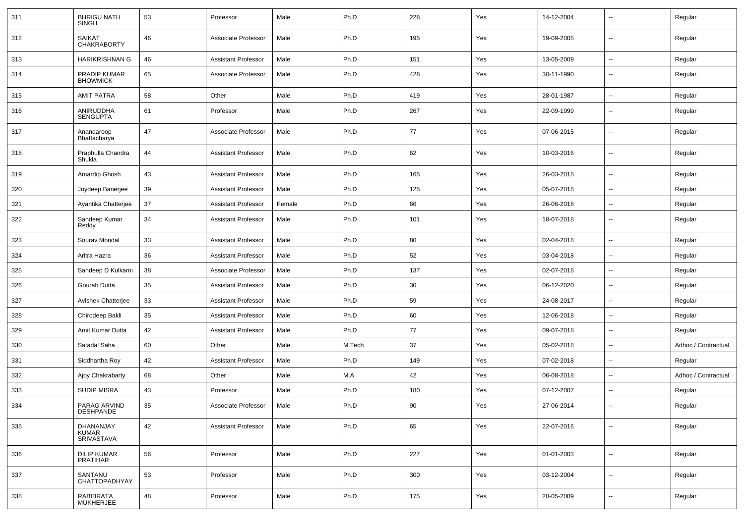| 311 | BHRIGU NATH SINGH | 53 | Professor | Male | Ph.D | 228 | Yes | 14-12-2004 | -- | Regular |
|---|---|---|---|---|---|---|---|---|---|---|
| 312 | SAIKAT CHAKRABORTY | 46 | Associate Professor | Male | Ph.D | 195 | Yes | 19-09-2005 | -- | Regular |
| 313 | HARIKRISHNAN G | 46 | Assistant Professor | Male | Ph.D | 151 | Yes | 13-05-2009 | -- | Regular |
| 314 | PRADIP KUMAR BHOWMICK | 65 | Associate Professor | Male | Ph.D | 428 | Yes | 30-11-1990 | -- | Regular |
| 315 | AMIT PATRA | 58 | Other | Male | Ph.D | 419 | Yes | 28-01-1987 | -- | Regular |
| 316 | ANIRUDDHA SENGUPTA | 61 | Professor | Male | Ph.D | 267 | Yes | 22-09-1999 | -- | Regular |
| 317 | Anandaroop Bhattacharya | 47 | Associate Professor | Male | Ph.D | 77 | Yes | 07-06-2015 | -- | Regular |
| 318 | Praphulla Chandra Shukla | 44 | Assistant Professor | Male | Ph.D | 62 | Yes | 10-03-2016 | -- | Regular |
| 319 | Amardip Ghosh | 43 | Assistant Professor | Male | Ph.D | 165 | Yes | 26-03-2018 | -- | Regular |
| 320 | Joydeep Banerjee | 39 | Assistant Professor | Male | Ph.D | 125 | Yes | 05-07-2018 | -- | Regular |
| 321 | Ayantika Chatterjee | 37 | Assistant Professor | Female | Ph.D | 66 | Yes | 26-06-2018 | -- | Regular |
| 322 | Sandeep Kumar Reddy | 34 | Assistant Professor | Male | Ph.D | 101 | Yes | 18-07-2018 | -- | Regular |
| 323 | Sourav Mondal | 33 | Assistant Professor | Male | Ph.D | 80 | Yes | 02-04-2018 | -- | Regular |
| 324 | Aritra Hazra | 36 | Assistant Professor | Male | Ph.D | 52 | Yes | 03-04-2018 | -- | Regular |
| 325 | Sandeep D Kulkarni | 38 | Associate Professor | Male | Ph.D | 137 | Yes | 02-07-2018 | -- | Regular |
| 326 | Gourab Dutta | 35 | Assistant Professor | Male | Ph.D | 30 | Yes | 06-12-2020 | -- | Regular |
| 327 | Avishek Chatterjee | 33 | Assistant Professor | Male | Ph.D | 59 | Yes | 24-08-2017 | -- | Regular |
| 328 | Chirodeep Bakli | 35 | Assistant Professor | Male | Ph.D | 60 | Yes | 12-06-2018 | -- | Regular |
| 329 | Amit Kumar Dutta | 42 | Assistant Professor | Male | Ph.D | 77 | Yes | 09-07-2018 | -- | Regular |
| 330 | Satadal Saha | 60 | Other | Male | M.Tech | 37 | Yes | 05-02-2018 | -- | Adhoc / Contractual |
| 331 | Siddhartha Roy | 42 | Assistant Professor | Male | Ph.D | 149 | Yes | 07-02-2018 | -- | Regular |
| 332 | Ajoy Chakrabarty | 68 | Other | Male | M.A | 42 | Yes | 06-08-2018 | -- | Adhoc / Contractual |
| 333 | SUDIP MISRA | 43 | Professor | Male | Ph.D | 180 | Yes | 07-12-2007 | -- | Regular |
| 334 | PARAG ARVIND DESHPANDE | 35 | Associate Professor | Male | Ph.D | 90 | Yes | 27-06-2014 | -- | Regular |
| 335 | DHANANJAY KUMAR SRIVASTAVA | 42 | Assistant Professor | Male | Ph.D | 65 | Yes | 22-07-2016 | -- | Regular |
| 336 | DILIP KUMAR PRATIHAR | 56 | Professor | Male | Ph.D | 227 | Yes | 01-01-2003 | -- | Regular |
| 337 | SANTANU CHATTOPADHYAY | 53 | Professor | Male | Ph.D | 300 | Yes | 03-12-2004 | -- | Regular |
| 338 | RABIBRATA MUKHERJEE | 48 | Professor | Male | Ph.D | 175 | Yes | 20-05-2009 | -- | Regular |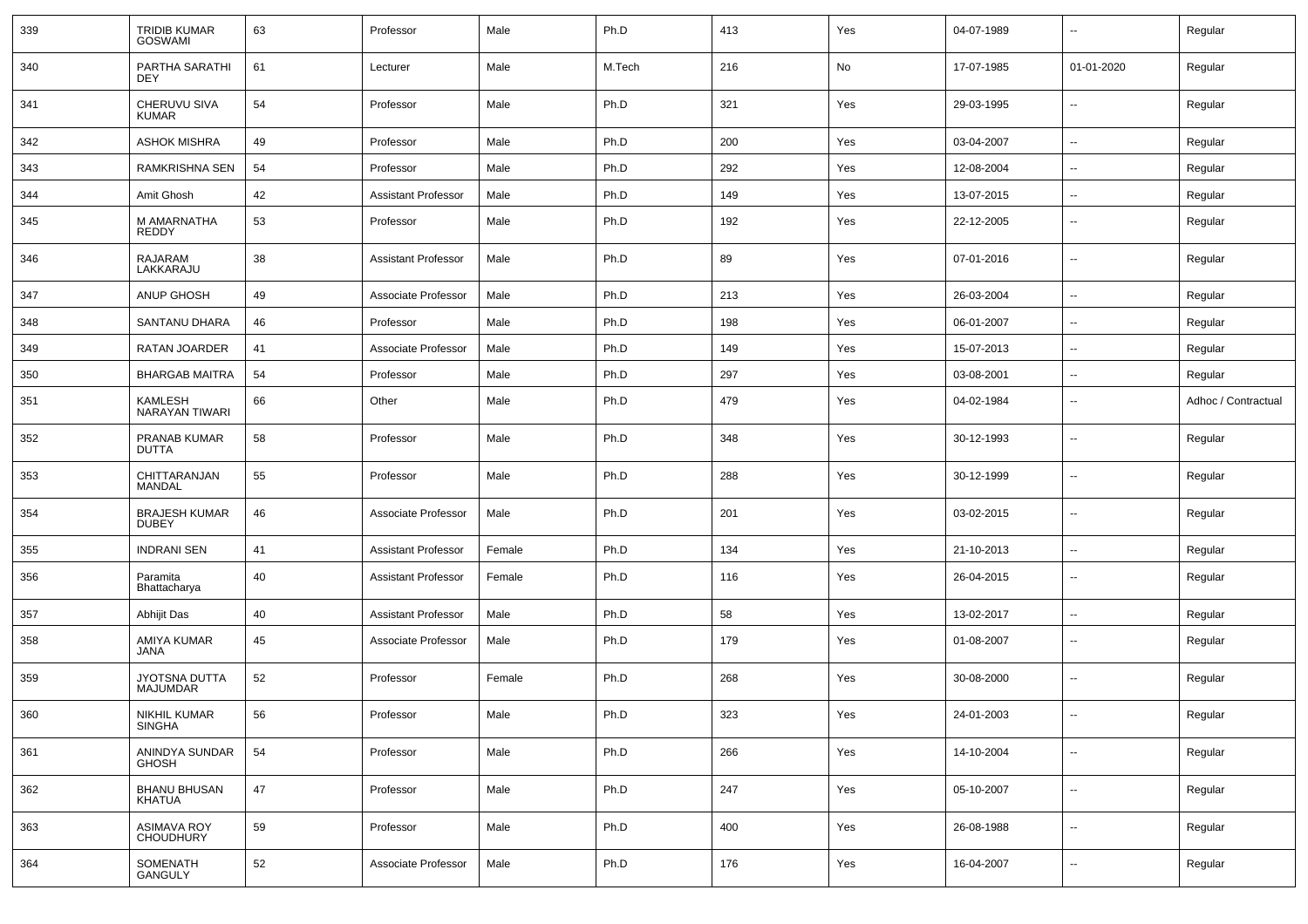| 339 | TRIDIB KUMAR GOSWAMI | 63 | Professor | Male | Ph.D | 413 | Yes | 04-07-1989 | -- | Regular |
|---|---|---|---|---|---|---|---|---|---|---|
| 340 | PARTHA SARATHI DEY | 61 | Lecturer | Male | M.Tech | 216 | No | 17-07-1985 | 01-01-2020 | Regular |
| 341 | CHERUVU SIVA KUMAR | 54 | Professor | Male | Ph.D | 321 | Yes | 29-03-1995 | -- | Regular |
| 342 | ASHOK MISHRA | 49 | Professor | Male | Ph.D | 200 | Yes | 03-04-2007 | -- | Regular |
| 343 | RAMKRISHNA SEN | 54 | Professor | Male | Ph.D | 292 | Yes | 12-08-2004 | -- | Regular |
| 344 | Amit Ghosh | 42 | Assistant Professor | Male | Ph.D | 149 | Yes | 13-07-2015 | -- | Regular |
| 345 | M AMARNATHA REDDY | 53 | Professor | Male | Ph.D | 192 | Yes | 22-12-2005 | -- | Regular |
| 346 | RAJARAM LAKKARAJU | 38 | Assistant Professor | Male | Ph.D | 89 | Yes | 07-01-2016 | -- | Regular |
| 347 | ANUP GHOSH | 49 | Associate Professor | Male | Ph.D | 213 | Yes | 26-03-2004 | -- | Regular |
| 348 | SANTANU DHARA | 46 | Professor | Male | Ph.D | 198 | Yes | 06-01-2007 | -- | Regular |
| 349 | RATAN JOARDER | 41 | Associate Professor | Male | Ph.D | 149 | Yes | 15-07-2013 | -- | Regular |
| 350 | BHARGAB MAITRA | 54 | Professor | Male | Ph.D | 297 | Yes | 03-08-2001 | -- | Regular |
| 351 | KAMLESH NARAYAN TIWARI | 66 | Other | Male | Ph.D | 479 | Yes | 04-02-1984 | -- | Adhoc / Contractual |
| 352 | PRANAB KUMAR DUTTA | 58 | Professor | Male | Ph.D | 348 | Yes | 30-12-1993 | -- | Regular |
| 353 | CHITTARANJAN MANDAL | 55 | Professor | Male | Ph.D | 288 | Yes | 30-12-1999 | -- | Regular |
| 354 | BRAJESH KUMAR DUBEY | 46 | Associate Professor | Male | Ph.D | 201 | Yes | 03-02-2015 | -- | Regular |
| 355 | INDRANI SEN | 41 | Assistant Professor | Female | Ph.D | 134 | Yes | 21-10-2013 | -- | Regular |
| 356 | Paramita Bhattacharya | 40 | Assistant Professor | Female | Ph.D | 116 | Yes | 26-04-2015 | -- | Regular |
| 357 | Abhijit Das | 40 | Assistant Professor | Male | Ph.D | 58 | Yes | 13-02-2017 | -- | Regular |
| 358 | AMIYA KUMAR JANA | 45 | Associate Professor | Male | Ph.D | 179 | Yes | 01-08-2007 | -- | Regular |
| 359 | JYOTSNA DUTTA MAJUMDAR | 52 | Professor | Female | Ph.D | 268 | Yes | 30-08-2000 | -- | Regular |
| 360 | NIKHIL KUMAR SINGHA | 56 | Professor | Male | Ph.D | 323 | Yes | 24-01-2003 | -- | Regular |
| 361 | ANINDYA SUNDAR GHOSH | 54 | Professor | Male | Ph.D | 266 | Yes | 14-10-2004 | -- | Regular |
| 362 | BHANU BHUSAN KHATUA | 47 | Professor | Male | Ph.D | 247 | Yes | 05-10-2007 | -- | Regular |
| 363 | ASIMAVA ROY CHOUDHURY | 59 | Professor | Male | Ph.D | 400 | Yes | 26-08-1988 | -- | Regular |
| 364 | SOMENATH GANGULY | 52 | Associate Professor | Male | Ph.D | 176 | Yes | 16-04-2007 | -- | Regular |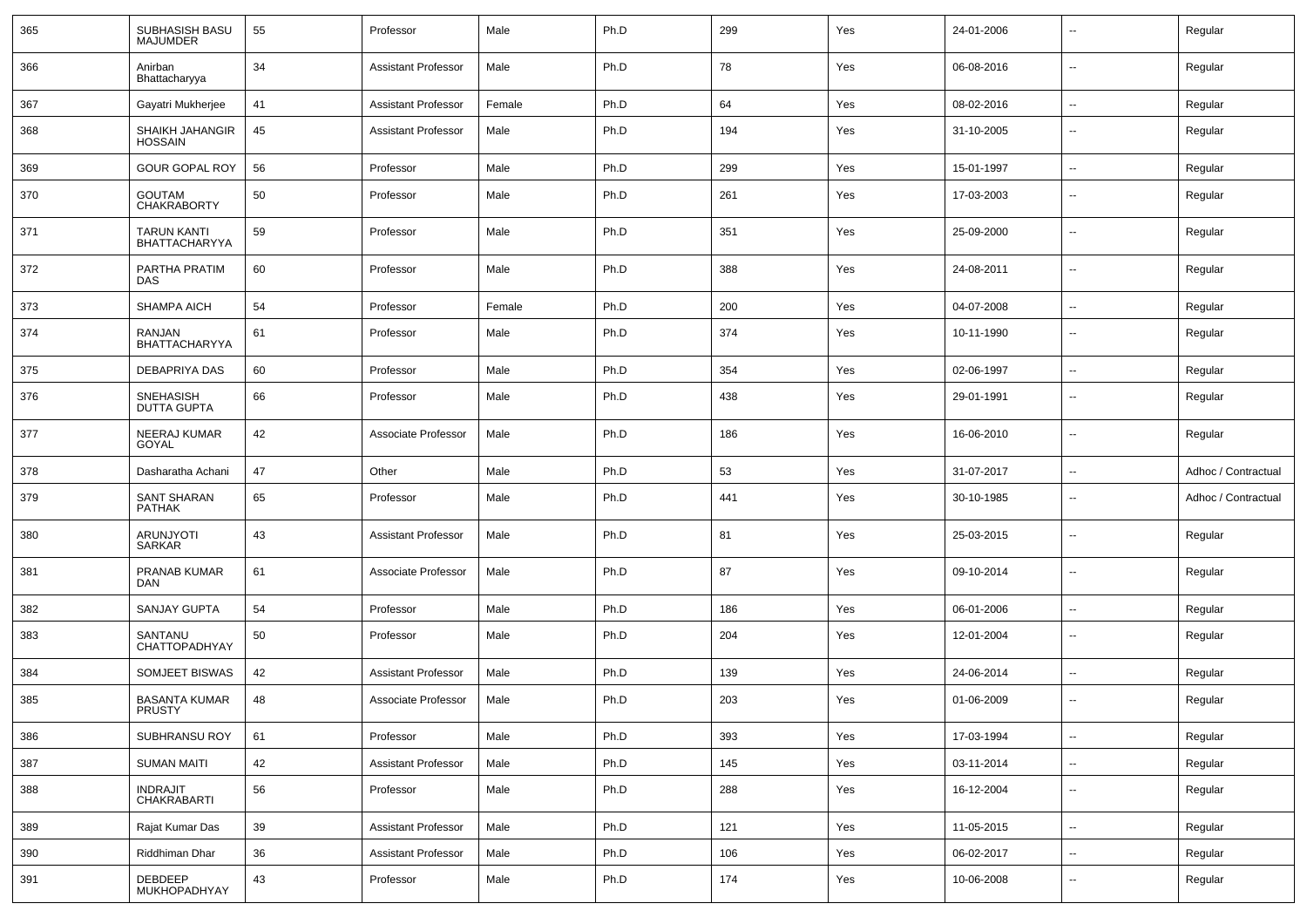| 365 | SUBHASISH BASU MAJUMDER | 55 | Professor | Male | Ph.D | 299 | Yes | 24-01-2006 | -- | Regular |
|---|---|---|---|---|---|---|---|---|---|---|
| 366 | Anirban Bhattacharyya | 34 | Assistant Professor | Male | Ph.D | 78 | Yes | 06-08-2016 | -- | Regular |
| 367 | Gayatri Mukherjee | 41 | Assistant Professor | Female | Ph.D | 64 | Yes | 08-02-2016 | -- | Regular |
| 368 | SHAIKH JAHANGIR HOSSAIN | 45 | Assistant Professor | Male | Ph.D | 194 | Yes | 31-10-2005 | -- | Regular |
| 369 | GOUR GOPAL ROY | 56 | Professor | Male | Ph.D | 299 | Yes | 15-01-1997 | -- | Regular |
| 370 | GOUTAM CHAKRABORTY | 50 | Professor | Male | Ph.D | 261 | Yes | 17-03-2003 | -- | Regular |
| 371 | TARUN KANTI BHATTACHARYYA | 59 | Professor | Male | Ph.D | 351 | Yes | 25-09-2000 | -- | Regular |
| 372 | PARTHA PRATIM DAS | 60 | Professor | Male | Ph.D | 388 | Yes | 24-08-2011 | -- | Regular |
| 373 | SHAMPA AICH | 54 | Professor | Female | Ph.D | 200 | Yes | 04-07-2008 | -- | Regular |
| 374 | RANJAN BHATTACHARYYA | 61 | Professor | Male | Ph.D | 374 | Yes | 10-11-1990 | -- | Regular |
| 375 | DEBAPRIYA DAS | 60 | Professor | Male | Ph.D | 354 | Yes | 02-06-1997 | -- | Regular |
| 376 | SNEHASISH DUTTA GUPTA | 66 | Professor | Male | Ph.D | 438 | Yes | 29-01-1991 | -- | Regular |
| 377 | NEERAJ KUMAR GOYAL | 42 | Associate Professor | Male | Ph.D | 186 | Yes | 16-06-2010 | -- | Regular |
| 378 | Dasharatha Achani | 47 | Other | Male | Ph.D | 53 | Yes | 31-07-2017 | -- | Adhoc / Contractual |
| 379 | SANT SHARAN PATHAK | 65 | Professor | Male | Ph.D | 441 | Yes | 30-10-1985 | -- | Adhoc / Contractual |
| 380 | ARUNJYOTI SARKAR | 43 | Assistant Professor | Male | Ph.D | 81 | Yes | 25-03-2015 | -- | Regular |
| 381 | PRANAB KUMAR DAN | 61 | Associate Professor | Male | Ph.D | 87 | Yes | 09-10-2014 | -- | Regular |
| 382 | SANJAY GUPTA | 54 | Professor | Male | Ph.D | 186 | Yes | 06-01-2006 | -- | Regular |
| 383 | SANTANU CHATTOPADHYAY | 50 | Professor | Male | Ph.D | 204 | Yes | 12-01-2004 | -- | Regular |
| 384 | SOMJEET BISWAS | 42 | Assistant Professor | Male | Ph.D | 139 | Yes | 24-06-2014 | -- | Regular |
| 385 | BASANTA KUMAR PRUSTY | 48 | Associate Professor | Male | Ph.D | 203 | Yes | 01-06-2009 | -- | Regular |
| 386 | SUBHRANSU ROY | 61 | Professor | Male | Ph.D | 393 | Yes | 17-03-1994 | -- | Regular |
| 387 | SUMAN MAITI | 42 | Assistant Professor | Male | Ph.D | 145 | Yes | 03-11-2014 | -- | Regular |
| 388 | INDRAJIT CHAKRABARTI | 56 | Professor | Male | Ph.D | 288 | Yes | 16-12-2004 | -- | Regular |
| 389 | Rajat Kumar Das | 39 | Assistant Professor | Male | Ph.D | 121 | Yes | 11-05-2015 | -- | Regular |
| 390 | Riddhiman Dhar | 36 | Assistant Professor | Male | Ph.D | 106 | Yes | 06-02-2017 | -- | Regular |
| 391 | DEBDEEP MUKHOPADHYAY | 43 | Professor | Male | Ph.D | 174 | Yes | 10-06-2008 | -- | Regular |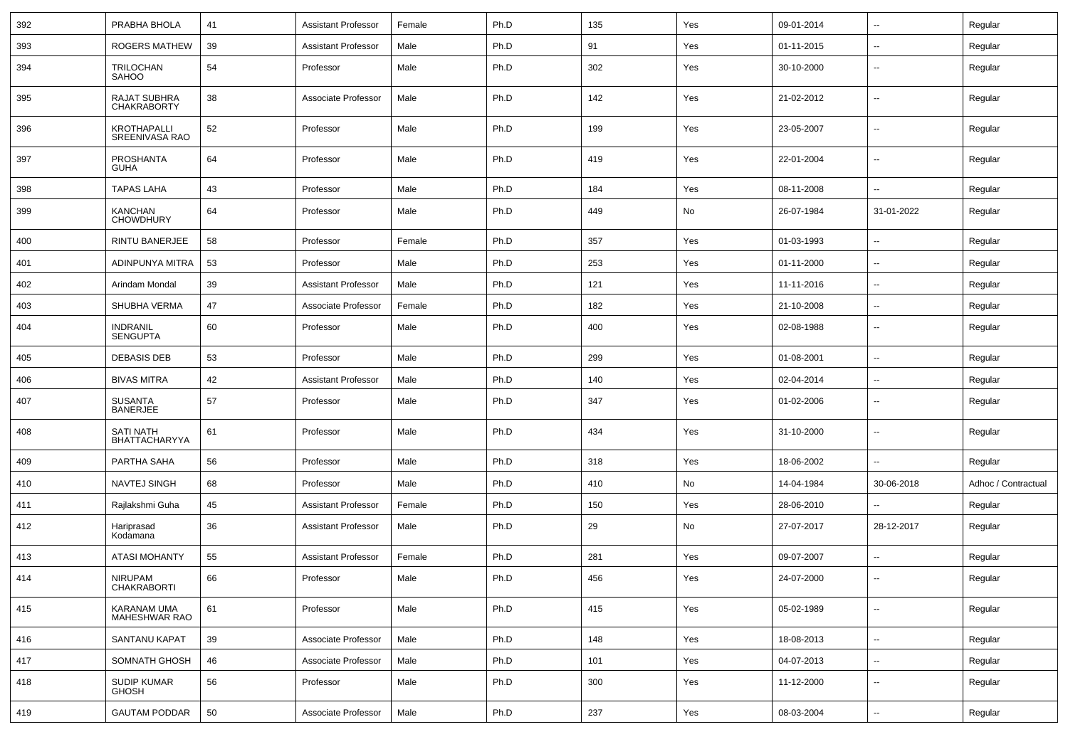| 392 | PRABHA BHOLA | 41 | Assistant Professor | Female | Ph.D | 135 | Yes | 09-01-2014 | -- | Regular |
|---|---|---|---|---|---|---|---|---|---|---|
| 393 | ROGERS MATHEW | 39 | Assistant Professor | Male | Ph.D | 91 | Yes | 01-11-2015 | -- | Regular |
| 394 | TRILOCHAN SAHOO | 54 | Professor | Male | Ph.D | 302 | Yes | 30-10-2000 | -- | Regular |
| 395 | RAJAT SUBHRA CHAKRABORTY | 38 | Associate Professor | Male | Ph.D | 142 | Yes | 21-02-2012 | -- | Regular |
| 396 | KROTHAPALLI SREENIVASA RAO | 52 | Professor | Male | Ph.D | 199 | Yes | 23-05-2007 | -- | Regular |
| 397 | PROSHANTA GUHA | 64 | Professor | Male | Ph.D | 419 | Yes | 22-01-2004 | -- | Regular |
| 398 | TAPAS LAHA | 43 | Professor | Male | Ph.D | 184 | Yes | 08-11-2008 | -- | Regular |
| 399 | KANCHAN CHOWDHURY | 64 | Professor | Male | Ph.D | 449 | No | 26-07-1984 | 31-01-2022 | Regular |
| 400 | RINTU BANERJEE | 58 | Professor | Female | Ph.D | 357 | Yes | 01-03-1993 | -- | Regular |
| 401 | ADINPUNYA MITRA | 53 | Professor | Male | Ph.D | 253 | Yes | 01-11-2000 | -- | Regular |
| 402 | Arindam Mondal | 39 | Assistant Professor | Male | Ph.D | 121 | Yes | 11-11-2016 | -- | Regular |
| 403 | SHUBHA VERMA | 47 | Associate Professor | Female | Ph.D | 182 | Yes | 21-10-2008 | -- | Regular |
| 404 | INDRANIL SENGUPTA | 60 | Professor | Male | Ph.D | 400 | Yes | 02-08-1988 | -- | Regular |
| 405 | DEBASIS DEB | 53 | Professor | Male | Ph.D | 299 | Yes | 01-08-2001 | -- | Regular |
| 406 | BIVAS MITRA | 42 | Assistant Professor | Male | Ph.D | 140 | Yes | 02-04-2014 | -- | Regular |
| 407 | SUSANTA BANERJEE | 57 | Professor | Male | Ph.D | 347 | Yes | 01-02-2006 | -- | Regular |
| 408 | SATI NATH BHATTACHARYYA | 61 | Professor | Male | Ph.D | 434 | Yes | 31-10-2000 | -- | Regular |
| 409 | PARTHA SAHA | 56 | Professor | Male | Ph.D | 318 | Yes | 18-06-2002 | -- | Regular |
| 410 | NAVTEJ SINGH | 68 | Professor | Male | Ph.D | 410 | No | 14-04-1984 | 30-06-2018 | Adhoc / Contractual |
| 411 | Rajlakshmi Guha | 45 | Assistant Professor | Female | Ph.D | 150 | Yes | 28-06-2010 | -- | Regular |
| 412 | Hariprasad Kodamana | 36 | Assistant Professor | Male | Ph.D | 29 | No | 27-07-2017 | 28-12-2017 | Regular |
| 413 | ATASI MOHANTY | 55 | Assistant Professor | Female | Ph.D | 281 | Yes | 09-07-2007 | -- | Regular |
| 414 | NIRUPAM CHAKRABORTI | 66 | Professor | Male | Ph.D | 456 | Yes | 24-07-2000 | -- | Regular |
| 415 | KARANAM UMA MAHESHWAR RAO | 61 | Professor | Male | Ph.D | 415 | Yes | 05-02-1989 | -- | Regular |
| 416 | SANTANU KAPAT | 39 | Associate Professor | Male | Ph.D | 148 | Yes | 18-08-2013 | -- | Regular |
| 417 | SOMNATH GHOSH | 46 | Associate Professor | Male | Ph.D | 101 | Yes | 04-07-2013 | -- | Regular |
| 418 | SUDIP KUMAR GHOSH | 56 | Professor | Male | Ph.D | 300 | Yes | 11-12-2000 | -- | Regular |
| 419 | GAUTAM PODDAR | 50 | Associate Professor | Male | Ph.D | 237 | Yes | 08-03-2004 | -- | Regular |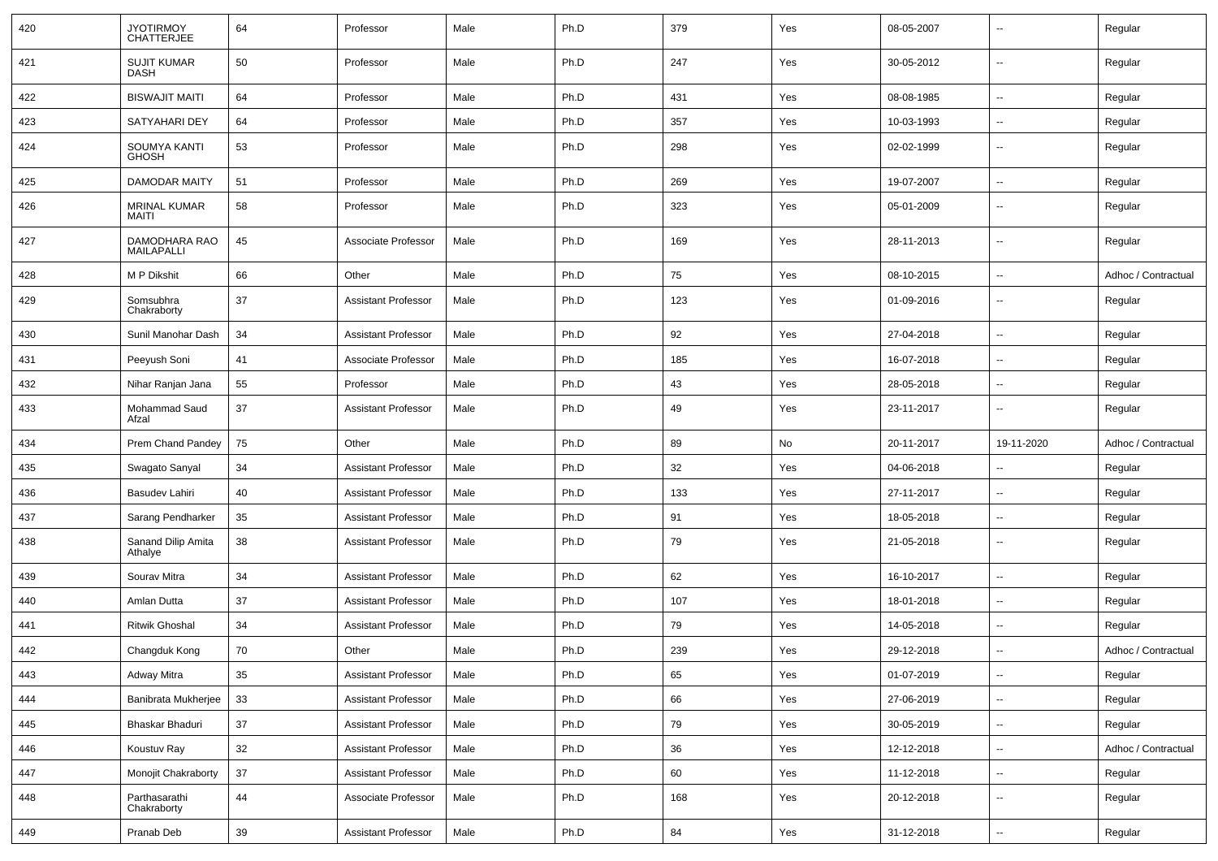| 420 | JYOTIRMOY CHATTERJEE | 64 | Professor | Male | Ph.D | 379 | Yes | 08-05-2007 | -- | Regular |
|---|---|---|---|---|---|---|---|---|---|---|
| 421 | SUJIT KUMAR DASH | 50 | Professor | Male | Ph.D | 247 | Yes | 30-05-2012 | -- | Regular |
| 422 | BISWAJIT MAITI | 64 | Professor | Male | Ph.D | 431 | Yes | 08-08-1985 | -- | Regular |
| 423 | SATYAHARI DEY | 64 | Professor | Male | Ph.D | 357 | Yes | 10-03-1993 | -- | Regular |
| 424 | SOUMYA KANTI GHOSH | 53 | Professor | Male | Ph.D | 298 | Yes | 02-02-1999 | -- | Regular |
| 425 | DAMODAR MAITY | 51 | Professor | Male | Ph.D | 269 | Yes | 19-07-2007 | -- | Regular |
| 426 | MRINAL KUMAR MAITI | 58 | Professor | Male | Ph.D | 323 | Yes | 05-01-2009 | -- | Regular |
| 427 | DAMODHARA RAO MAILAPALLI | 45 | Associate Professor | Male | Ph.D | 169 | Yes | 28-11-2013 | -- | Regular |
| 428 | M P Dikshit | 66 | Other | Male | Ph.D | 75 | Yes | 08-10-2015 | -- | Adhoc / Contractual |
| 429 | Somsubhra Chakraborty | 37 | Assistant Professor | Male | Ph.D | 123 | Yes | 01-09-2016 | -- | Regular |
| 430 | Sunil Manohar Dash | 34 | Assistant Professor | Male | Ph.D | 92 | Yes | 27-04-2018 | -- | Regular |
| 431 | Peeyush Soni | 41 | Associate Professor | Male | Ph.D | 185 | Yes | 16-07-2018 | -- | Regular |
| 432 | Nihar Ranjan Jana | 55 | Professor | Male | Ph.D | 43 | Yes | 28-05-2018 | -- | Regular |
| 433 | Mohammad Saud Afzal | 37 | Assistant Professor | Male | Ph.D | 49 | Yes | 23-11-2017 | -- | Regular |
| 434 | Prem Chand Pandey | 75 | Other | Male | Ph.D | 89 | No | 20-11-2017 | 19-11-2020 | Adhoc / Contractual |
| 435 | Swagato Sanyal | 34 | Assistant Professor | Male | Ph.D | 32 | Yes | 04-06-2018 | -- | Regular |
| 436 | Basudev Lahiri | 40 | Assistant Professor | Male | Ph.D | 133 | Yes | 27-11-2017 | -- | Regular |
| 437 | Sarang Pendharker | 35 | Assistant Professor | Male | Ph.D | 91 | Yes | 18-05-2018 | -- | Regular |
| 438 | Sanand Dilip Amita Athalye | 38 | Assistant Professor | Male | Ph.D | 79 | Yes | 21-05-2018 | -- | Regular |
| 439 | Sourav Mitra | 34 | Assistant Professor | Male | Ph.D | 62 | Yes | 16-10-2017 | -- | Regular |
| 440 | Amlan Dutta | 37 | Assistant Professor | Male | Ph.D | 107 | Yes | 18-01-2018 | -- | Regular |
| 441 | Ritwik Ghoshal | 34 | Assistant Professor | Male | Ph.D | 79 | Yes | 14-05-2018 | -- | Regular |
| 442 | Changduk Kong | 70 | Other | Male | Ph.D | 239 | Yes | 29-12-2018 | -- | Adhoc / Contractual |
| 443 | Adway Mitra | 35 | Assistant Professor | Male | Ph.D | 65 | Yes | 01-07-2019 | -- | Regular |
| 444 | Banibrata Mukherjee | 33 | Assistant Professor | Male | Ph.D | 66 | Yes | 27-06-2019 | -- | Regular |
| 445 | Bhaskar Bhaduri | 37 | Assistant Professor | Male | Ph.D | 79 | Yes | 30-05-2019 | -- | Regular |
| 446 | Koustuv Ray | 32 | Assistant Professor | Male | Ph.D | 36 | Yes | 12-12-2018 | -- | Adhoc / Contractual |
| 447 | Monojit Chakraborty | 37 | Assistant Professor | Male | Ph.D | 60 | Yes | 11-12-2018 | -- | Regular |
| 448 | Parthasarathi Chakraborty | 44 | Associate Professor | Male | Ph.D | 168 | Yes | 20-12-2018 | -- | Regular |
| 449 | Pranab Deb | 39 | Assistant Professor | Male | Ph.D | 84 | Yes | 31-12-2018 | -- | Regular |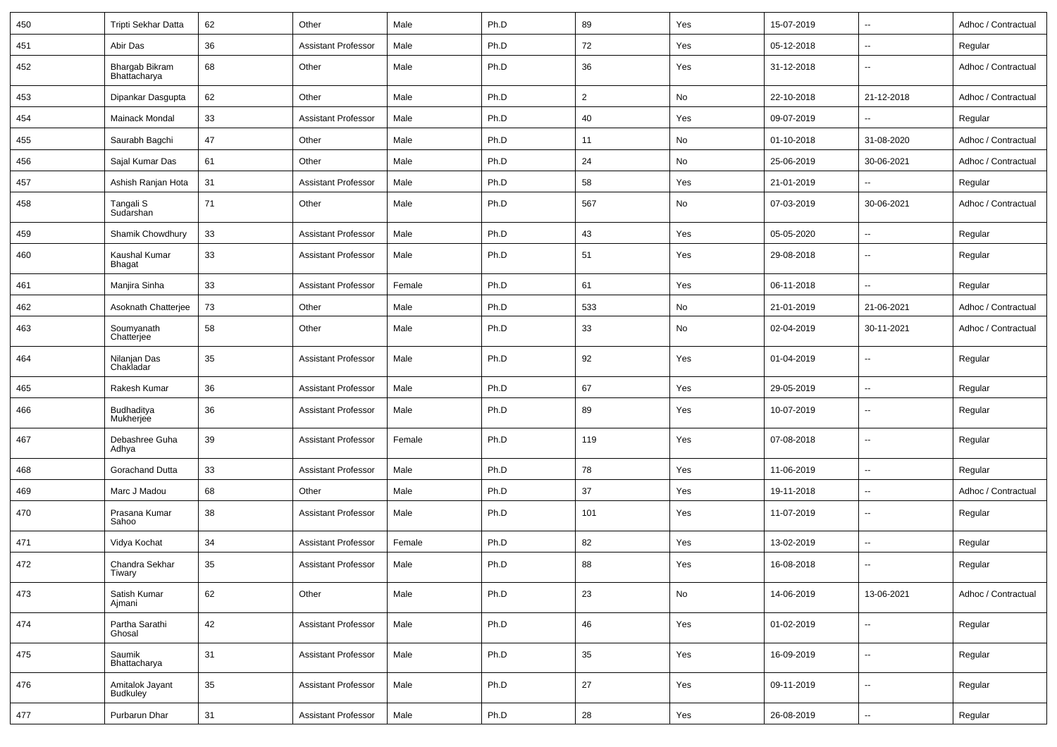| 450 | Tripti Sekhar Datta | 62 | Other | Male | Ph.D | 89 | Yes | 15-07-2019 | -- | Adhoc / Contractual |
|---|---|---|---|---|---|---|---|---|---|---|
| 451 | Abir Das | 36 | Assistant Professor | Male | Ph.D | 72 | Yes | 05-12-2018 | -- | Regular |
| 452 | Bhargab Bikram Bhattacharya | 68 | Other | Male | Ph.D | 36 | Yes | 31-12-2018 | -- | Adhoc / Contractual |
| 453 | Dipankar Dasgupta | 62 | Other | Male | Ph.D | 2 | No | 22-10-2018 | 21-12-2018 | Adhoc / Contractual |
| 454 | Mainack Mondal | 33 | Assistant Professor | Male | Ph.D | 40 | Yes | 09-07-2019 | -- | Regular |
| 455 | Saurabh Bagchi | 47 | Other | Male | Ph.D | 11 | No | 01-10-2018 | 31-08-2020 | Adhoc / Contractual |
| 456 | Sajal Kumar Das | 61 | Other | Male | Ph.D | 24 | No | 25-06-2019 | 30-06-2021 | Adhoc / Contractual |
| 457 | Ashish Ranjan Hota | 31 | Assistant Professor | Male | Ph.D | 58 | Yes | 21-01-2019 | -- | Regular |
| 458 | Tangali S Sudarshan | 71 | Other | Male | Ph.D | 567 | No | 07-03-2019 | 30-06-2021 | Adhoc / Contractual |
| 459 | Shamik Chowdhury | 33 | Assistant Professor | Male | Ph.D | 43 | Yes | 05-05-2020 | -- | Regular |
| 460 | Kaushal Kumar Bhagat | 33 | Assistant Professor | Male | Ph.D | 51 | Yes | 29-08-2018 | -- | Regular |
| 461 | Manjira Sinha | 33 | Assistant Professor | Female | Ph.D | 61 | Yes | 06-11-2018 | -- | Regular |
| 462 | Asoknath Chatterjee | 73 | Other | Male | Ph.D | 533 | No | 21-01-2019 | 21-06-2021 | Adhoc / Contractual |
| 463 | Soumyanath Chatterjee | 58 | Other | Male | Ph.D | 33 | No | 02-04-2019 | 30-11-2021 | Adhoc / Contractual |
| 464 | Nilanjan Das Chakladar | 35 | Assistant Professor | Male | Ph.D | 92 | Yes | 01-04-2019 | -- | Regular |
| 465 | Rakesh Kumar | 36 | Assistant Professor | Male | Ph.D | 67 | Yes | 29-05-2019 | -- | Regular |
| 466 | Budhaditya Mukherjee | 36 | Assistant Professor | Male | Ph.D | 89 | Yes | 10-07-2019 | -- | Regular |
| 467 | Debashree Guha Adhya | 39 | Assistant Professor | Female | Ph.D | 119 | Yes | 07-08-2018 | -- | Regular |
| 468 | Gorachand Dutta | 33 | Assistant Professor | Male | Ph.D | 78 | Yes | 11-06-2019 | -- | Regular |
| 469 | Marc J Madou | 68 | Other | Male | Ph.D | 37 | Yes | 19-11-2018 | -- | Adhoc / Contractual |
| 470 | Prasana Kumar Sahoo | 38 | Assistant Professor | Male | Ph.D | 101 | Yes | 11-07-2019 | -- | Regular |
| 471 | Vidya Kochat | 34 | Assistant Professor | Female | Ph.D | 82 | Yes | 13-02-2019 | -- | Regular |
| 472 | Chandra Sekhar Tiwary | 35 | Assistant Professor | Male | Ph.D | 88 | Yes | 16-08-2018 | -- | Regular |
| 473 | Satish Kumar Ajmani | 62 | Other | Male | Ph.D | 23 | No | 14-06-2019 | 13-06-2021 | Adhoc / Contractual |
| 474 | Partha Sarathi Ghosal | 42 | Assistant Professor | Male | Ph.D | 46 | Yes | 01-02-2019 | -- | Regular |
| 475 | Saumik Bhattacharya | 31 | Assistant Professor | Male | Ph.D | 35 | Yes | 16-09-2019 | -- | Regular |
| 476 | Amitalok Jayant Budkuley | 35 | Assistant Professor | Male | Ph.D | 27 | Yes | 09-11-2019 | -- | Regular |
| 477 | Purbarun Dhar | 31 | Assistant Professor | Male | Ph.D | 28 | Yes | 26-08-2019 | -- | Regular |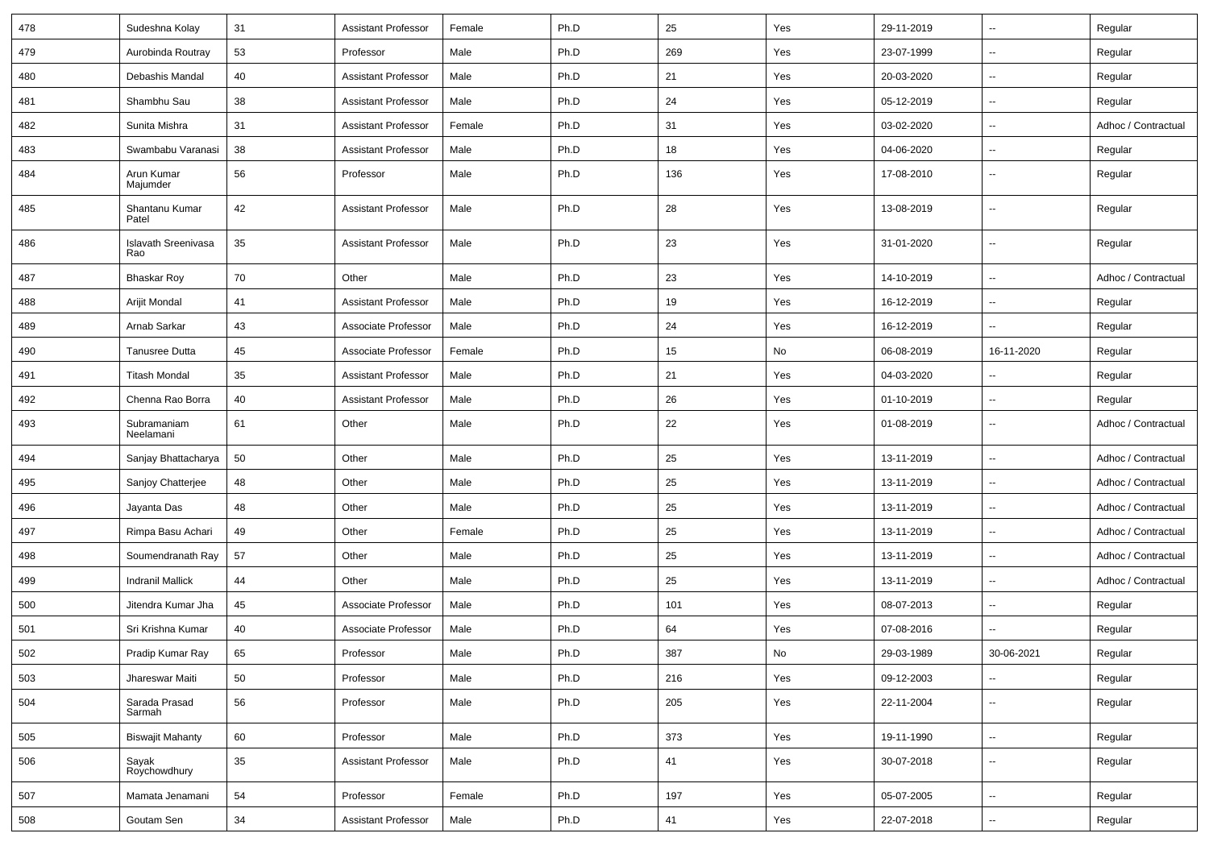| 478 | Sudeshna Kolay | 31 | Assistant Professor | Female | Ph.D | 25 | Yes | 29-11-2019 | -- | Regular |
|---|---|---|---|---|---|---|---|---|---|---|
| 479 | Aurobinda Routray | 53 | Professor | Male | Ph.D | 269 | Yes | 23-07-1999 | -- | Regular |
| 480 | Debashis Mandal | 40 | Assistant Professor | Male | Ph.D | 21 | Yes | 20-03-2020 | -- | Regular |
| 481 | Shambhu Sau | 38 | Assistant Professor | Male | Ph.D | 24 | Yes | 05-12-2019 | -- | Regular |
| 482 | Sunita Mishra | 31 | Assistant Professor | Female | Ph.D | 31 | Yes | 03-02-2020 | -- | Adhoc / Contractual |
| 483 | Swambabu Varanasi | 38 | Assistant Professor | Male | Ph.D | 18 | Yes | 04-06-2020 | -- | Regular |
| 484 | Arun Kumar Majumder | 56 | Professor | Male | Ph.D | 136 | Yes | 17-08-2010 | -- | Regular |
| 485 | Shantanu Kumar Patel | 42 | Assistant Professor | Male | Ph.D | 28 | Yes | 13-08-2019 | -- | Regular |
| 486 | Islavath Sreenivasa Rao | 35 | Assistant Professor | Male | Ph.D | 23 | Yes | 31-01-2020 | -- | Regular |
| 487 | Bhaskar Roy | 70 | Other | Male | Ph.D | 23 | Yes | 14-10-2019 | -- | Adhoc / Contractual |
| 488 | Arijit Mondal | 41 | Assistant Professor | Male | Ph.D | 19 | Yes | 16-12-2019 | -- | Regular |
| 489 | Arnab Sarkar | 43 | Associate Professor | Male | Ph.D | 24 | Yes | 16-12-2019 | -- | Regular |
| 490 | Tanusree Dutta | 45 | Associate Professor | Female | Ph.D | 15 | No | 06-08-2019 | 16-11-2020 | Regular |
| 491 | Titash Mondal | 35 | Assistant Professor | Male | Ph.D | 21 | Yes | 04-03-2020 | -- | Regular |
| 492 | Chenna Rao Borra | 40 | Assistant Professor | Male | Ph.D | 26 | Yes | 01-10-2019 | -- | Regular |
| 493 | Subramaniam Neelamani | 61 | Other | Male | Ph.D | 22 | Yes | 01-08-2019 | -- | Adhoc / Contractual |
| 494 | Sanjay Bhattacharya | 50 | Other | Male | Ph.D | 25 | Yes | 13-11-2019 | -- | Adhoc / Contractual |
| 495 | Sanjoy Chatterjee | 48 | Other | Male | Ph.D | 25 | Yes | 13-11-2019 | -- | Adhoc / Contractual |
| 496 | Jayanta Das | 48 | Other | Male | Ph.D | 25 | Yes | 13-11-2019 | -- | Adhoc / Contractual |
| 497 | Rimpa Basu Achari | 49 | Other | Female | Ph.D | 25 | Yes | 13-11-2019 | -- | Adhoc / Contractual |
| 498 | Soumendranath Ray | 57 | Other | Male | Ph.D | 25 | Yes | 13-11-2019 | -- | Adhoc / Contractual |
| 499 | Indranil Mallick | 44 | Other | Male | Ph.D | 25 | Yes | 13-11-2019 | -- | Adhoc / Contractual |
| 500 | Jitendra Kumar Jha | 45 | Associate Professor | Male | Ph.D | 101 | Yes | 08-07-2013 | -- | Regular |
| 501 | Sri Krishna Kumar | 40 | Associate Professor | Male | Ph.D | 64 | Yes | 07-08-2016 | -- | Regular |
| 502 | Pradip Kumar Ray | 65 | Professor | Male | Ph.D | 387 | No | 29-03-1989 | 30-06-2021 | Regular |
| 503 | Jhareswar Maiti | 50 | Professor | Male | Ph.D | 216 | Yes | 09-12-2003 | -- | Regular |
| 504 | Sarada Prasad Sarmah | 56 | Professor | Male | Ph.D | 205 | Yes | 22-11-2004 | -- | Regular |
| 505 | Biswajit Mahanty | 60 | Professor | Male | Ph.D | 373 | Yes | 19-11-1990 | -- | Regular |
| 506 | Sayak Roychowdhury | 35 | Assistant Professor | Male | Ph.D | 41 | Yes | 30-07-2018 | -- | Regular |
| 507 | Mamata Jenamani | 54 | Professor | Female | Ph.D | 197 | Yes | 05-07-2005 | -- | Regular |
| 508 | Goutam Sen | 34 | Assistant Professor | Male | Ph.D | 41 | Yes | 22-07-2018 | -- | Regular |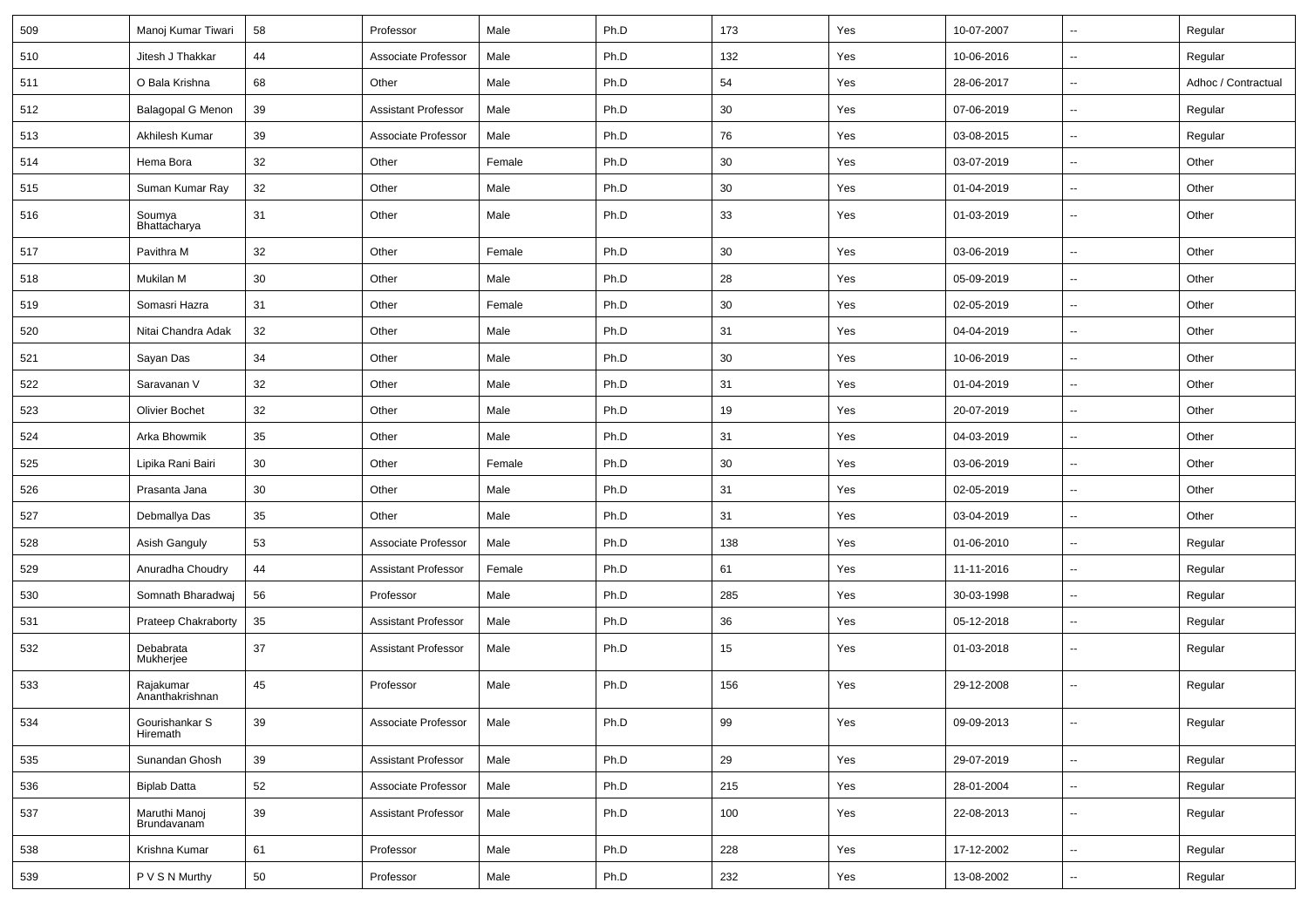| 509 | Manoj Kumar Tiwari | 58 | Professor | Male | Ph.D | 173 | Yes | 10-07-2007 | -- | Regular |
|---|---|---|---|---|---|---|---|---|---|---|
| 510 | Jitesh J Thakkar | 44 | Associate Professor | Male | Ph.D | 132 | Yes | 10-06-2016 | -- | Regular |
| 511 | O Bala Krishna | 68 | Other | Male | Ph.D | 54 | Yes | 28-06-2017 | -- | Adhoc / Contractual |
| 512 | Balagopal G Menon | 39 | Assistant Professor | Male | Ph.D | 30 | Yes | 07-06-2019 | -- | Regular |
| 513 | Akhilesh Kumar | 39 | Associate Professor | Male | Ph.D | 76 | Yes | 03-08-2015 | -- | Regular |
| 514 | Hema Bora | 32 | Other | Female | Ph.D | 30 | Yes | 03-07-2019 | -- | Other |
| 515 | Suman Kumar Ray | 32 | Other | Male | Ph.D | 30 | Yes | 01-04-2019 | -- | Other |
| 516 | Soumya Bhattacharya | 31 | Other | Male | Ph.D | 33 | Yes | 01-03-2019 | -- | Other |
| 517 | Pavithra M | 32 | Other | Female | Ph.D | 30 | Yes | 03-06-2019 | -- | Other |
| 518 | Mukilan M | 30 | Other | Male | Ph.D | 28 | Yes | 05-09-2019 | -- | Other |
| 519 | Somasri Hazra | 31 | Other | Female | Ph.D | 30 | Yes | 02-05-2019 | -- | Other |
| 520 | Nitai Chandra Adak | 32 | Other | Male | Ph.D | 31 | Yes | 04-04-2019 | -- | Other |
| 521 | Sayan Das | 34 | Other | Male | Ph.D | 30 | Yes | 10-06-2019 | -- | Other |
| 522 | Saravanan V | 32 | Other | Male | Ph.D | 31 | Yes | 01-04-2019 | -- | Other |
| 523 | Olivier Bochet | 32 | Other | Male | Ph.D | 19 | Yes | 20-07-2019 | -- | Other |
| 524 | Arka Bhowmik | 35 | Other | Male | Ph.D | 31 | Yes | 04-03-2019 | -- | Other |
| 525 | Lipika Rani Bairi | 30 | Other | Female | Ph.D | 30 | Yes | 03-06-2019 | -- | Other |
| 526 | Prasanta Jana | 30 | Other | Male | Ph.D | 31 | Yes | 02-05-2019 | -- | Other |
| 527 | Debmallya Das | 35 | Other | Male | Ph.D | 31 | Yes | 03-04-2019 | -- | Other |
| 528 | Asish Ganguly | 53 | Associate Professor | Male | Ph.D | 138 | Yes | 01-06-2010 | -- | Regular |
| 529 | Anuradha Choudry | 44 | Assistant Professor | Female | Ph.D | 61 | Yes | 11-11-2016 | -- | Regular |
| 530 | Somnath Bharadwaj | 56 | Professor | Male | Ph.D | 285 | Yes | 30-03-1998 | -- | Regular |
| 531 | Prateep Chakraborty | 35 | Assistant Professor | Male | Ph.D | 36 | Yes | 05-12-2018 | -- | Regular |
| 532 | Debabrata Mukherjee | 37 | Assistant Professor | Male | Ph.D | 15 | Yes | 01-03-2018 | -- | Regular |
| 533 | Rajakumar Ananthakrishnan | 45 | Professor | Male | Ph.D | 156 | Yes | 29-12-2008 | -- | Regular |
| 534 | Gourishankar S Hiremath | 39 | Associate Professor | Male | Ph.D | 99 | Yes | 09-09-2013 | -- | Regular |
| 535 | Sunandan Ghosh | 39 | Assistant Professor | Male | Ph.D | 29 | Yes | 29-07-2019 | -- | Regular |
| 536 | Biplab Datta | 52 | Associate Professor | Male | Ph.D | 215 | Yes | 28-01-2004 | -- | Regular |
| 537 | Maruthi Manoj Brundavanam | 39 | Assistant Professor | Male | Ph.D | 100 | Yes | 22-08-2013 | -- | Regular |
| 538 | Krishna Kumar | 61 | Professor | Male | Ph.D | 228 | Yes | 17-12-2002 | -- | Regular |
| 539 | P V S N Murthy | 50 | Professor | Male | Ph.D | 232 | Yes | 13-08-2002 | -- | Regular |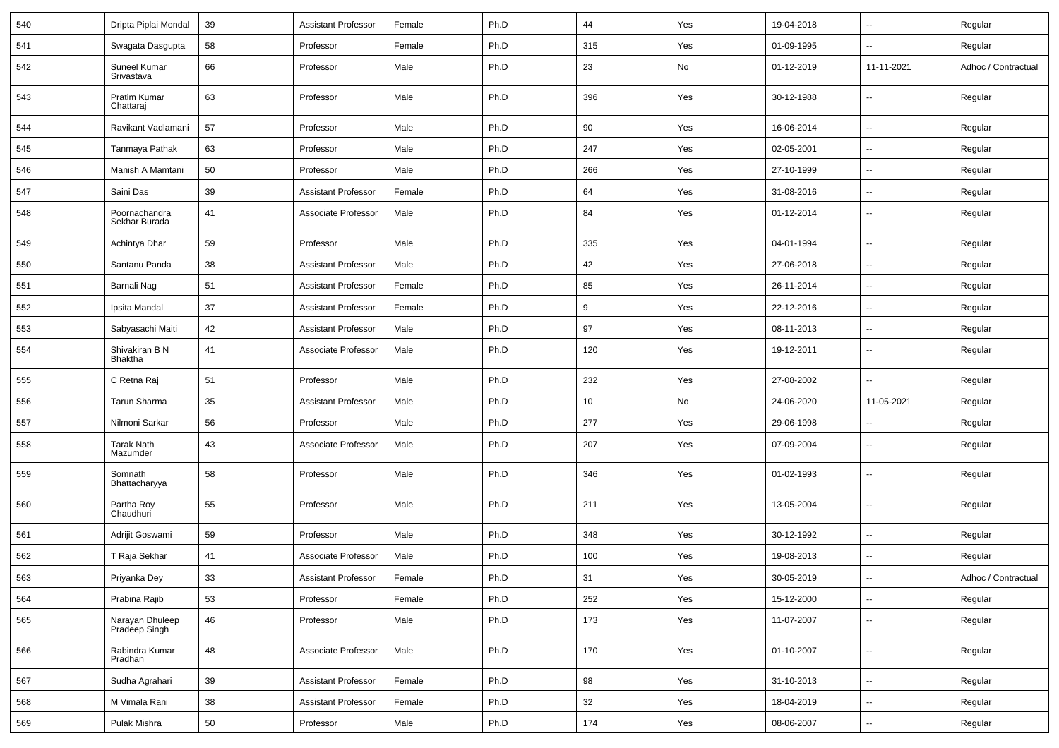| | | | | | | | | | | |
|---|---|---|---|---|---|---|---|---|---|---|
| 540 | Dripta Piplai Mondal | 39 | Assistant Professor | Female | Ph.D | 44 | Yes | 19-04-2018 | -- | Regular |
| 541 | Swagata Dasgupta | 58 | Professor | Female | Ph.D | 315 | Yes | 01-09-1995 | -- | Regular |
| 542 | Suneel Kumar Srivastava | 66 | Professor | Male | Ph.D | 23 | No | 01-12-2019 | 11-11-2021 | Adhoc / Contractual |
| 543 | Pratim Kumar Chattaraj | 63 | Professor | Male | Ph.D | 396 | Yes | 30-12-1988 | -- | Regular |
| 544 | Ravikant Vadlamani | 57 | Professor | Male | Ph.D | 90 | Yes | 16-06-2014 | -- | Regular |
| 545 | Tanmaya Pathak | 63 | Professor | Male | Ph.D | 247 | Yes | 02-05-2001 | -- | Regular |
| 546 | Manish A Mamtani | 50 | Professor | Male | Ph.D | 266 | Yes | 27-10-1999 | -- | Regular |
| 547 | Saini Das | 39 | Assistant Professor | Female | Ph.D | 64 | Yes | 31-08-2016 | -- | Regular |
| 548 | Poornachandra Sekhar Burada | 41 | Associate Professor | Male | Ph.D | 84 | Yes | 01-12-2014 | -- | Regular |
| 549 | Achintya Dhar | 59 | Professor | Male | Ph.D | 335 | Yes | 04-01-1994 | -- | Regular |
| 550 | Santanu Panda | 38 | Assistant Professor | Male | Ph.D | 42 | Yes | 27-06-2018 | -- | Regular |
| 551 | Barnali Nag | 51 | Assistant Professor | Female | Ph.D | 85 | Yes | 26-11-2014 | -- | Regular |
| 552 | Ipsita Mandal | 37 | Assistant Professor | Female | Ph.D | 9 | Yes | 22-12-2016 | -- | Regular |
| 553 | Sabyasachi Maiti | 42 | Assistant Professor | Male | Ph.D | 97 | Yes | 08-11-2013 | -- | Regular |
| 554 | Shivakiran B N Bhaktha | 41 | Associate Professor | Male | Ph.D | 120 | Yes | 19-12-2011 | -- | Regular |
| 555 | C Retna Raj | 51 | Professor | Male | Ph.D | 232 | Yes | 27-08-2002 | -- | Regular |
| 556 | Tarun Sharma | 35 | Assistant Professor | Male | Ph.D | 10 | No | 24-06-2020 | 11-05-2021 | Regular |
| 557 | Nilmoni Sarkar | 56 | Professor | Male | Ph.D | 277 | Yes | 29-06-1998 | -- | Regular |
| 558 | Tarak Nath Mazumder | 43 | Associate Professor | Male | Ph.D | 207 | Yes | 07-09-2004 | -- | Regular |
| 559 | Somnath Bhattacharyya | 58 | Professor | Male | Ph.D | 346 | Yes | 01-02-1993 | -- | Regular |
| 560 | Partha Roy Chaudhuri | 55 | Professor | Male | Ph.D | 211 | Yes | 13-05-2004 | -- | Regular |
| 561 | Adrijit Goswami | 59 | Professor | Male | Ph.D | 348 | Yes | 30-12-1992 | -- | Regular |
| 562 | T Raja Sekhar | 41 | Associate Professor | Male | Ph.D | 100 | Yes | 19-08-2013 | -- | Regular |
| 563 | Priyanka Dey | 33 | Assistant Professor | Female | Ph.D | 31 | Yes | 30-05-2019 | -- | Adhoc / Contractual |
| 564 | Prabina Rajib | 53 | Professor | Female | Ph.D | 252 | Yes | 15-12-2000 | -- | Regular |
| 565 | Narayan Dhuleep Pradeep Singh | 46 | Professor | Male | Ph.D | 173 | Yes | 11-07-2007 | -- | Regular |
| 566 | Rabindra Kumar Pradhan | 48 | Associate Professor | Male | Ph.D | 170 | Yes | 01-10-2007 | -- | Regular |
| 567 | Sudha Agrahari | 39 | Assistant Professor | Female | Ph.D | 98 | Yes | 31-10-2013 | -- | Regular |
| 568 | M Vimala Rani | 38 | Assistant Professor | Female | Ph.D | 32 | Yes | 18-04-2019 | -- | Regular |
| 569 | Pulak Mishra | 50 | Professor | Male | Ph.D | 174 | Yes | 08-06-2007 | -- | Regular |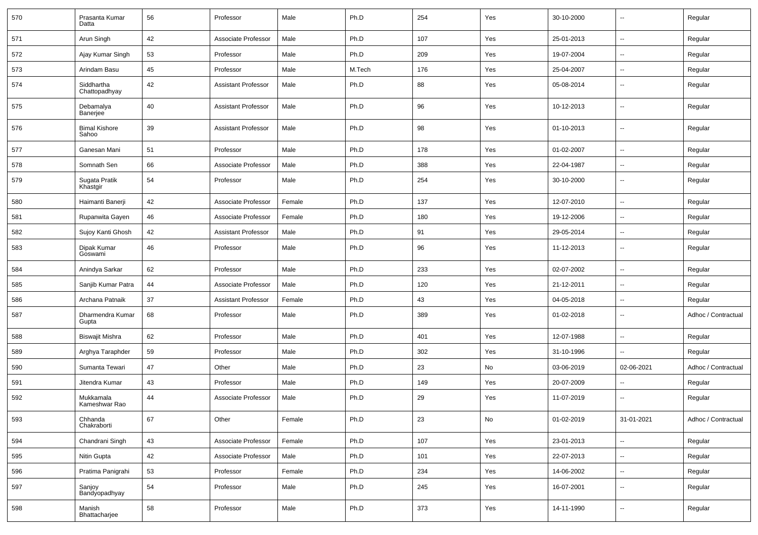| 570 | Prasanta Kumar Datta | 56 | Professor | Male | Ph.D | 254 | Yes | 30-10-2000 | -- | Regular |
|---|---|---|---|---|---|---|---|---|---|---|
| 571 | Arun Singh | 42 | Associate Professor | Male | Ph.D | 107 | Yes | 25-01-2013 | -- | Regular |
| 572 | Ajay Kumar Singh | 53 | Professor | Male | Ph.D | 209 | Yes | 19-07-2004 | -- | Regular |
| 573 | Arindam Basu | 45 | Professor | Male | M.Tech | 176 | Yes | 25-04-2007 | -- | Regular |
| 574 | Siddhartha Chattopadhyay | 42 | Assistant Professor | Male | Ph.D | 88 | Yes | 05-08-2014 | -- | Regular |
| 575 | Debamalya Banerjee | 40 | Assistant Professor | Male | Ph.D | 96 | Yes | 10-12-2013 | -- | Regular |
| 576 | Bimal Kishore Sahoo | 39 | Assistant Professor | Male | Ph.D | 98 | Yes | 01-10-2013 | -- | Regular |
| 577 | Ganesan Mani | 51 | Professor | Male | Ph.D | 178 | Yes | 01-02-2007 | -- | Regular |
| 578 | Somnath Sen | 66 | Associate Professor | Male | Ph.D | 388 | Yes | 22-04-1987 | -- | Regular |
| 579 | Sugata Pratik Khastgir | 54 | Professor | Male | Ph.D | 254 | Yes | 30-10-2000 | -- | Regular |
| 580 | Haimanti Banerji | 42 | Associate Professor | Female | Ph.D | 137 | Yes | 12-07-2010 | -- | Regular |
| 581 | Rupanwita Gayen | 46 | Associate Professor | Female | Ph.D | 180 | Yes | 19-12-2006 | -- | Regular |
| 582 | Sujoy Kanti Ghosh | 42 | Assistant Professor | Male | Ph.D | 91 | Yes | 29-05-2014 | -- | Regular |
| 583 | Dipak Kumar Goswami | 46 | Professor | Male | Ph.D | 96 | Yes | 11-12-2013 | -- | Regular |
| 584 | Anindya Sarkar | 62 | Professor | Male | Ph.D | 233 | Yes | 02-07-2002 | -- | Regular |
| 585 | Sanjib Kumar Patra | 44 | Associate Professor | Male | Ph.D | 120 | Yes | 21-12-2011 | -- | Regular |
| 586 | Archana Patnaik | 37 | Assistant Professor | Female | Ph.D | 43 | Yes | 04-05-2018 | -- | Regular |
| 587 | Dharmendra Kumar Gupta | 68 | Professor | Male | Ph.D | 389 | Yes | 01-02-2018 | -- | Adhoc / Contractual |
| 588 | Biswajit Mishra | 62 | Professor | Male | Ph.D | 401 | Yes | 12-07-1988 | -- | Regular |
| 589 | Arghya Taraphder | 59 | Professor | Male | Ph.D | 302 | Yes | 31-10-1996 | -- | Regular |
| 590 | Sumanta Tewari | 47 | Other | Male | Ph.D | 23 | No | 03-06-2019 | 02-06-2021 | Adhoc / Contractual |
| 591 | Jitendra Kumar | 43 | Professor | Male | Ph.D | 149 | Yes | 20-07-2009 | -- | Regular |
| 592 | Mukkamala Kameshwar Rao | 44 | Associate Professor | Male | Ph.D | 29 | Yes | 11-07-2019 | -- | Regular |
| 593 | Chhanda Chakraborti | 67 | Other | Female | Ph.D | 23 | No | 01-02-2019 | 31-01-2021 | Adhoc / Contractual |
| 594 | Chandrani Singh | 43 | Associate Professor | Female | Ph.D | 107 | Yes | 23-01-2013 | -- | Regular |
| 595 | Nitin Gupta | 42 | Associate Professor | Male | Ph.D | 101 | Yes | 22-07-2013 | -- | Regular |
| 596 | Pratima Panigrahi | 53 | Professor | Female | Ph.D | 234 | Yes | 14-06-2002 | -- | Regular |
| 597 | Sanjoy Bandyopadhyay | 54 | Professor | Male | Ph.D | 245 | Yes | 16-07-2001 | -- | Regular |
| 598 | Manish Bhattacharjee | 58 | Professor | Male | Ph.D | 373 | Yes | 14-11-1990 | -- | Regular |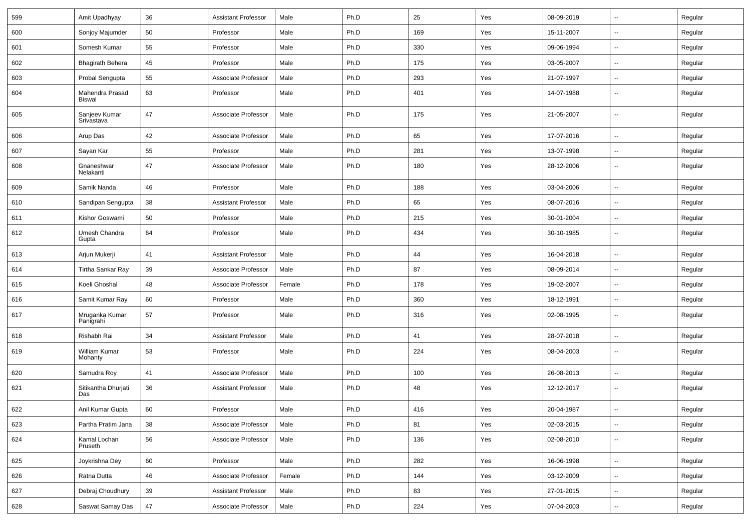| 599 | Amit Upadhyay | 36 | Assistant Professor | Male | Ph.D | 25 | Yes | 08-09-2019 | -- | Regular |
|---|---|---|---|---|---|---|---|---|---|---|
| 600 | Sonjoy Majumder | 50 | Professor | Male | Ph.D | 169 | Yes | 15-11-2007 | -- | Regular |
| 601 | Somesh Kumar | 55 | Professor | Male | Ph.D | 330 | Yes | 09-06-1994 | -- | Regular |
| 602 | Bhagirath Behera | 45 | Professor | Male | Ph.D | 175 | Yes | 03-05-2007 | -- | Regular |
| 603 | Probal Sengupta | 55 | Associate Professor | Male | Ph.D | 293 | Yes | 21-07-1997 | -- | Regular |
| 604 | Mahendra Prasad Biswal | 63 | Professor | Male | Ph.D | 401 | Yes | 14-07-1988 | -- | Regular |
| 605 | Sanjeev Kumar Srivastava | 47 | Associate Professor | Male | Ph.D | 175 | Yes | 21-05-2007 | -- | Regular |
| 606 | Arup Das | 42 | Associate Professor | Male | Ph.D | 65 | Yes | 17-07-2016 | -- | Regular |
| 607 | Sayan Kar | 55 | Professor | Male | Ph.D | 281 | Yes | 13-07-1998 | -- | Regular |
| 608 | Gnaneshwar Nelakanti | 47 | Associate Professor | Male | Ph.D | 180 | Yes | 28-12-2006 | -- | Regular |
| 609 | Samik Nanda | 46 | Professor | Male | Ph.D | 188 | Yes | 03-04-2006 | -- | Regular |
| 610 | Sandipan Sengupta | 38 | Assistant Professor | Male | Ph.D | 65 | Yes | 08-07-2016 | -- | Regular |
| 611 | Kishor Goswami | 50 | Professor | Male | Ph.D | 215 | Yes | 30-01-2004 | -- | Regular |
| 612 | Umesh Chandra Gupta | 64 | Professor | Male | Ph.D | 434 | Yes | 30-10-1985 | -- | Regular |
| 613 | Arjun Mukerji | 41 | Assistant Professor | Male | Ph.D | 44 | Yes | 16-04-2018 | -- | Regular |
| 614 | Tirtha Sankar Ray | 39 | Associate Professor | Male | Ph.D | 87 | Yes | 08-09-2014 | -- | Regular |
| 615 | Koeli Ghoshal | 48 | Associate Professor | Female | Ph.D | 178 | Yes | 19-02-2007 | -- | Regular |
| 616 | Samit Kumar Ray | 60 | Professor | Male | Ph.D | 360 | Yes | 18-12-1991 | -- | Regular |
| 617 | Mruganka Kumar Panigrahi | 57 | Professor | Male | Ph.D | 316 | Yes | 02-08-1995 | -- | Regular |
| 618 | Rishabh Rai | 34 | Assistant Professor | Male | Ph.D | 41 | Yes | 28-07-2018 | -- | Regular |
| 619 | William Kumar Mohanty | 53 | Professor | Male | Ph.D | 224 | Yes | 08-04-2003 | -- | Regular |
| 620 | Samudra Roy | 41 | Associate Professor | Male | Ph.D | 100 | Yes | 26-08-2013 | -- | Regular |
| 621 | Sitikantha Dhurjati Das | 36 | Assistant Professor | Male | Ph.D | 48 | Yes | 12-12-2017 | -- | Regular |
| 622 | Anil Kumar Gupta | 60 | Professor | Male | Ph.D | 416 | Yes | 20-04-1987 | -- | Regular |
| 623 | Partha Pratim Jana | 38 | Associate Professor | Male | Ph.D | 81 | Yes | 02-03-2015 | -- | Regular |
| 624 | Kamal Lochan Pruseth | 56 | Associate Professor | Male | Ph.D | 136 | Yes | 02-08-2010 | -- | Regular |
| 625 | Joykrishna Dey | 60 | Professor | Male | Ph.D | 282 | Yes | 16-06-1998 | -- | Regular |
| 626 | Ratna Dutta | 46 | Associate Professor | Female | Ph.D | 144 | Yes | 03-12-2009 | -- | Regular |
| 627 | Debraj Choudhury | 39 | Assistant Professor | Male | Ph.D | 83 | Yes | 27-01-2015 | -- | Regular |
| 628 | Saswat Samay Das | 47 | Associate Professor | Male | Ph.D | 224 | Yes | 07-04-2003 | -- | Regular |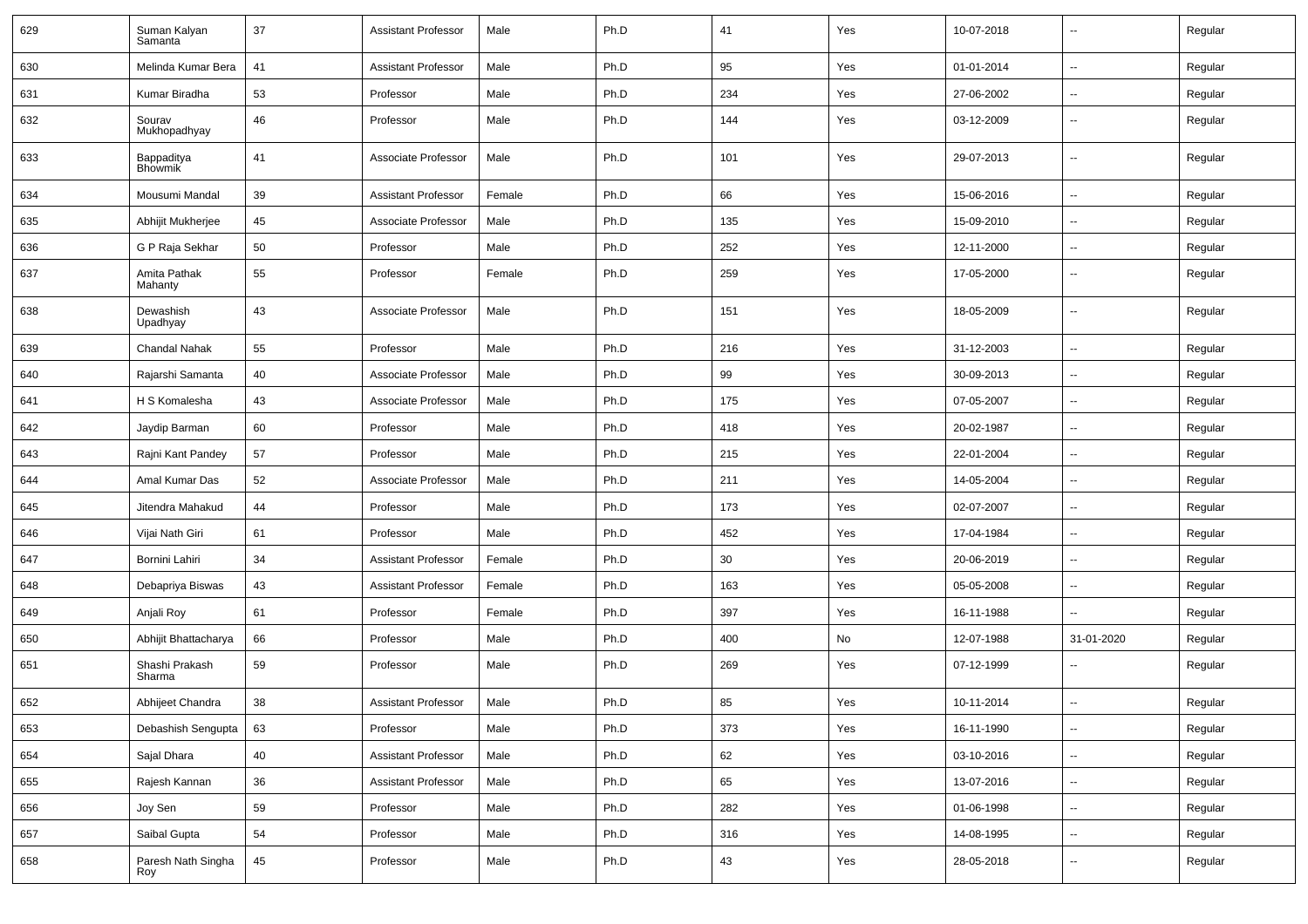| | | | | | | | | | | |
|---|---|---|---|---|---|---|---|---|---|---|
| 629 | Suman Kalyan Samanta | 37 | Assistant Professor | Male | Ph.D | 41 | Yes | 10-07-2018 | -- | Regular |
| 630 | Melinda Kumar Bera | 41 | Assistant Professor | Male | Ph.D | 95 | Yes | 01-01-2014 | -- | Regular |
| 631 | Kumar Biradha | 53 | Professor | Male | Ph.D | 234 | Yes | 27-06-2002 | -- | Regular |
| 632 | Sourav Mukhopadhyay | 46 | Professor | Male | Ph.D | 144 | Yes | 03-12-2009 | -- | Regular |
| 633 | Bappaditya Bhowmik | 41 | Associate Professor | Male | Ph.D | 101 | Yes | 29-07-2013 | -- | Regular |
| 634 | Mousumi Mandal | 39 | Assistant Professor | Female | Ph.D | 66 | Yes | 15-06-2016 | -- | Regular |
| 635 | Abhijit Mukherjee | 45 | Associate Professor | Male | Ph.D | 135 | Yes | 15-09-2010 | -- | Regular |
| 636 | G P Raja Sekhar | 50 | Professor | Male | Ph.D | 252 | Yes | 12-11-2000 | -- | Regular |
| 637 | Amita Pathak Mahanty | 55 | Professor | Female | Ph.D | 259 | Yes | 17-05-2000 | -- | Regular |
| 638 | Dewashish Upadhyay | 43 | Associate Professor | Male | Ph.D | 151 | Yes | 18-05-2009 | -- | Regular |
| 639 | Chandal Nahak | 55 | Professor | Male | Ph.D | 216 | Yes | 31-12-2003 | -- | Regular |
| 640 | Rajarshi Samanta | 40 | Associate Professor | Male | Ph.D | 99 | Yes | 30-09-2013 | -- | Regular |
| 641 | H S Komalesha | 43 | Associate Professor | Male | Ph.D | 175 | Yes | 07-05-2007 | -- | Regular |
| 642 | Jaydip Barman | 60 | Professor | Male | Ph.D | 418 | Yes | 20-02-1987 | -- | Regular |
| 643 | Rajni Kant Pandey | 57 | Professor | Male | Ph.D | 215 | Yes | 22-01-2004 | -- | Regular |
| 644 | Amal Kumar Das | 52 | Associate Professor | Male | Ph.D | 211 | Yes | 14-05-2004 | -- | Regular |
| 645 | Jitendra Mahakud | 44 | Professor | Male | Ph.D | 173 | Yes | 02-07-2007 | -- | Regular |
| 646 | Vijai Nath Giri | 61 | Professor | Male | Ph.D | 452 | Yes | 17-04-1984 | -- | Regular |
| 647 | Bornini Lahiri | 34 | Assistant Professor | Female | Ph.D | 30 | Yes | 20-06-2019 | -- | Regular |
| 648 | Debapriya Biswas | 43 | Assistant Professor | Female | Ph.D | 163 | Yes | 05-05-2008 | -- | Regular |
| 649 | Anjali Roy | 61 | Professor | Female | Ph.D | 397 | Yes | 16-11-1988 | -- | Regular |
| 650 | Abhijit Bhattacharya | 66 | Professor | Male | Ph.D | 400 | No | 12-07-1988 | 31-01-2020 | Regular |
| 651 | Shashi Prakash Sharma | 59 | Professor | Male | Ph.D | 269 | Yes | 07-12-1999 | -- | Regular |
| 652 | Abhijeet Chandra | 38 | Assistant Professor | Male | Ph.D | 85 | Yes | 10-11-2014 | -- | Regular |
| 653 | Debashish Sengupta | 63 | Professor | Male | Ph.D | 373 | Yes | 16-11-1990 | -- | Regular |
| 654 | Sajal Dhara | 40 | Assistant Professor | Male | Ph.D | 62 | Yes | 03-10-2016 | -- | Regular |
| 655 | Rajesh Kannan | 36 | Assistant Professor | Male | Ph.D | 65 | Yes | 13-07-2016 | -- | Regular |
| 656 | Joy Sen | 59 | Professor | Male | Ph.D | 282 | Yes | 01-06-1998 | -- | Regular |
| 657 | Saibal Gupta | 54 | Professor | Male | Ph.D | 316 | Yes | 14-08-1995 | -- | Regular |
| 658 | Paresh Nath Singha Roy | 45 | Professor | Male | Ph.D | 43 | Yes | 28-05-2018 | -- | Regular |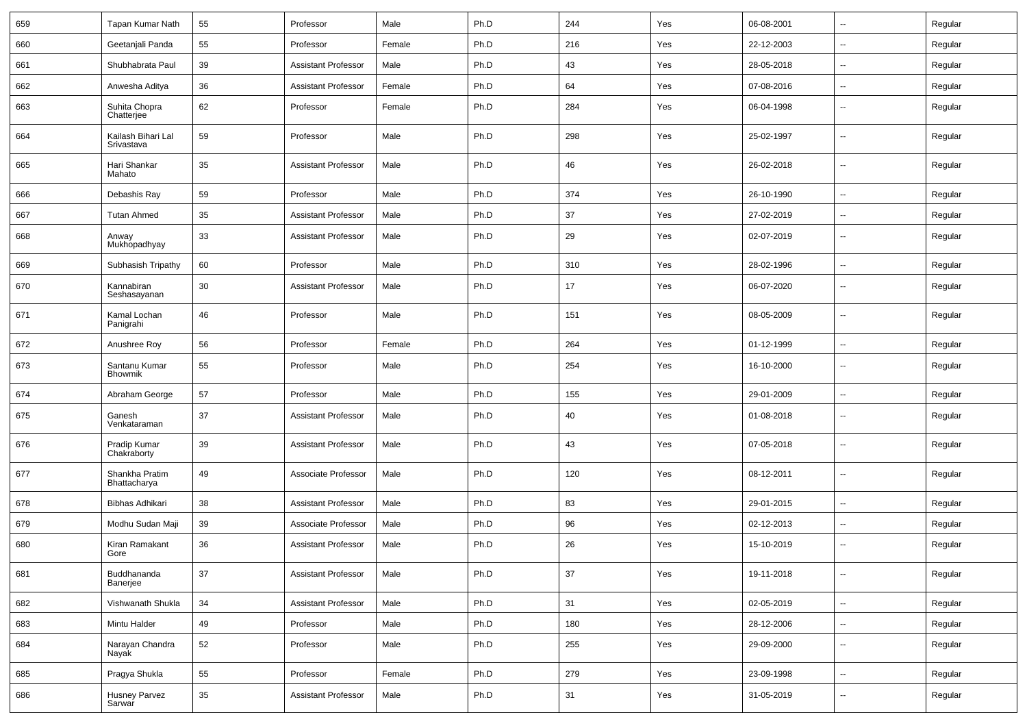| | | | | | | | | | | |
|---|---|---|---|---|---|---|---|---|---|---|
| 659 | Tapan Kumar Nath | 55 | Professor | Male | Ph.D | 244 | Yes | 06-08-2001 | -- | Regular |
| 660 | Geetanjali Panda | 55 | Professor | Female | Ph.D | 216 | Yes | 22-12-2003 | -- | Regular |
| 661 | Shubhabrata Paul | 39 | Assistant Professor | Male | Ph.D | 43 | Yes | 28-05-2018 | -- | Regular |
| 662 | Anwesha Aditya | 36 | Assistant Professor | Female | Ph.D | 64 | Yes | 07-08-2016 | -- | Regular |
| 663 | Suhita Chopra Chatterjee | 62 | Professor | Female | Ph.D | 284 | Yes | 06-04-1998 | -- | Regular |
| 664 | Kailash Bihari Lal Srivastava | 59 | Professor | Male | Ph.D | 298 | Yes | 25-02-1997 | -- | Regular |
| 665 | Hari Shankar Mahato | 35 | Assistant Professor | Male | Ph.D | 46 | Yes | 26-02-2018 | -- | Regular |
| 666 | Debashis Ray | 59 | Professor | Male | Ph.D | 374 | Yes | 26-10-1990 | -- | Regular |
| 667 | Tutan Ahmed | 35 | Assistant Professor | Male | Ph.D | 37 | Yes | 27-02-2019 | -- | Regular |
| 668 | Anway Mukhopadhyay | 33 | Assistant Professor | Male | Ph.D | 29 | Yes | 02-07-2019 | -- | Regular |
| 669 | Subhasish Tripathy | 60 | Professor | Male | Ph.D | 310 | Yes | 28-02-1996 | -- | Regular |
| 670 | Kannabiran Seshasayanan | 30 | Assistant Professor | Male | Ph.D | 17 | Yes | 06-07-2020 | -- | Regular |
| 671 | Kamal Lochan Panigrahi | 46 | Professor | Male | Ph.D | 151 | Yes | 08-05-2009 | -- | Regular |
| 672 | Anushree Roy | 56 | Professor | Female | Ph.D | 264 | Yes | 01-12-1999 | -- | Regular |
| 673 | Santanu Kumar Bhowmik | 55 | Professor | Male | Ph.D | 254 | Yes | 16-10-2000 | -- | Regular |
| 674 | Abraham George | 57 | Professor | Male | Ph.D | 155 | Yes | 29-01-2009 | -- | Regular |
| 675 | Ganesh Venkataraman | 37 | Assistant Professor | Male | Ph.D | 40 | Yes | 01-08-2018 | -- | Regular |
| 676 | Pradip Kumar Chakraborty | 39 | Assistant Professor | Male | Ph.D | 43 | Yes | 07-05-2018 | -- | Regular |
| 677 | Shankha Pratim Bhattacharya | 49 | Associate Professor | Male | Ph.D | 120 | Yes | 08-12-2011 | -- | Regular |
| 678 | Bibhas Adhikari | 38 | Assistant Professor | Male | Ph.D | 83 | Yes | 29-01-2015 | -- | Regular |
| 679 | Modhu Sudan Maji | 39 | Associate Professor | Male | Ph.D | 96 | Yes | 02-12-2013 | -- | Regular |
| 680 | Kiran Ramakant Gore | 36 | Assistant Professor | Male | Ph.D | 26 | Yes | 15-10-2019 | -- | Regular |
| 681 | Buddhananda Banerjee | 37 | Assistant Professor | Male | Ph.D | 37 | Yes | 19-11-2018 | -- | Regular |
| 682 | Vishwanath Shukla | 34 | Assistant Professor | Male | Ph.D | 31 | Yes | 02-05-2019 | -- | Regular |
| 683 | Mintu Halder | 49 | Professor | Male | Ph.D | 180 | Yes | 28-12-2006 | -- | Regular |
| 684 | Narayan Chandra Nayak | 52 | Professor | Male | Ph.D | 255 | Yes | 29-09-2000 | -- | Regular |
| 685 | Pragya Shukla | 55 | Professor | Female | Ph.D | 279 | Yes | 23-09-1998 | -- | Regular |
| 686 | Husney Parvez Sarwar | 35 | Assistant Professor | Male | Ph.D | 31 | Yes | 31-05-2019 | -- | Regular |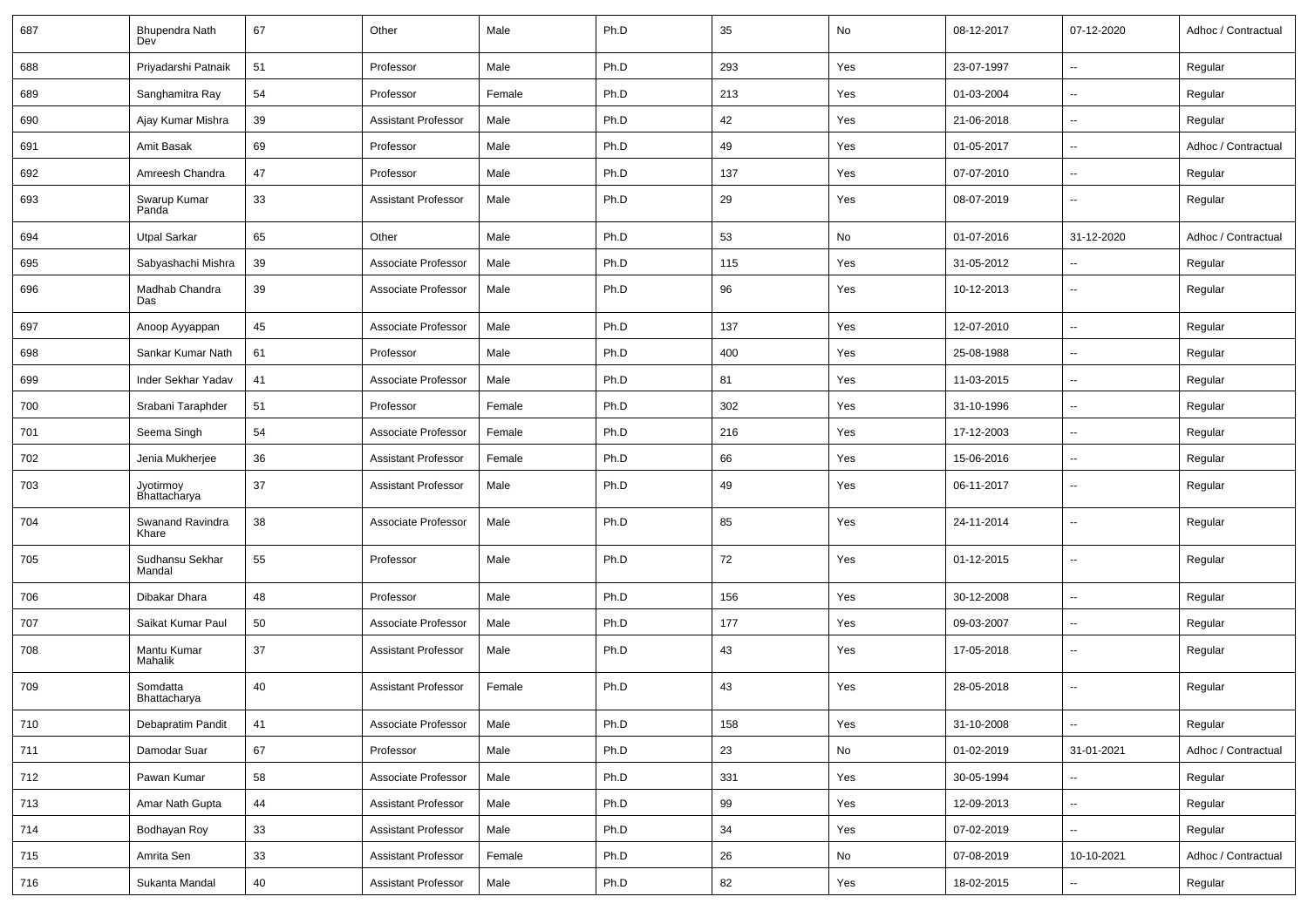| 687 | Bhupendra Nath Dev | 67 | Other | Male | Ph.D | 35 | No | 08-12-2017 | 07-12-2020 | Adhoc / Contractual |
|---|---|---|---|---|---|---|---|---|---|---|
| 688 | Priyadarshi Patnaik | 51 | Professor | Male | Ph.D | 293 | Yes | 23-07-1997 | -- | Regular |
| 689 | Sanghamitra Ray | 54 | Professor | Female | Ph.D | 213 | Yes | 01-03-2004 | -- | Regular |
| 690 | Ajay Kumar Mishra | 39 | Assistant Professor | Male | Ph.D | 42 | Yes | 21-06-2018 | -- | Regular |
| 691 | Amit Basak | 69 | Professor | Male | Ph.D | 49 | Yes | 01-05-2017 | -- | Adhoc / Contractual |
| 692 | Amreesh Chandra | 47 | Professor | Male | Ph.D | 137 | Yes | 07-07-2010 | -- | Regular |
| 693 | Swarup Kumar Panda | 33 | Assistant Professor | Male | Ph.D | 29 | Yes | 08-07-2019 | -- | Regular |
| 694 | Utpal Sarkar | 65 | Other | Male | Ph.D | 53 | No | 01-07-2016 | 31-12-2020 | Adhoc / Contractual |
| 695 | Sabyashachi Mishra | 39 | Associate Professor | Male | Ph.D | 115 | Yes | 31-05-2012 | -- | Regular |
| 696 | Madhab Chandra Das | 39 | Associate Professor | Male | Ph.D | 96 | Yes | 10-12-2013 | -- | Regular |
| 697 | Anoop Ayyappan | 45 | Associate Professor | Male | Ph.D | 137 | Yes | 12-07-2010 | -- | Regular |
| 698 | Sankar Kumar Nath | 61 | Professor | Male | Ph.D | 400 | Yes | 25-08-1988 | -- | Regular |
| 699 | Inder Sekhar Yadav | 41 | Associate Professor | Male | Ph.D | 81 | Yes | 11-03-2015 | -- | Regular |
| 700 | Srabani Taraphder | 51 | Professor | Female | Ph.D | 302 | Yes | 31-10-1996 | -- | Regular |
| 701 | Seema Singh | 54 | Associate Professor | Female | Ph.D | 216 | Yes | 17-12-2003 | -- | Regular |
| 702 | Jenia Mukherjee | 36 | Assistant Professor | Female | Ph.D | 66 | Yes | 15-06-2016 | -- | Regular |
| 703 | Jyotirmoy Bhattacharya | 37 | Assistant Professor | Male | Ph.D | 49 | Yes | 06-11-2017 | -- | Regular |
| 704 | Swanand Ravindra Khare | 38 | Associate Professor | Male | Ph.D | 85 | Yes | 24-11-2014 | -- | Regular |
| 705 | Sudhansu Sekhar Mandal | 55 | Professor | Male | Ph.D | 72 | Yes | 01-12-2015 | -- | Regular |
| 706 | Dibakar Dhara | 48 | Professor | Male | Ph.D | 156 | Yes | 30-12-2008 | -- | Regular |
| 707 | Saikat Kumar Paul | 50 | Associate Professor | Male | Ph.D | 177 | Yes | 09-03-2007 | -- | Regular |
| 708 | Mantu Kumar Mahalik | 37 | Assistant Professor | Male | Ph.D | 43 | Yes | 17-05-2018 | -- | Regular |
| 709 | Somdatta Bhattacharya | 40 | Assistant Professor | Female | Ph.D | 43 | Yes | 28-05-2018 | -- | Regular |
| 710 | Debapratim Pandit | 41 | Associate Professor | Male | Ph.D | 158 | Yes | 31-10-2008 | -- | Regular |
| 711 | Damodar Suar | 67 | Professor | Male | Ph.D | 23 | No | 01-02-2019 | 31-01-2021 | Adhoc / Contractual |
| 712 | Pawan Kumar | 58 | Associate Professor | Male | Ph.D | 331 | Yes | 30-05-1994 | -- | Regular |
| 713 | Amar Nath Gupta | 44 | Assistant Professor | Male | Ph.D | 99 | Yes | 12-09-2013 | -- | Regular |
| 714 | Bodhayan Roy | 33 | Assistant Professor | Male | Ph.D | 34 | Yes | 07-02-2019 | -- | Regular |
| 715 | Amrita Sen | 33 | Assistant Professor | Female | Ph.D | 26 | No | 07-08-2019 | 10-10-2021 | Adhoc / Contractual |
| 716 | Sukanta Mandal | 40 | Assistant Professor | Male | Ph.D | 82 | Yes | 18-02-2015 | -- | Regular |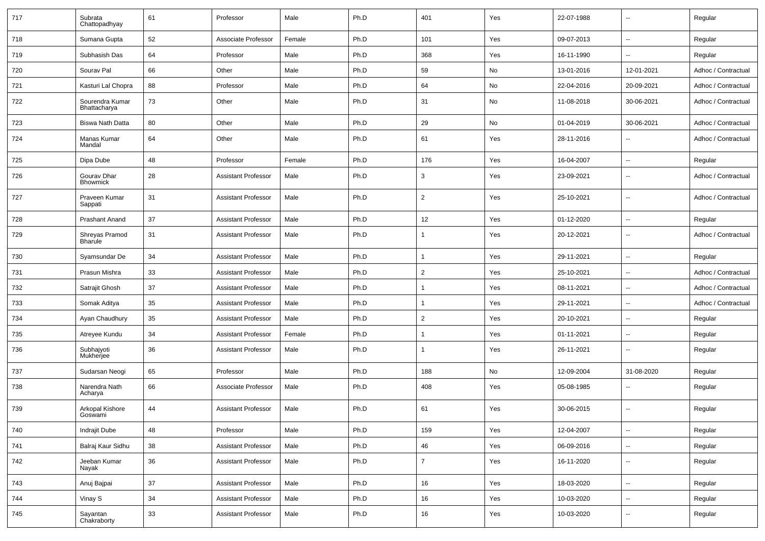| 717 | Subrata Chattopadhyay | 61 | Professor | Male | Ph.D | 401 | Yes | 22-07-1988 | -- | Regular |
|---|---|---|---|---|---|---|---|---|---|---|
| 718 | Sumana Gupta | 52 | Associate Professor | Female | Ph.D | 101 | Yes | 09-07-2013 | -- | Regular |
| 719 | Subhasish Das | 64 | Professor | Male | Ph.D | 368 | Yes | 16-11-1990 | -- | Regular |
| 720 | Sourav Pal | 66 | Other | Male | Ph.D | 59 | No | 13-01-2016 | 12-01-2021 | Adhoc / Contractual |
| 721 | Kasturi Lal Chopra | 88 | Professor | Male | Ph.D | 64 | No | 22-04-2016 | 20-09-2021 | Adhoc / Contractual |
| 722 | Sourendra Kumar Bhattacharya | 73 | Other | Male | Ph.D | 31 | No | 11-08-2018 | 30-06-2021 | Adhoc / Contractual |
| 723 | Biswa Nath Datta | 80 | Other | Male | Ph.D | 29 | No | 01-04-2019 | 30-06-2021 | Adhoc / Contractual |
| 724 | Manas Kumar Mandal | 64 | Other | Male | Ph.D | 61 | Yes | 28-11-2016 | -- | Adhoc / Contractual |
| 725 | Dipa Dube | 48 | Professor | Female | Ph.D | 176 | Yes | 16-04-2007 | -- | Regular |
| 726 | Gourav Dhar Bhowmick | 28 | Assistant Professor | Male | Ph.D | 3 | Yes | 23-09-2021 | -- | Adhoc / Contractual |
| 727 | Praveen Kumar Sappati | 31 | Assistant Professor | Male | Ph.D | 2 | Yes | 25-10-2021 | -- | Adhoc / Contractual |
| 728 | Prashant Anand | 37 | Assistant Professor | Male | Ph.D | 12 | Yes | 01-12-2020 | -- | Regular |
| 729 | Shreyas Pramod Bharule | 31 | Assistant Professor | Male | Ph.D | 1 | Yes | 20-12-2021 | -- | Adhoc / Contractual |
| 730 | Syamsundar De | 34 | Assistant Professor | Male | Ph.D | 1 | Yes | 29-11-2021 | -- | Regular |
| 731 | Prasun Mishra | 33 | Assistant Professor | Male | Ph.D | 2 | Yes | 25-10-2021 | -- | Adhoc / Contractual |
| 732 | Satrajit Ghosh | 37 | Assistant Professor | Male | Ph.D | 1 | Yes | 08-11-2021 | -- | Adhoc / Contractual |
| 733 | Somak Aditya | 35 | Assistant Professor | Male | Ph.D | 1 | Yes | 29-11-2021 | -- | Adhoc / Contractual |
| 734 | Ayan Chaudhury | 35 | Assistant Professor | Male | Ph.D | 2 | Yes | 20-10-2021 | -- | Regular |
| 735 | Atreyee Kundu | 34 | Assistant Professor | Female | Ph.D | 1 | Yes | 01-11-2021 | -- | Regular |
| 736 | Subhajyoti Mukherjee | 36 | Assistant Professor | Male | Ph.D | 1 | Yes | 26-11-2021 | -- | Regular |
| 737 | Sudarsan Neogi | 65 | Professor | Male | Ph.D | 188 | No | 12-09-2004 | 31-08-2020 | Regular |
| 738 | Narendra Nath Acharya | 66 | Associate Professor | Male | Ph.D | 408 | Yes | 05-08-1985 | -- | Regular |
| 739 | Arkopal Kishore Goswami | 44 | Assistant Professor | Male | Ph.D | 61 | Yes | 30-06-2015 | -- | Regular |
| 740 | Indrajit Dube | 48 | Professor | Male | Ph.D | 159 | Yes | 12-04-2007 | -- | Regular |
| 741 | Balraj Kaur Sidhu | 38 | Assistant Professor | Male | Ph.D | 46 | Yes | 06-09-2016 | -- | Regular |
| 742 | Jeeban Kumar Nayak | 36 | Assistant Professor | Male | Ph.D | 7 | Yes | 16-11-2020 | -- | Regular |
| 743 | Anuj Bajpai | 37 | Assistant Professor | Male | Ph.D | 16 | Yes | 18-03-2020 | -- | Regular |
| 744 | Vinay S | 34 | Assistant Professor | Male | Ph.D | 16 | Yes | 10-03-2020 | -- | Regular |
| 745 | Sayantan Chakraborty | 33 | Assistant Professor | Male | Ph.D | 16 | Yes | 10-03-2020 | -- | Regular |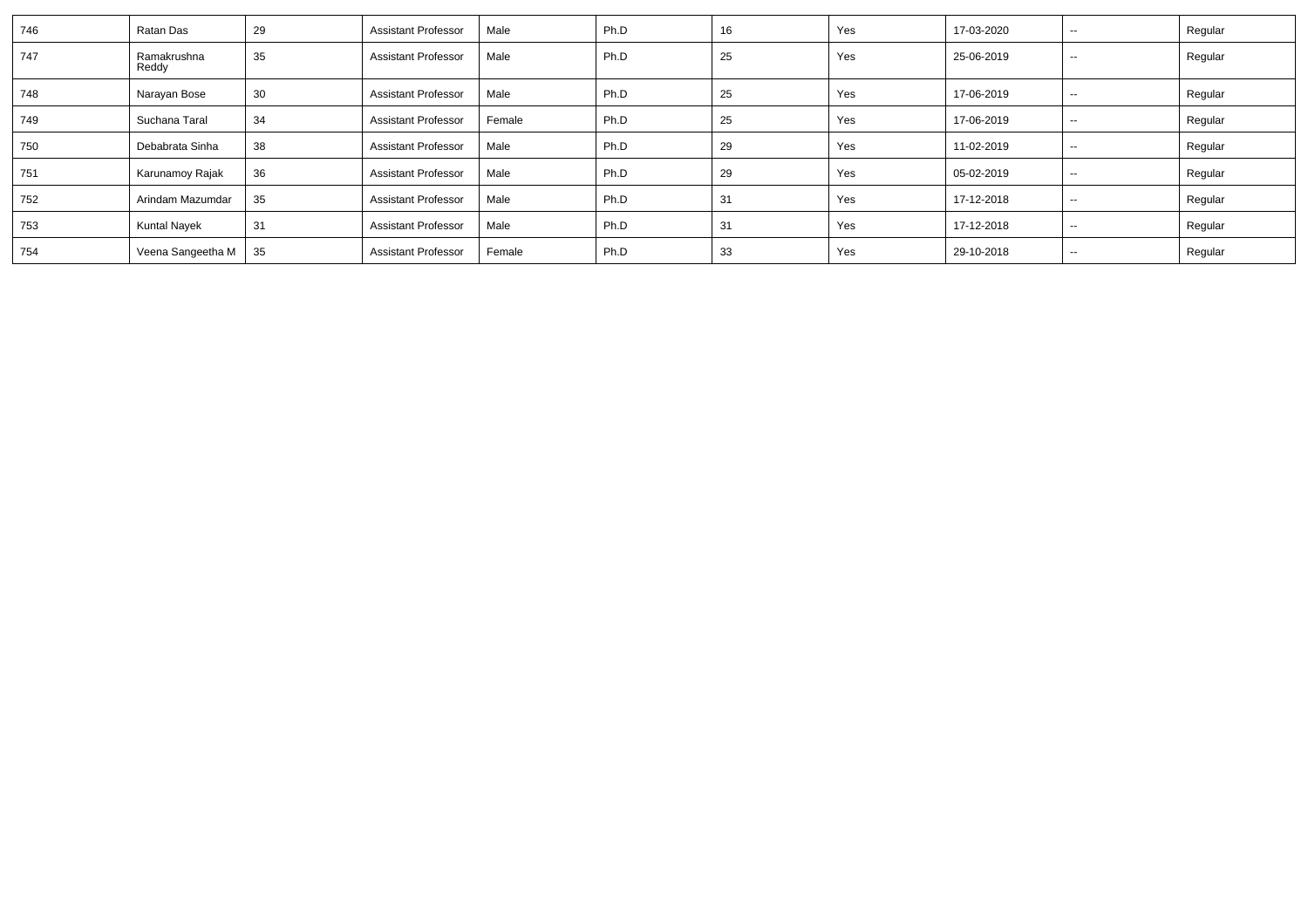| | | | | | | | | | | |
|---|---|---|---|---|---|---|---|---|---|---|
| 746 | Ratan Das | 29 | Assistant Professor | Male | Ph.D | 16 | Yes | 17-03-2020 | -- | Regular |
| 747 | Ramakrushna Reddy | 35 | Assistant Professor | Male | Ph.D | 25 | Yes | 25-06-2019 | -- | Regular |
| 748 | Narayan Bose | 30 | Assistant Professor | Male | Ph.D | 25 | Yes | 17-06-2019 | -- | Regular |
| 749 | Suchana Taral | 34 | Assistant Professor | Female | Ph.D | 25 | Yes | 17-06-2019 | -- | Regular |
| 750 | Debabrata Sinha | 38 | Assistant Professor | Male | Ph.D | 29 | Yes | 11-02-2019 | -- | Regular |
| 751 | Karunamoy Rajak | 36 | Assistant Professor | Male | Ph.D | 29 | Yes | 05-02-2019 | -- | Regular |
| 752 | Arindam Mazumdar | 35 | Assistant Professor | Male | Ph.D | 31 | Yes | 17-12-2018 | -- | Regular |
| 753 | Kuntal Nayek | 31 | Assistant Professor | Male | Ph.D | 31 | Yes | 17-12-2018 | -- | Regular |
| 754 | Veena Sangeetha M | 35 | Assistant Professor | Female | Ph.D | 33 | Yes | 29-10-2018 | -- | Regular |